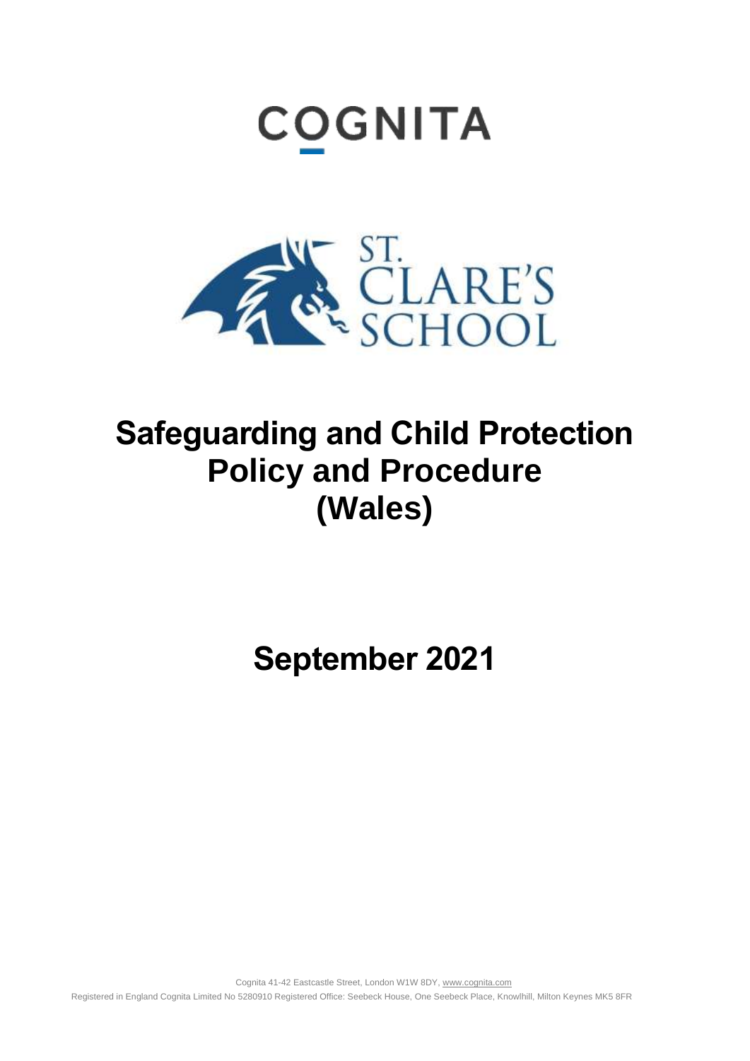COGNITA

ST. CLARE'S SCHOOL

# Safeguarding and Child Protection Policy and Procedure (Wales)

## September 2021

Cognita 41-42 Eastcastle Street, London W1W 8DY, www.cognita.com

Registered in England Cognita Limited No 5280910 Registered Office: Seebeck House, One Seebeck Place, Knowlhill, Milton Keynes MK5 8FR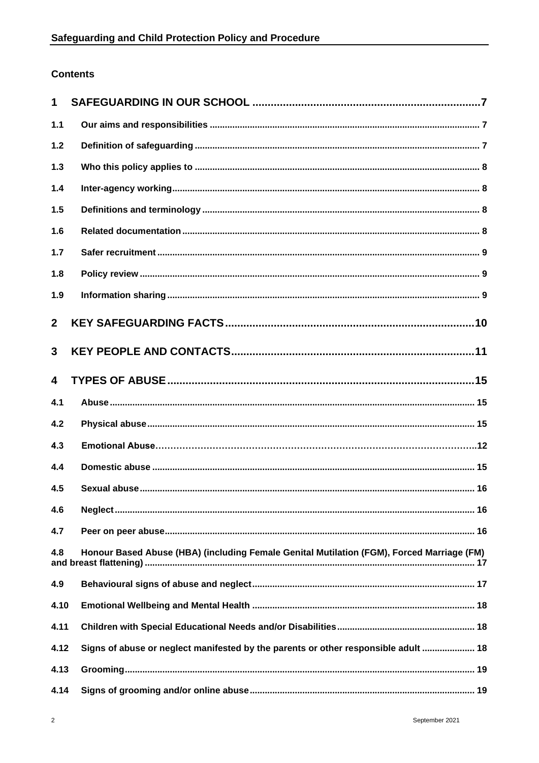**Contents**

| | | |
|---|---|---|
| **1** | **SAFEGUARDING IN OUR SCHOOL** | **7** |
| **1.1** | **Our aims and responsibilities** | **7** |
| **1.2** | **Definition of safeguarding** | **7** |
| **1.3** | **Who this policy applies to** | **8** |
| **1.4** | **Inter-agency working** | **8** |
| **1.5** | **Definitions and terminology** | **8** |
| **1.6** | **Related documentation** | **8** |
| **1.7** | **Safer recruitment** | **9** |
| **1.8** | **Policy review** | **9** |
| **1.9** | **Information sharing** | **9** |
| **2** | **KEY SAFEGUARDING FACTS** | **10** |
| **3** | **KEY PEOPLE AND CONTACTS** | **11** |
| **4** | **TYPES OF ABUSE** | **15** |
| **4.1** | **Abuse** | **15** |
| **4.2** | **Physical abuse** | **15** |
| **4.3** | **Emotional Abuse** | **12** |
| **4.4** | **Domestic abuse** | **15** |
| **4.5** | **Sexual abuse** | **16** |
| **4.6** | **Neglect** | **16** |
| **4.7** | **Peer on peer abuse** | **16** |
| **4.8** | **Honour Based Abuse (HBA) (including Female Genital Mutilation (FGM), Forced Marriage (FM) and breast flattening)** | **17** |
| **4.9** | **Behavioural signs of abuse and neglect** | **17** |
| **4.10** | **Emotional Wellbeing and Mental Health** | **18** |
| **4.11** | **Children with Special Educational Needs and/or Disabilities** | **18** |
| **4.12** | **Signs of abuse or neglect manifested by the parents or other responsible adult** | **18** |
| **4.13** | **Grooming** | **19** |
| **4.14** | **Signs of grooming and/or online abuse** | **19** |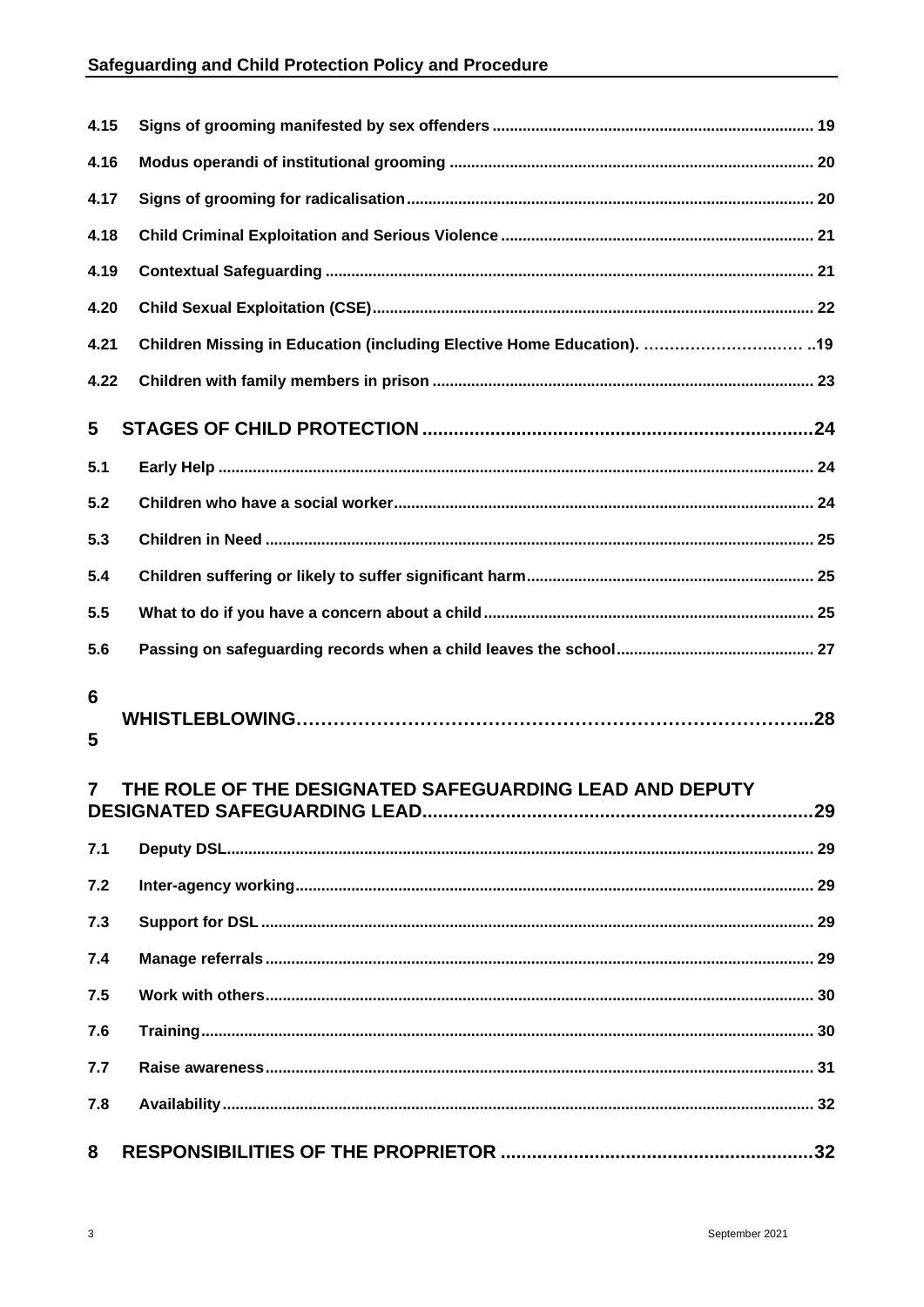| | | |
|---|---|---|
| 4.15 | Signs of grooming manifested by sex offenders | 19 |
| 4.16 | Modus operandi of institutional grooming | 20 |
| 4.17 | Signs of grooming for radicalisation | 20 |
| 4.18 | Child Criminal Exploitation and Serious Violence | 21 |
| 4.19 | Contextual Safeguarding | 21 |
| 4.20 | Child Sexual Exploitation (CSE) | 22 |
| 4.21 | Children Missing in Education (including Elective Home Education). | ..19 |
| 4.22 | Children with family members in prison | 23 |
| **5** | **STAGES OF CHILD PROTECTION** | **24** |
| 5.1 | Early Help | 24 |
| 5.2 | Children who have a social worker | 24 |
| 5.3 | Children in Need | 25 |
| 5.4 | Children suffering or likely to suffer significant harm | 25 |
| 5.5 | What to do if you have a concern about a child | 25 |
| 5.6 | Passing on safeguarding records when a child leaves the school | 27 |
| **6 5** | **WHISTLEBLOWING** | **..28** |
| **7** | **THE ROLE OF THE DESIGNATED SAFEGUARDING LEAD AND DEPUTY DESIGNATED SAFEGUARDING LEAD** | **29** |
| 7.1 | Deputy DSL | 29 |
| 7.2 | Inter-agency working | 29 |
| 7.3 | Support for DSL | 29 |
| 7.4 | Manage referrals | 29 |
| 7.5 | Work with others | 30 |
| 7.6 | Training | 30 |
| 7.7 | Raise awareness | 31 |
| 7.8 | Availability | 32 |
| **8** | **RESPONSIBILITIES OF THE PROPRIETOR** | **32** |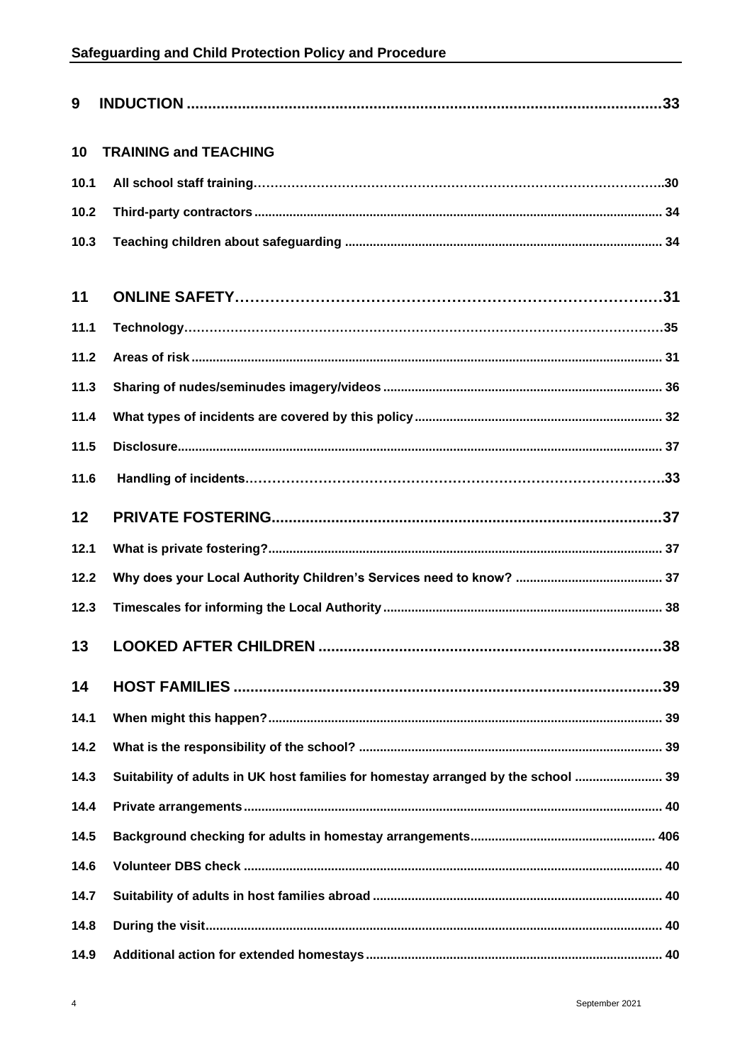| | | |
|---|---|---|
| **9** | **INDUCTION** | **33** |
| **10** | **TRAINING and TEACHING** | |
| **10.1** | **All school staff training** | **30** |
| **10.2** | **Third-party contractors** | **34** |
| **10.3** | **Teaching children about safeguarding** | **34** |
| **11** | **ONLINE SAFETY** | **31** |
| **11.1** | **Technology** | **35** |
| **11.2** | **Areas of risk** | **31** |
| **11.3** | **Sharing of nudes/seminudes imagery/videos** | **36** |
| **11.4** | **What types of incidents are covered by this policy** | **32** |
| **11.5** | **Disclosure** | **37** |
| **11.6** | **Handling of incidents** | **33** |
| **12** | **PRIVATE FOSTERING** | **37** |
| **12.1** | **What is private fostering?** | **37** |
| **12.2** | **Why does your Local Authority Children's Services need to know?** | **37** |
| **12.3** | **Timescales for informing the Local Authority** | **38** |
| **13** | **LOOKED AFTER CHILDREN** | **38** |
| **14** | **HOST FAMILIES** | **39** |
| **14.1** | **When might this happen?** | **39** |
| **14.2** | **What is the responsibility of the school?** | **39** |
| **14.3** | **Suitability of adults in UK host families for homestay arranged by the school** | **39** |
| **14.4** | **Private arrangements** | **40** |
| **14.5** | **Background checking for adults in homestay arrangements** | **406** |
| **14.6** | **Volunteer DBS check** | **40** |
| **14.7** | **Suitability of adults in host families abroad** | **40** |
| **14.8** | **During the visit** | **40** |
| **14.9** | **Additional action for extended homestays** | **40** |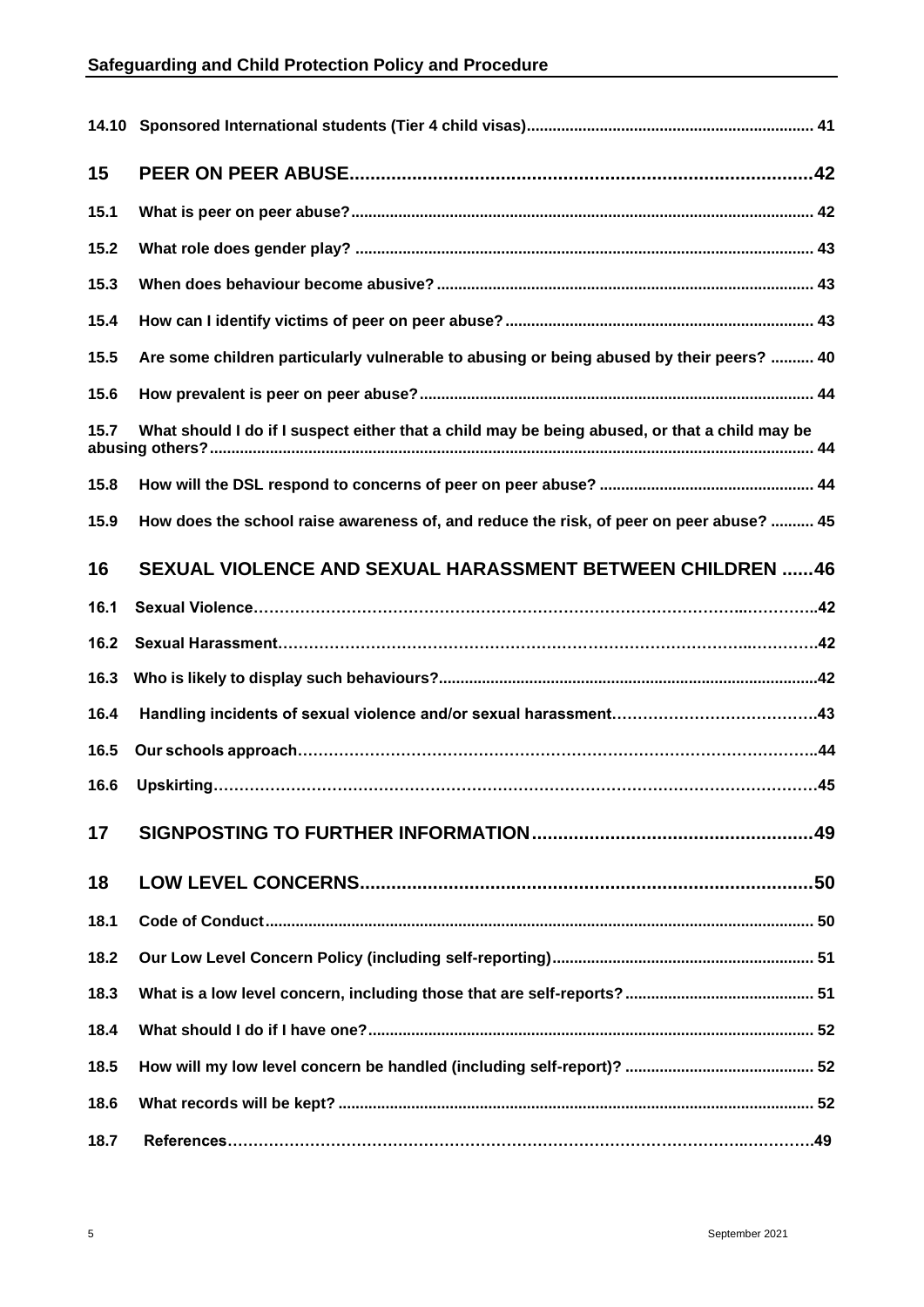| | | |
|---|---|---|
| 14.10 | Sponsored International students (Tier 4 child visas) | 41 |
| **15** | **PEER ON PEER ABUSE** | **42** |
| 15.1 | What is peer on peer abuse? | 42 |
| 15.2 | What role does gender play? | 43 |
| 15.3 | When does behaviour become abusive? | 43 |
| 15.4 | How can I identify victims of peer on peer abuse? | 43 |
| 15.5 | Are some children particularly vulnerable to abusing or being abused by their peers? | 40 |
| 15.6 | How prevalent is peer on peer abuse? | 44 |
| 15.7 | What should I do if I suspect either that a child may be being abused, or that a child may be abusing others? | 44 |
| 15.8 | How will the DSL respond to concerns of peer on peer abuse? | 44 |
| 15.9 | How does the school raise awareness of, and reduce the risk, of peer on peer abuse? | 45 |
| **16** | **SEXUAL VIOLENCE AND SEXUAL HARASSMENT BETWEEN CHILDREN** | **46** |
| 16.1 | Sexual Violence | 42 |
| 16.2 | Sexual Harassment | 42 |
| 16.3 | Who is likely to display such behaviours? | 42 |
| 16.4 | Handling incidents of sexual violence and/or sexual harassment | 43 |
| 16.5 | Our schools approach | 44 |
| 16.6 | Upskirting | 45 |
| **17** | **SIGNPOSTING TO FURTHER INFORMATION** | **49** |
| **18** | **LOW LEVEL CONCERNS** | **50** |
| 18.1 | Code of Conduct | 50 |
| 18.2 | Our Low Level Concern Policy (including self-reporting) | 51 |
| 18.3 | What is a low level concern, including those that are self-reports? | 51 |
| 18.4 | What should I do if I have one? | 52 |
| 18.5 | How will my low level concern be handled (including self-report)? | 52 |
| 18.6 | What records will be kept? | 52 |
| 18.7 | References | 49 |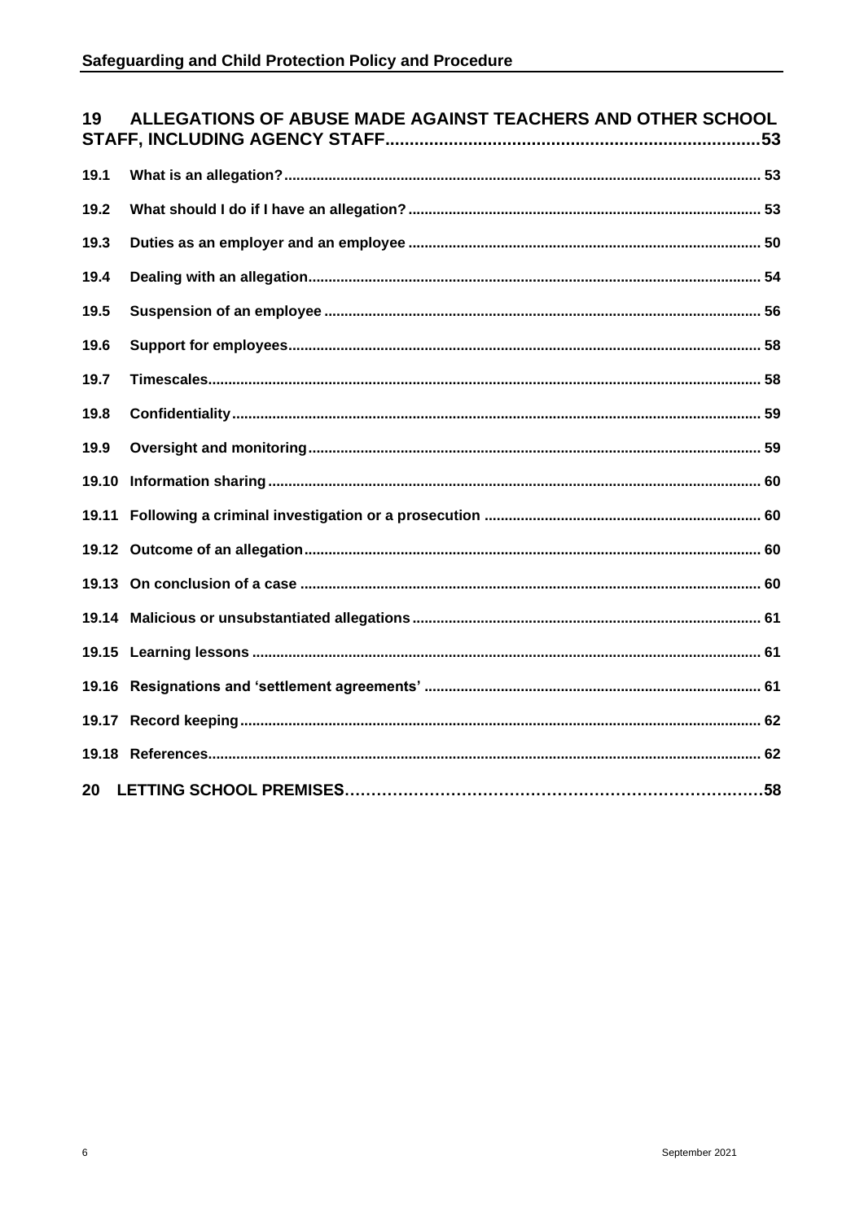| | | |
|---|---|---|
| **19** | **ALLEGATIONS OF ABUSE MADE AGAINST TEACHERS AND OTHER SCHOOL STAFF, INCLUDING AGENCY STAFF** | **53** |
| **19.1** | **What is an allegation?** | **53** |
| **19.2** | **What should I do if I have an allegation?** | **53** |
| **19.3** | **Duties as an employer and an employee** | **50** |
| **19.4** | **Dealing with an allegation** | **54** |
| **19.5** | **Suspension of an employee** | **56** |
| **19.6** | **Support for employees** | **58** |
| **19.7** | **Timescales** | **58** |
| **19.8** | **Confidentiality** | **59** |
| **19.9** | **Oversight and monitoring** | **59** |
| **19.10** | **Information sharing** | **60** |
| **19.11** | **Following a criminal investigation or a prosecution** | **60** |
| **19.12** | **Outcome of an allegation** | **60** |
| **19.13** | **On conclusion of a case** | **60** |
| **19.14** | **Malicious or unsubstantiated allegations** | **61** |
| **19.15** | **Learning lessons** | **61** |
| **19.16** | **Resignations and 'settlement agreements'** | **61** |
| **19.17** | **Record keeping** | **62** |
| **19.18** | **References** | **62** |
| **20** | **LETTING SCHOOL PREMISES** | **58** |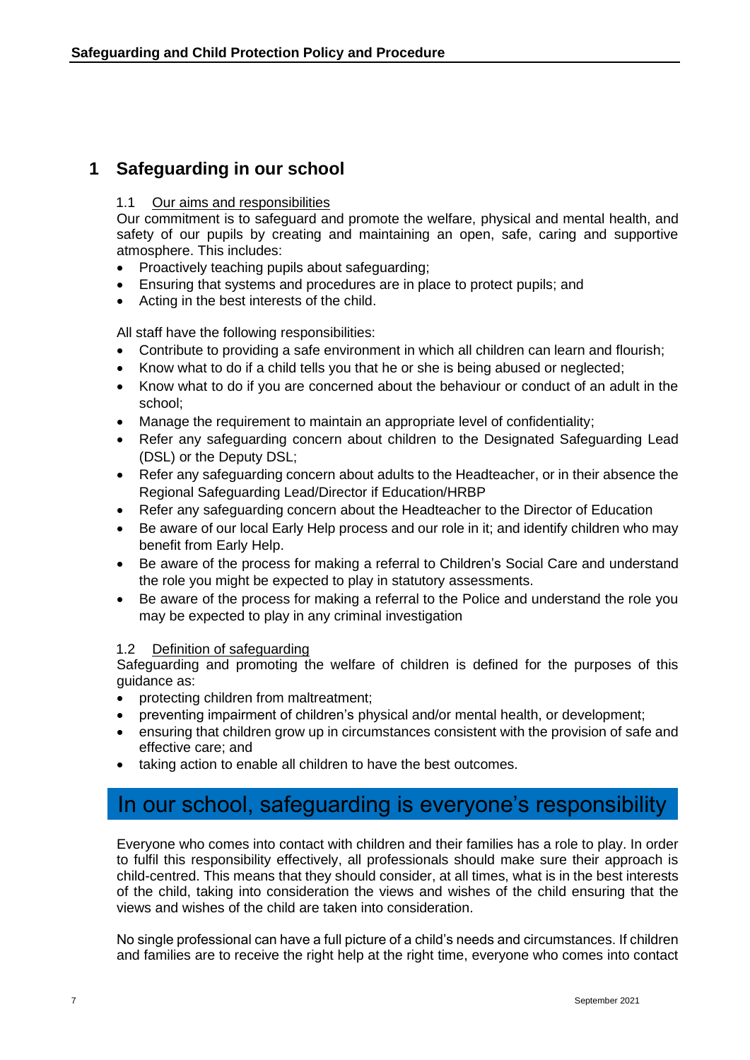# 1 Safeguarding in our school

1.1 Our aims and responsibilities

Our commitment is to safeguard and promote the welfare, physical and mental health, and safety of our pupils by creating and maintaining an open, safe, caring and supportive atmosphere. This includes:

- Proactively teaching pupils about safeguarding;
- Ensuring that systems and procedures are in place to protect pupils; and
- Acting in the best interests of the child.

All staff have the following responsibilities:

- Contribute to providing a safe environment in which all children can learn and flourish;
- Know what to do if a child tells you that he or she is being abused or neglected;
- Know what to do if you are concerned about the behaviour or conduct of an adult in the school;
- Manage the requirement to maintain an appropriate level of confidentiality;
- Refer any safeguarding concern about children to the Designated Safeguarding Lead (DSL) or the Deputy DSL;
- Refer any safeguarding concern about adults to the Headteacher, or in their absence the Regional Safeguarding Lead/Director if Education/HRBP
- Refer any safeguarding concern about the Headteacher to the Director of Education
- Be aware of our local Early Help process and our role in it; and identify children who may benefit from Early Help.
- Be aware of the process for making a referral to Children's Social Care and understand the role you might be expected to play in statutory assessments.
- Be aware of the process for making a referral to the Police and understand the role you may be expected to play in any criminal investigation

1.2 Definition of safeguarding

Safeguarding and promoting the welfare of children is defined for the purposes of this guidance as:

- protecting children from maltreatment;
- preventing impairment of children's physical and/or mental health, or development;
- ensuring that children grow up in circumstances consistent with the provision of safe and effective care; and
- taking action to enable all children to have the best outcomes.

## In our school, safeguarding is everyone's responsibility

Everyone who comes into contact with children and their families has a role to play. In order to fulfil this responsibility effectively, all professionals should make sure their approach is child-centred. This means that they should consider, at all times, what is in the best interests of the child, taking into consideration the views and wishes of the child ensuring that the views and wishes of the child are taken into consideration.

No single professional can have a full picture of a child's needs and circumstances. If children and families are to receive the right help at the right time, everyone who comes into contact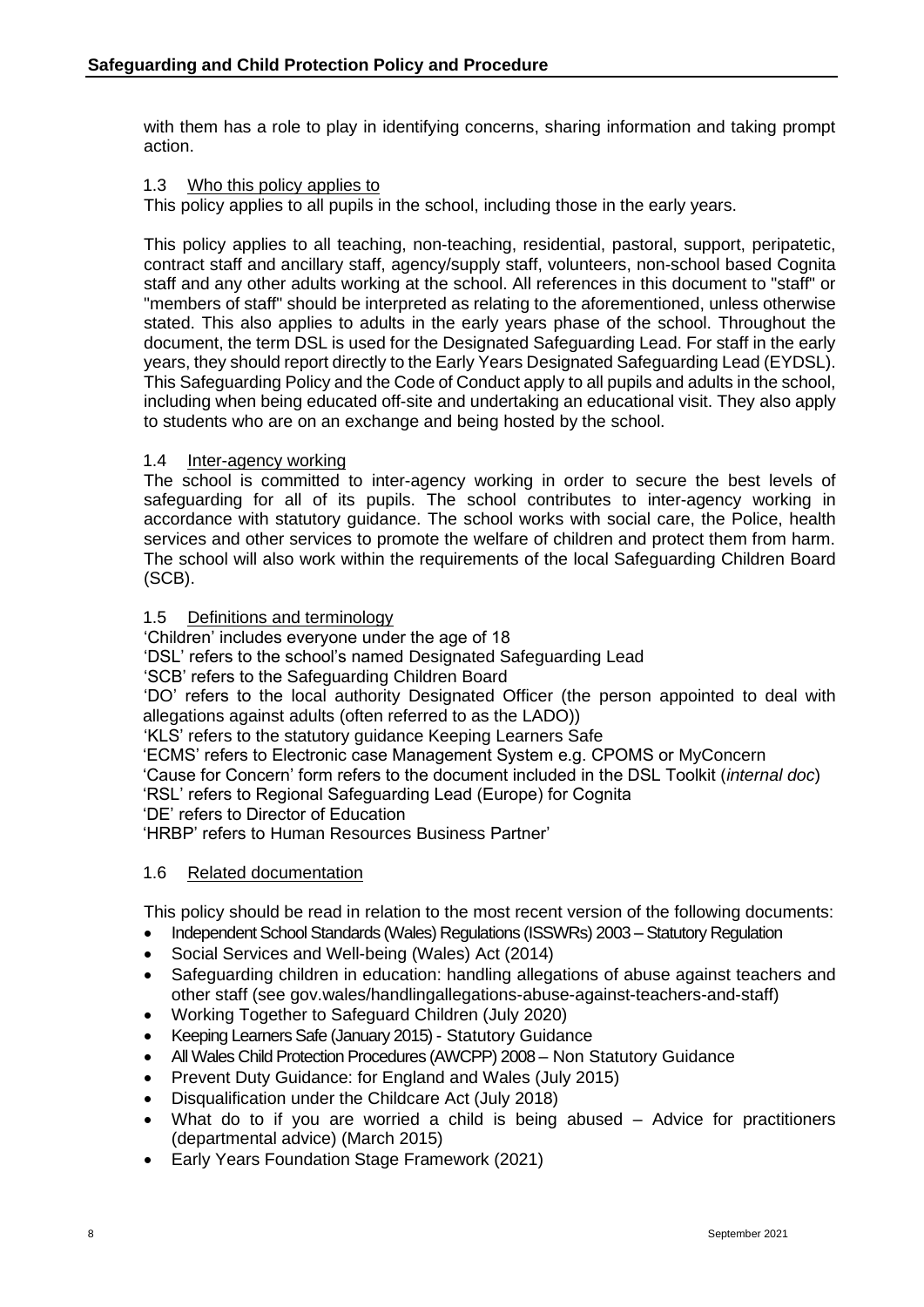with them has a role to play in identifying concerns, sharing information and taking prompt action.

### 1.3 Who this policy applies to

This policy applies to all pupils in the school, including those in the early years.

This policy applies to all teaching, non-teaching, residential, pastoral, support, peripatetic, contract staff and ancillary staff, agency/supply staff, volunteers, non-school based Cognita staff and any other adults working at the school. All references in this document to "staff" or "members of staff" should be interpreted as relating to the aforementioned, unless otherwise stated. This also applies to adults in the early years phase of the school. Throughout the document, the term DSL is used for the Designated Safeguarding Lead. For staff in the early years, they should report directly to the Early Years Designated Safeguarding Lead (EYDSL). This Safeguarding Policy and the Code of Conduct apply to all pupils and adults in the school, including when being educated off-site and undertaking an educational visit. They also apply to students who are on an exchange and being hosted by the school.

### 1.4 Inter-agency working

The school is committed to inter-agency working in order to secure the best levels of safeguarding for all of its pupils. The school contributes to inter-agency working in accordance with statutory guidance. The school works with social care, the Police, health services and other services to promote the welfare of children and protect them from harm. The school will also work within the requirements of the local Safeguarding Children Board (SCB).

### 1.5 Definitions and terminology

'Children' includes everyone under the age of 18
'DSL' refers to the school's named Designated Safeguarding Lead
'SCB' refers to the Safeguarding Children Board
'DO' refers to the local authority Designated Officer (the person appointed to deal with allegations against adults (often referred to as the LADO))
'KLS' refers to the statutory guidance Keeping Learners Safe
'ECMS' refers to Electronic case Management System e.g. CPOMS or MyConcern
'Cause for Concern' form refers to the document included in the DSL Toolkit (*internal doc*)
'RSL' refers to Regional Safeguarding Lead (Europe) for Cognita
'DE' refers to Director of Education
'HRBP' refers to Human Resources Business Partner'

### 1.6 Related documentation

This policy should be read in relation to the most recent version of the following documents:

- Independent School Standards (Wales) Regulations (ISSWRs) 2003 – Statutory Regulation
- Social Services and Well-being (Wales) Act (2014)
- Safeguarding children in education: handling allegations of abuse against teachers and other staff (see gov.wales/handlingallegations-abuse-against-teachers-and-staff)
- Working Together to Safeguard Children (July 2020)
- Keeping Learners Safe (January 2015) - Statutory Guidance
- All Wales Child Protection Procedures (AWCPP) 2008 – Non Statutory Guidance
- Prevent Duty Guidance: for England and Wales (July 2015)
- Disqualification under the Childcare Act (July 2018)
- What do to if you are worried a child is being abused – Advice for practitioners (departmental advice) (March 2015)
- Early Years Foundation Stage Framework (2021)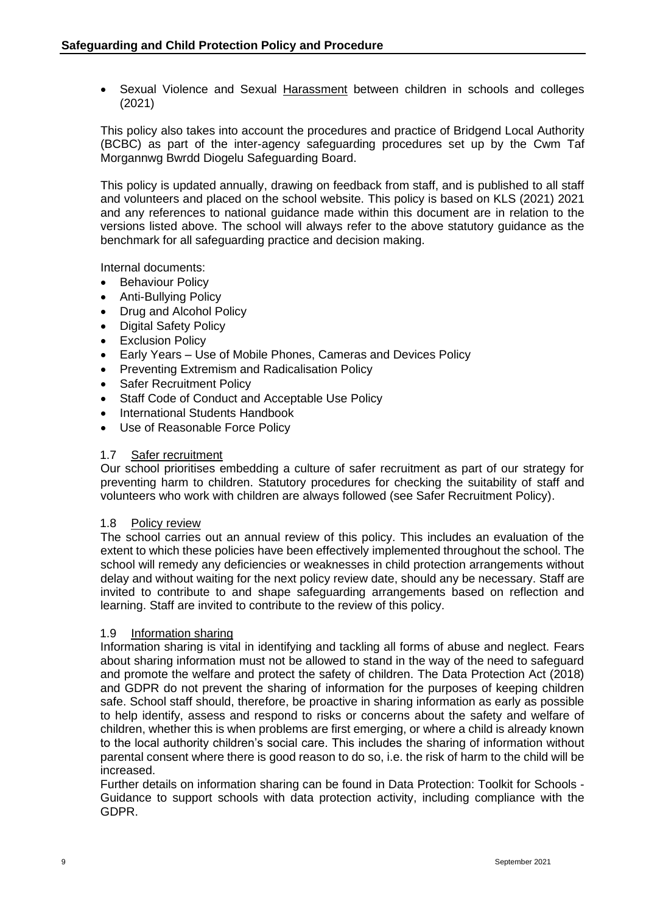- Sexual Violence and Sexual Harassment between children in schools and colleges (2021)

This policy also takes into account the procedures and practice of Bridgend Local Authority (BCBC) as part of the inter-agency safeguarding procedures set up by the Cwm Taf Morgannwg Bwrdd Diogelu Safeguarding Board.

This policy is updated annually, drawing on feedback from staff, and is published to all staff and volunteers and placed on the school website. This policy is based on KLS (2021) 2021 and any references to national guidance made within this document are in relation to the versions listed above. The school will always refer to the above statutory guidance as the benchmark for all safeguarding practice and decision making.

Internal documents:

- Behaviour Policy
- Anti-Bullying Policy
- Drug and Alcohol Policy
- Digital Safety Policy
- Exclusion Policy
- Early Years – Use of Mobile Phones, Cameras and Devices Policy
- Preventing Extremism and Radicalisation Policy
- Safer Recruitment Policy
- Staff Code of Conduct and Acceptable Use Policy
- International Students Handbook
- Use of Reasonable Force Policy

### 1.7 Safer recruitment

Our school prioritises embedding a culture of safer recruitment as part of our strategy for preventing harm to children. Statutory procedures for checking the suitability of staff and volunteers who work with children are always followed (see Safer Recruitment Policy).

### 1.8 Policy review

The school carries out an annual review of this policy. This includes an evaluation of the extent to which these policies have been effectively implemented throughout the school. The school will remedy any deficiencies or weaknesses in child protection arrangements without delay and without waiting for the next policy review date, should any be necessary. Staff are invited to contribute to and shape safeguarding arrangements based on reflection and learning. Staff are invited to contribute to the review of this policy.

### 1.9 Information sharing

Information sharing is vital in identifying and tackling all forms of abuse and neglect. Fears about sharing information must not be allowed to stand in the way of the need to safeguard and promote the welfare and protect the safety of children. The Data Protection Act (2018) and GDPR do not prevent the sharing of information for the purposes of keeping children safe. School staff should, therefore, be proactive in sharing information as early as possible to help identify, assess and respond to risks or concerns about the safety and welfare of children, whether this is when problems are first emerging, or where a child is already known to the local authority children's social care. This includes the sharing of information without parental consent where there is good reason to do so, i.e. the risk of harm to the child will be increased.

Further details on information sharing can be found in Data Protection: Toolkit for Schools - Guidance to support schools with data protection activity, including compliance with the GDPR.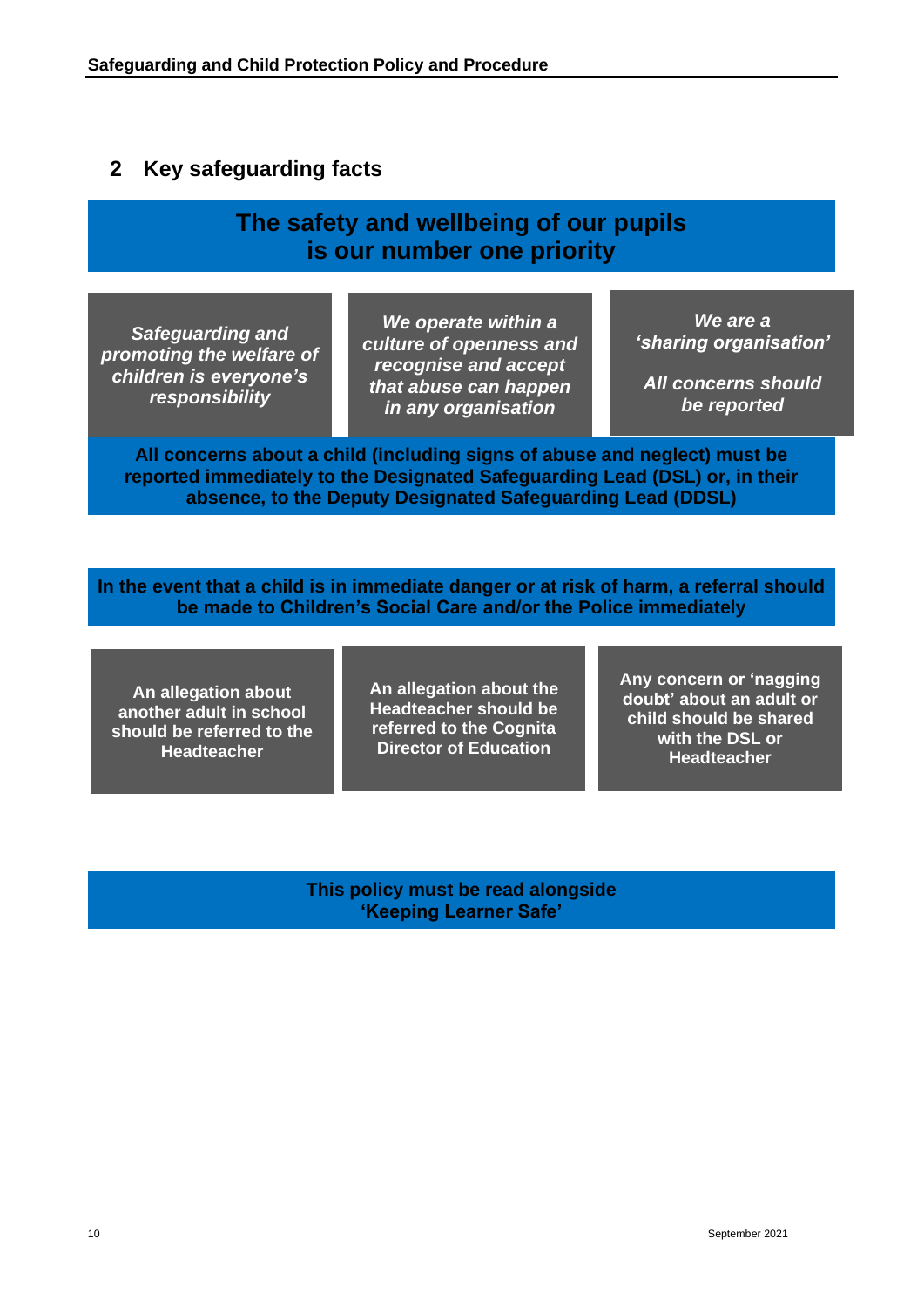## 2 Key safeguarding facts

**The safety and wellbeing of our pupils is our number one priority**

***Safeguarding and promoting the welfare of children is everyone's responsibility***

***We operate within a culture of openness and recognise and accept that abuse can happen in any organisation***

***We are a 'sharing organisation'***

***All concerns should be reported***

**All concerns about a child (including signs of abuse and neglect) must be reported immediately to the Designated Safeguarding Lead (DSL) or, in their absence, to the Deputy Designated Safeguarding Lead (DDSL)**

**In the event that a child is in immediate danger or at risk of harm, a referral should be made to Children's Social Care and/or the Police immediately**

**An allegation about another adult in school should be referred to the Headteacher**

**An allegation about the Headteacher should be referred to the Cognita Director of Education**

**Any concern or 'nagging doubt' about an adult or child should be shared with the DSL or Headteacher**

**This policy must be read alongside 'Keeping Learner Safe'**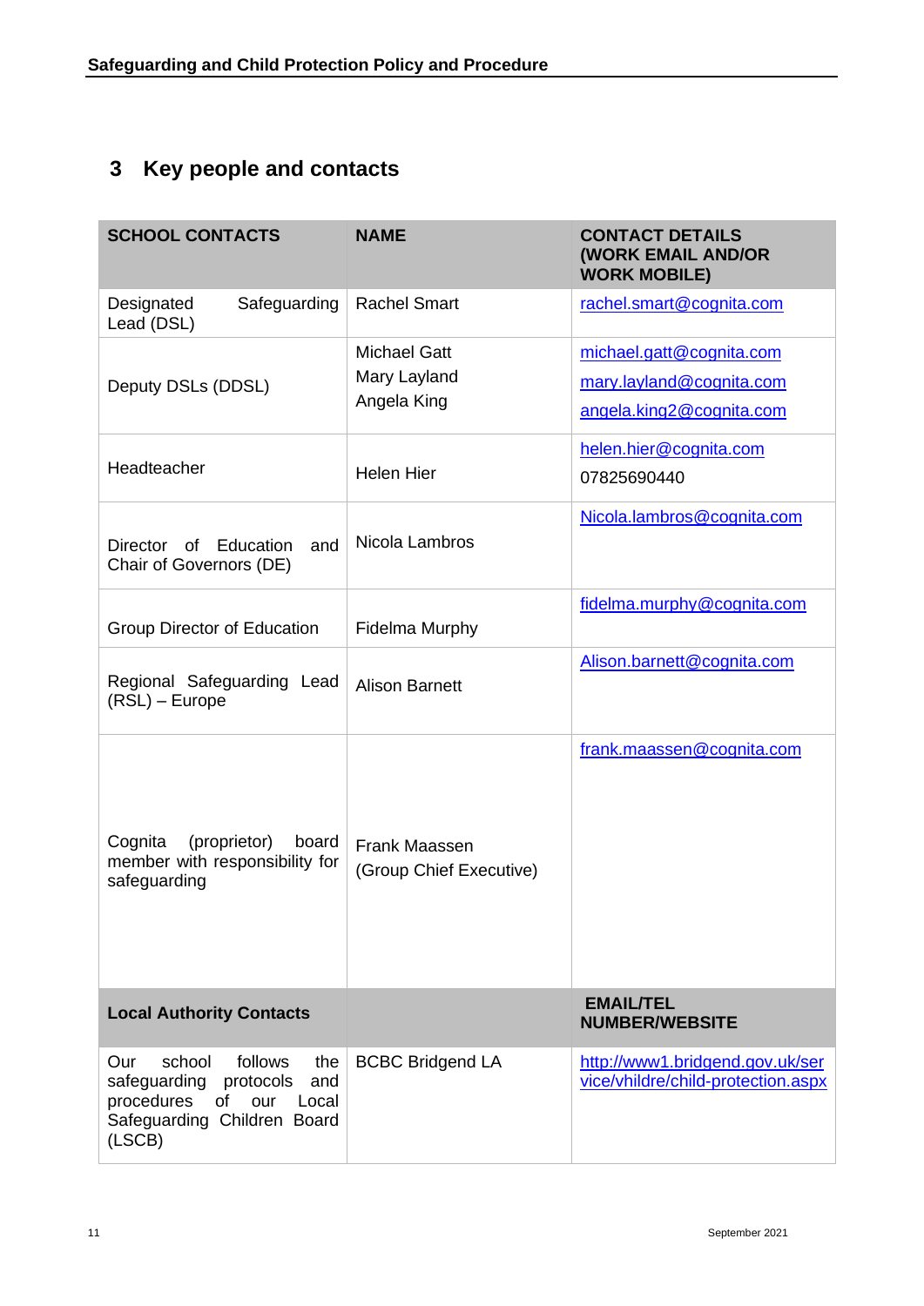## 3 Key people and contacts

| SCHOOL CONTACTS | NAME | CONTACT DETAILS (WORK EMAIL AND/OR WORK MOBILE) |
|---|---|---|
| Designated Safeguarding Lead (DSL) | Rachel Smart | rachel.smart@cognita.com |
| Deputy DSLs (DDSL) | Michael Gatt<br>Mary Layland<br>Angela King | michael.gatt@cognita.com<br>mary.layland@cognita.com<br>angela.king2@cognita.com |
| Headteacher | Helen Hier | helen.hier@cognita.com<br>07825690440 |
| Director of Education and Chair of Governors (DE) | Nicola Lambros | Nicola.lambros@cognita.com |
| Group Director of Education | Fidelma Murphy | fidelma.murphy@cognita.com |
| Regional Safeguarding Lead (RSL) – Europe | Alison Barnett | Alison.barnett@cognita.com |
| Cognita (proprietor) board member with responsibility for safeguarding | Frank Maassen<br>(Group Chief Executive) | frank.maassen@cognita.com |
| **Local Authority Contacts** | | **EMAIL/TEL NUMBER/WEBSITE** |
| Our school follows the safeguarding protocols and procedures of our Local Safeguarding Children Board (LSCB) | BCBC Bridgend LA | http://www1.bridgend.gov.uk/service/vhildre/child-protection.aspx |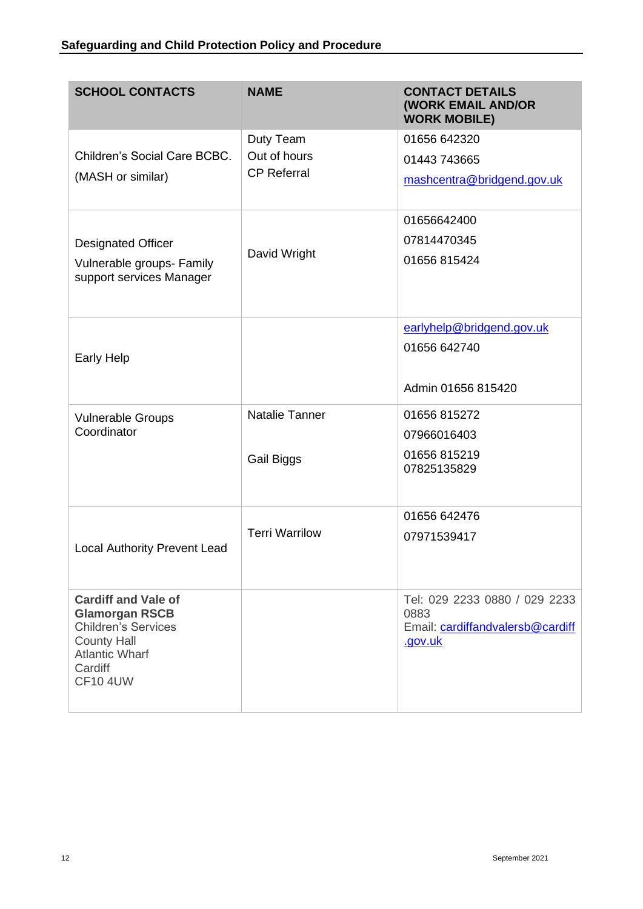| SCHOOL CONTACTS | NAME | CONTACT DETAILS (WORK EMAIL AND/OR WORK MOBILE) |
|---|---|---|
| Children's Social Care BCBC. (MASH or similar) | Duty Team<br>Out of hours<br>CP Referral | 01656 642320<br>01443 743665<br>mashcentra@bridgend.gov.uk |
| Designated Officer<br>Vulnerable groups- Family support services Manager | David Wright | 01656642400<br>07814470345<br>01656 815424 |
| Early Help | | earlyhelp@bridgend.gov.uk<br>01656 642740<br><br>Admin 01656 815420 |
| Vulnerable Groups Coordinator | Natalie Tanner<br><br>Gail Biggs | 01656 815272<br>07966016403<br>01656 815219<br>07825135829 |
| Local Authority Prevent Lead | Terri Warrilow | 01656 642476<br>07971539417 |
| **Cardiff and Vale of Glamorgan RSCB**<br>Children's Services<br>County Hall<br>Atlantic Wharf<br>Cardiff<br>CF10 4UW | | Tel: 029 2233 0880 / 029 2233 0883<br>Email: cardiffandvalersb@cardiff.gov.uk |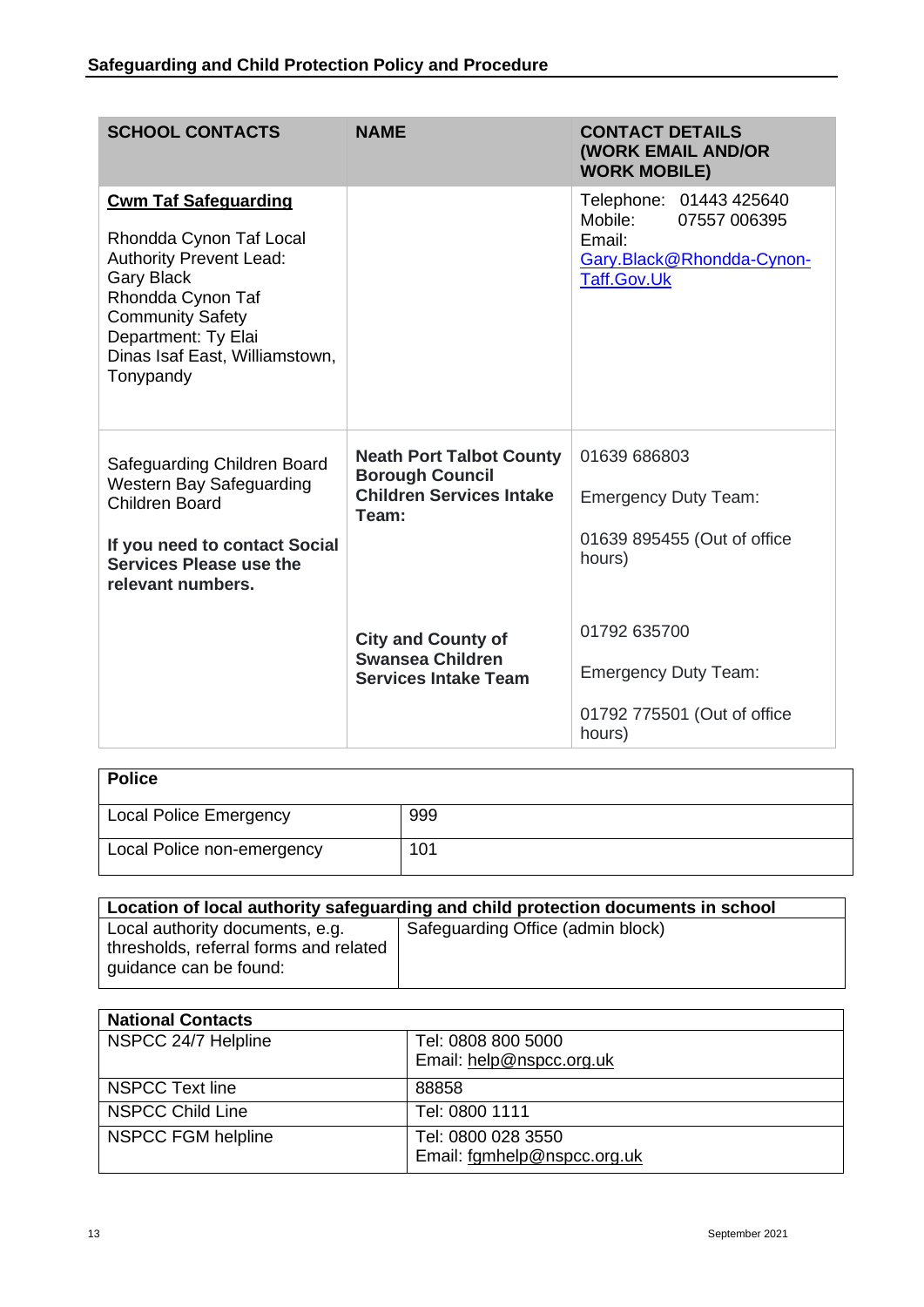| SCHOOL CONTACTS | NAME | CONTACT DETAILS (WORK EMAIL AND/OR WORK MOBILE) |
| --- | --- | --- |
| **Cwm Taf Safeguarding**<br><br>Rhondda Cynon Taf Local Authority Prevent Lead: Gary Black Rhondda Cynon Taf Community Safety Department: Ty Elai Dinas Isaf East, Williamstown, Tonypandy | | Telephone: 01443 425640<br>Mobile: 07557 006395<br>Email: Gary.Black@Rhondda-Cynon-Taff.Gov.Uk |
| Safeguarding Children Board Western Bay Safeguarding Children Board<br><br>**If you need to contact Social Services Please use the relevant numbers.** | **Neath Port Talbot County Borough Council Children Services Intake Team:** | 01639 686803<br><br>Emergency Duty Team:<br><br>01639 895455 (Out of office hours) |
| | **City and County of Swansea Children Services Intake Team** | 01792 635700<br><br>Emergency Duty Team:<br><br>01792 775501 (Out of office hours) |

| Police | |
| --- | --- |
| Local Police Emergency | 999 |
| Local Police non-emergency | 101 |

| Location of local authority safeguarding and child protection documents in school | |
| --- | --- |
| Local authority documents, e.g. thresholds, referral forms and related guidance can be found: | Safeguarding Office (admin block) |

| National Contacts | |
| --- | --- |
| NSPCC 24/7 Helpline | Tel: 0808 800 5000<br>Email: help@nspcc.org.uk |
| NSPCC Text line | 88858 |
| NSPCC Child Line | Tel: 0800 1111 |
| NSPCC FGM helpline | Tel: 0800 028 3550<br>Email: fgmhelp@nspcc.org.uk |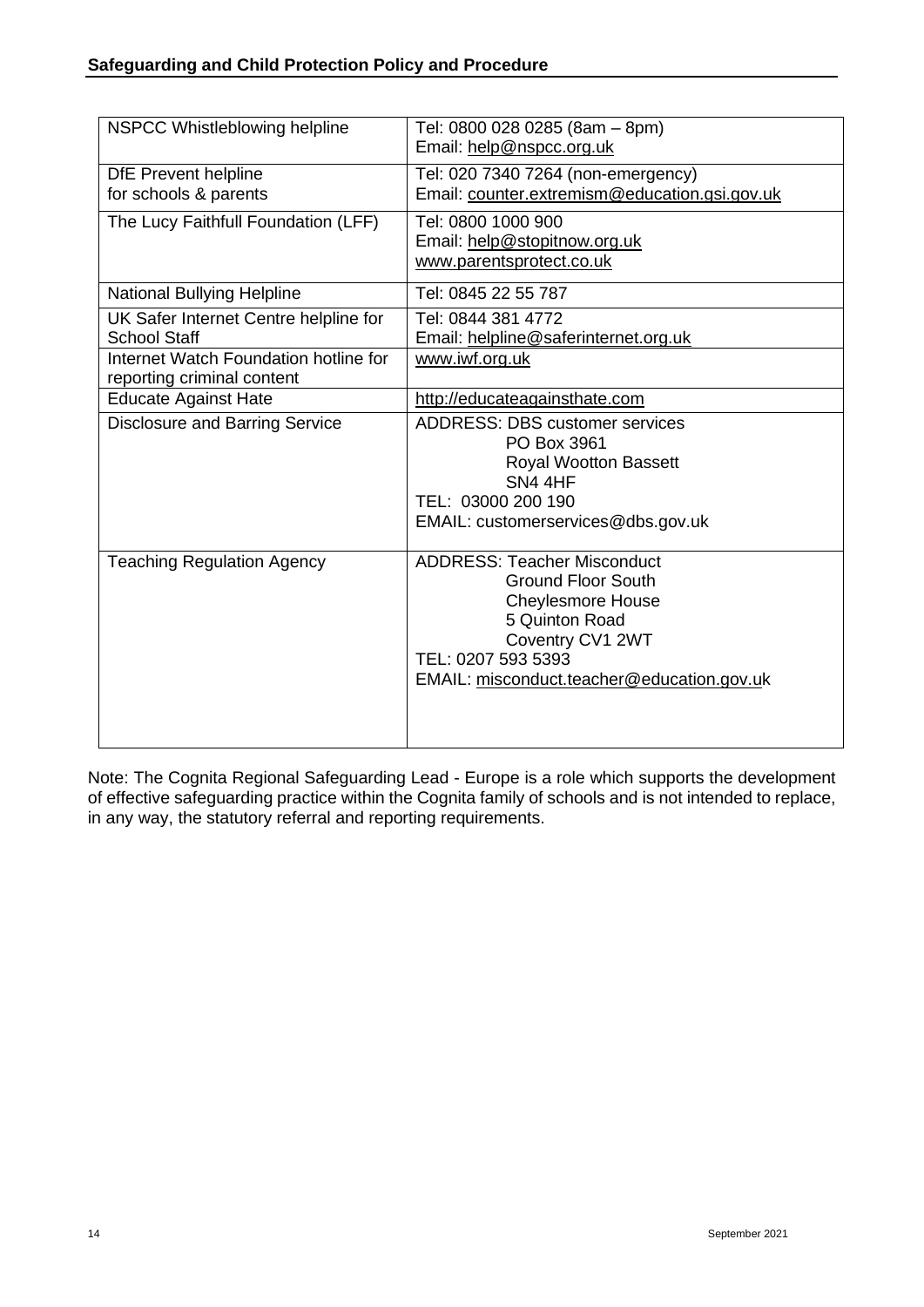| | |
|---|---|
| NSPCC Whistleblowing helpline | Tel: 0800 028 0285 (8am – 8pm)<br>Email: help@nspcc.org.uk |
| DfE Prevent helpline<br>for schools & parents | Tel: 020 7340 7264 (non-emergency)<br>Email: counter.extremism@education.gsi.gov.uk |
| The Lucy Faithfull Foundation (LFF) | Tel: 0800 1000 900<br>Email: help@stopitnow.org.uk<br>www.parentsprotect.co.uk |
| National Bullying Helpline | Tel: 0845 22 55 787 |
| UK Safer Internet Centre helpline for School Staff | Tel: 0844 381 4772<br>Email: helpline@saferinternet.org.uk |
| Internet Watch Foundation hotline for reporting criminal content | www.iwf.org.uk |
| Educate Against Hate | http://educateagainsthate.com |
| Disclosure and Barring Service | ADDRESS: DBS customer services<br>PO Box 3961<br>Royal Wootton Bassett<br>SN4 4HF<br>TEL: 03000 200 190<br>EMAIL: customerservices@dbs.gov.uk |
| Teaching Regulation Agency | ADDRESS: Teacher Misconduct<br>Ground Floor South<br>Cheylesmore House<br>5 Quinton Road<br>Coventry CV1 2WT<br>TEL: 0207 593 5393<br>EMAIL: misconduct.teacher@education.gov.uk |

Note: The Cognita Regional Safeguarding Lead - Europe is a role which supports the development of effective safeguarding practice within the Cognita family of schools and is not intended to replace, in any way, the statutory referral and reporting requirements.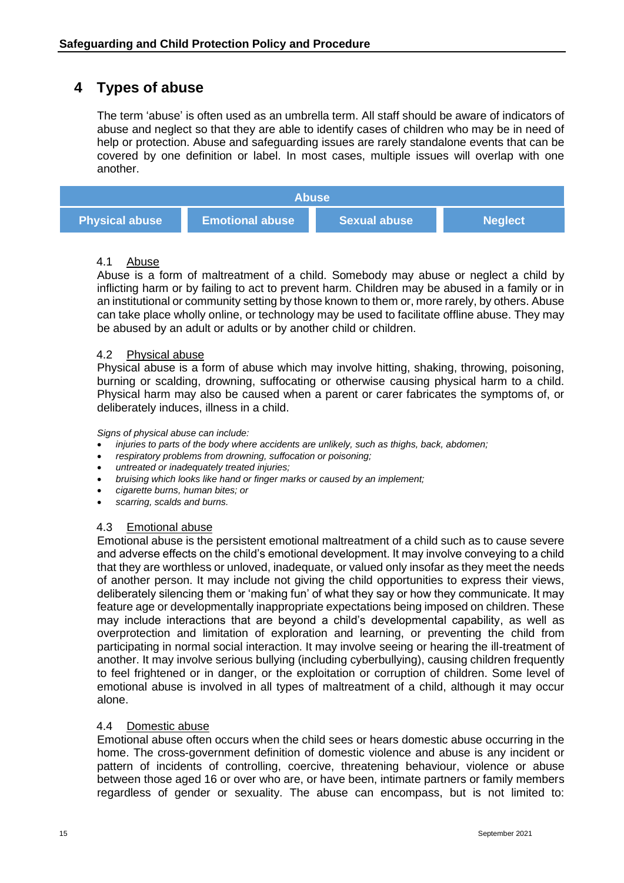# 4 Types of abuse

The term 'abuse' is often used as an umbrella term. All staff should be aware of indicators of abuse and neglect so that they are able to identify cases of children who may be in need of help or protection. Abuse and safeguarding issues are rarely standalone events that can be covered by one definition or label. In most cases, multiple issues will overlap with one another.

| Abuse | | | |
|---|---|---|---|
| Physical abuse | Emotional abuse | Sexual abuse | Neglect |

## 4.1 Abuse

Abuse is a form of maltreatment of a child. Somebody may abuse or neglect a child by inflicting harm or by failing to act to prevent harm. Children may be abused in a family or in an institutional or community setting by those known to them or, more rarely, by others. Abuse can take place wholly online, or technology may be used to facilitate offline abuse. They may be abused by an adult or adults or by another child or children.

## 4.2 Physical abuse

Physical abuse is a form of abuse which may involve hitting, shaking, throwing, poisoning, burning or scalding, drowning, suffocating or otherwise causing physical harm to a child. Physical harm may also be caused when a parent or carer fabricates the symptoms of, or deliberately induces, illness in a child.

*Signs of physical abuse can include:*

- *injuries to parts of the body where accidents are unlikely, such as thighs, back, abdomen;*
- *respiratory problems from drowning, suffocation or poisoning;*
- *untreated or inadequately treated injuries;*
- *bruising which looks like hand or finger marks or caused by an implement;*
- *cigarette burns, human bites; or*
- *scarring, scalds and burns.*

## 4.3 Emotional abuse

Emotional abuse is the persistent emotional maltreatment of a child such as to cause severe and adverse effects on the child's emotional development. It may involve conveying to a child that they are worthless or unloved, inadequate, or valued only insofar as they meet the needs of another person. It may include not giving the child opportunities to express their views, deliberately silencing them or 'making fun' of what they say or how they communicate. It may feature age or developmentally inappropriate expectations being imposed on children. These may include interactions that are beyond a child's developmental capability, as well as overprotection and limitation of exploration and learning, or preventing the child from participating in normal social interaction. It may involve seeing or hearing the ill-treatment of another. It may involve serious bullying (including cyberbullying), causing children frequently to feel frightened or in danger, or the exploitation or corruption of children. Some level of emotional abuse is involved in all types of maltreatment of a child, although it may occur alone.

## 4.4 Domestic abuse

Emotional abuse often occurs when the child sees or hears domestic abuse occurring in the home. The cross-government definition of domestic violence and abuse is any incident or pattern of incidents of controlling, coercive, threatening behaviour, violence or abuse between those aged 16 or over who are, or have been, intimate partners or family members regardless of gender or sexuality. The abuse can encompass, but is not limited to: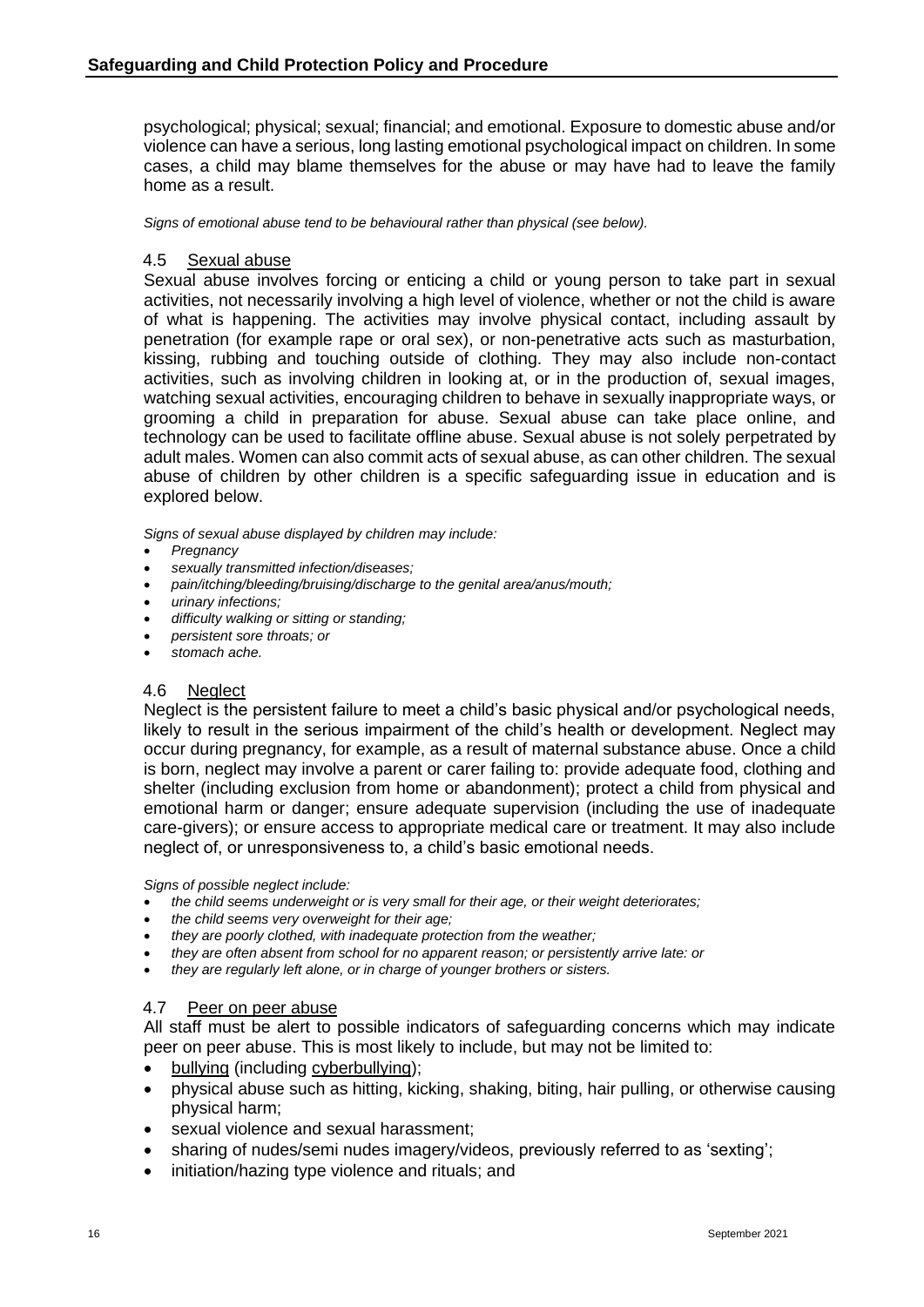psychological; physical; sexual; financial; and emotional. Exposure to domestic abuse and/or violence can have a serious, long lasting emotional psychological impact on children. In some cases, a child may blame themselves for the abuse or may have had to leave the family home as a result.

*Signs of emotional abuse tend to be behavioural rather than physical (see below).*

### 4.5 Sexual abuse

Sexual abuse involves forcing or enticing a child or young person to take part in sexual activities, not necessarily involving a high level of violence, whether or not the child is aware of what is happening. The activities may involve physical contact, including assault by penetration (for example rape or oral sex), or non-penetrative acts such as masturbation, kissing, rubbing and touching outside of clothing. They may also include non-contact activities, such as involving children in looking at, or in the production of, sexual images, watching sexual activities, encouraging children to behave in sexually inappropriate ways, or grooming a child in preparation for abuse. Sexual abuse can take place online, and technology can be used to facilitate offline abuse. Sexual abuse is not solely perpetrated by adult males. Women can also commit acts of sexual abuse, as can other children. The sexual abuse of children by other children is a specific safeguarding issue in education and is explored below.

*Signs of sexual abuse displayed by children may include:*

- *Pregnancy*
- *sexually transmitted infection/diseases;*
- *pain/itching/bleeding/bruising/discharge to the genital area/anus/mouth;*
- *urinary infections;*
- *difficulty walking or sitting or standing;*
- *persistent sore throats; or*
- *stomach ache.*

### 4.6 Neglect

Neglect is the persistent failure to meet a child's basic physical and/or psychological needs, likely to result in the serious impairment of the child's health or development. Neglect may occur during pregnancy, for example, as a result of maternal substance abuse. Once a child is born, neglect may involve a parent or carer failing to: provide adequate food, clothing and shelter (including exclusion from home or abandonment); protect a child from physical and emotional harm or danger; ensure adequate supervision (including the use of inadequate care-givers); or ensure access to appropriate medical care or treatment. It may also include neglect of, or unresponsiveness to, a child's basic emotional needs.

*Signs of possible neglect include:*

- *the child seems underweight or is very small for their age, or their weight deteriorates;*
- *the child seems very overweight for their age;*
- *they are poorly clothed, with inadequate protection from the weather;*
- *they are often absent from school for no apparent reason; or persistently arrive late: or*
- *they are regularly left alone, or in charge of younger brothers or sisters.*

### 4.7 Peer on peer abuse

All staff must be alert to possible indicators of safeguarding concerns which may indicate peer on peer abuse. This is most likely to include, but may not be limited to:

- bullying (including cyberbullying);
- physical abuse such as hitting, kicking, shaking, biting, hair pulling, or otherwise causing physical harm;
- sexual violence and sexual harassment;
- sharing of nudes/semi nudes imagery/videos, previously referred to as 'sexting';
- initiation/hazing type violence and rituals; and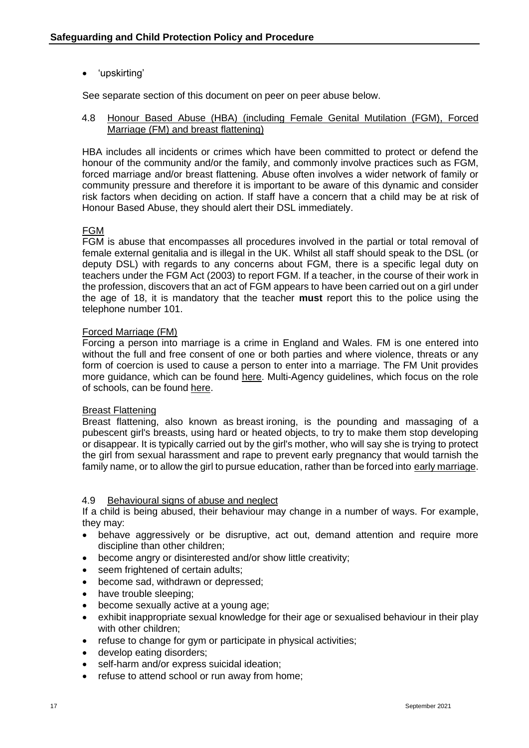- 'upskirting'

See separate section of this document on peer on peer abuse below.

### 4.8 Honour Based Abuse (HBA) (including Female Genital Mutilation (FGM), Forced Marriage (FM) and breast flattening)

HBA includes all incidents or crimes which have been committed to protect or defend the honour of the community and/or the family, and commonly involve practices such as FGM, forced marriage and/or breast flattening. Abuse often involves a wider network of family or community pressure and therefore it is important to be aware of this dynamic and consider risk factors when deciding on action. If staff have a concern that a child may be at risk of Honour Based Abuse, they should alert their DSL immediately.

#### FGM

FGM is abuse that encompasses all procedures involved in the partial or total removal of female external genitalia and is illegal in the UK. Whilst all staff should speak to the DSL (or deputy DSL) with regards to any concerns about FGM, there is a specific legal duty on teachers under the FGM Act (2003) to report FGM. If a teacher, in the course of their work in the profession, discovers that an act of FGM appears to have been carried out on a girl under the age of 18, it is mandatory that the teacher **must** report this to the police using the telephone number 101.

#### Forced Marriage (FM)

Forcing a person into marriage is a crime in England and Wales. FM is one entered into without the full and free consent of one or both parties and where violence, threats or any form of coercion is used to cause a person to enter into a marriage. The FM Unit provides more guidance, which can be found here. Multi-Agency guidelines, which focus on the role of schools, can be found here.

#### Breast Flattening

Breast flattening, also known as breast ironing, is the pounding and massaging of a pubescent girl's breasts, using hard or heated objects, to try to make them stop developing or disappear. It is typically carried out by the girl's mother, who will say she is trying to protect the girl from sexual harassment and rape to prevent early pregnancy that would tarnish the family name, or to allow the girl to pursue education, rather than be forced into early marriage.

### 4.9 Behavioural signs of abuse and neglect

If a child is being abused, their behaviour may change in a number of ways. For example, they may:

- behave aggressively or be disruptive, act out, demand attention and require more discipline than other children;
- become angry or disinterested and/or show little creativity;
- seem frightened of certain adults;
- become sad, withdrawn or depressed;
- have trouble sleeping;
- become sexually active at a young age;
- exhibit inappropriate sexual knowledge for their age or sexualised behaviour in their play with other children;
- refuse to change for gym or participate in physical activities;
- develop eating disorders;
- self-harm and/or express suicidal ideation;
- refuse to attend school or run away from home;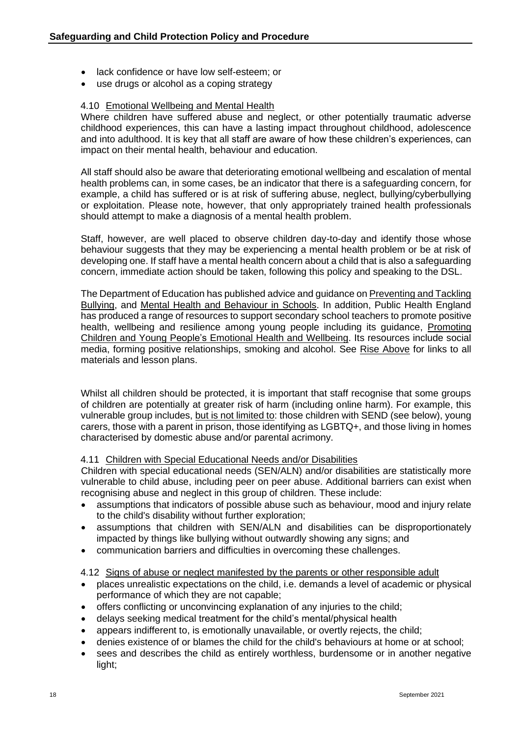- lack confidence or have low self-esteem; or
- use drugs or alcohol as a coping strategy

### 4.10 Emotional Wellbeing and Mental Health

Where children have suffered abuse and neglect, or other potentially traumatic adverse childhood experiences, this can have a lasting impact throughout childhood, adolescence and into adulthood. It is key that all staff are aware of how these children's experiences, can impact on their mental health, behaviour and education.

All staff should also be aware that deteriorating emotional wellbeing and escalation of mental health problems can, in some cases, be an indicator that there is a safeguarding concern, for example, a child has suffered or is at risk of suffering abuse, neglect, bullying/cyberbullying or exploitation. Please note, however, that only appropriately trained health professionals should attempt to make a diagnosis of a mental health problem.

Staff, however, are well placed to observe children day-to-day and identify those whose behaviour suggests that they may be experiencing a mental health problem or be at risk of developing one. If staff have a mental health concern about a child that is also a safeguarding concern, immediate action should be taken, following this policy and speaking to the DSL.

The Department of Education has published advice and guidance on Preventing and Tackling Bullying, and Mental Health and Behaviour in Schools. In addition, Public Health England has produced a range of resources to support secondary school teachers to promote positive health, wellbeing and resilience among young people including its guidance, Promoting Children and Young People's Emotional Health and Wellbeing. Its resources include social media, forming positive relationships, smoking and alcohol. See Rise Above for links to all materials and lesson plans.

Whilst all children should be protected, it is important that staff recognise that some groups of children are potentially at greater risk of harm (including online harm). For example, this vulnerable group includes, but is not limited to: those children with SEND (see below), young carers, those with a parent in prison, those identifying as LGBTQ+, and those living in homes characterised by domestic abuse and/or parental acrimony.

### 4.11 Children with Special Educational Needs and/or Disabilities

Children with special educational needs (SEN/ALN) and/or disabilities are statistically more vulnerable to child abuse, including peer on peer abuse. Additional barriers can exist when recognising abuse and neglect in this group of children. These include:

- assumptions that indicators of possible abuse such as behaviour, mood and injury relate to the child's disability without further exploration;
- assumptions that children with SEN/ALN and disabilities can be disproportionately impacted by things like bullying without outwardly showing any signs; and
- communication barriers and difficulties in overcoming these challenges.

### 4.12 Signs of abuse or neglect manifested by the parents or other responsible adult

- places unrealistic expectations on the child, i.e. demands a level of academic or physical performance of which they are not capable;
- offers conflicting or unconvincing explanation of any injuries to the child;
- delays seeking medical treatment for the child's mental/physical health
- appears indifferent to, is emotionally unavailable, or overtly rejects, the child;
- denies existence of or blames the child for the child's behaviours at home or at school;
- sees and describes the child as entirely worthless, burdensome or in another negative light;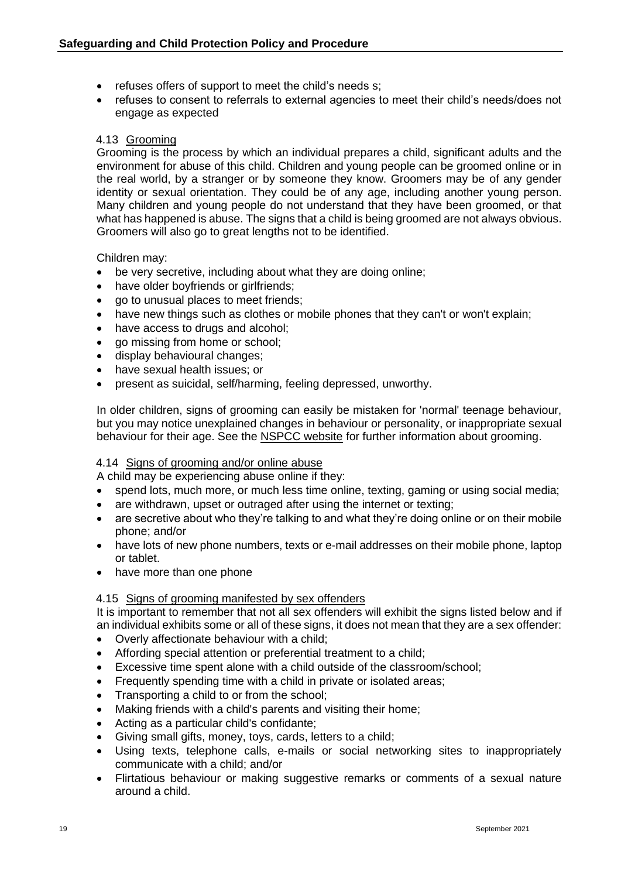- refuses offers of support to meet the child's needs s;
- refuses to consent to referrals to external agencies to meet their child's needs/does not engage as expected

### 4.13 Grooming

Grooming is the process by which an individual prepares a child, significant adults and the environment for abuse of this child. Children and young people can be groomed online or in the real world, by a stranger or by someone they know. Groomers may be of any gender identity or sexual orientation. They could be of any age, including another young person. Many children and young people do not understand that they have been groomed, or that what has happened is abuse. The signs that a child is being groomed are not always obvious. Groomers will also go to great lengths not to be identified.

Children may:

- be very secretive, including about what they are doing online;
- have older boyfriends or girlfriends;
- go to unusual places to meet friends;
- have new things such as clothes or mobile phones that they can't or won't explain;
- have access to drugs and alcohol;
- go missing from home or school;
- display behavioural changes;
- have sexual health issues; or
- present as suicidal, self/harming, feeling depressed, unworthy.

In older children, signs of grooming can easily be mistaken for 'normal' teenage behaviour, but you may notice unexplained changes in behaviour or personality, or inappropriate sexual behaviour for their age. See the NSPCC website for further information about grooming.

### 4.14 Signs of grooming and/or online abuse

A child may be experiencing abuse online if they:

- spend lots, much more, or much less time online, texting, gaming or using social media;
- are withdrawn, upset or outraged after using the internet or texting;
- are secretive about who they're talking to and what they're doing online or on their mobile phone; and/or
- have lots of new phone numbers, texts or e-mail addresses on their mobile phone, laptop or tablet.
- have more than one phone

### 4.15 Signs of grooming manifested by sex offenders

It is important to remember that not all sex offenders will exhibit the signs listed below and if an individual exhibits some or all of these signs, it does not mean that they are a sex offender:

- Overly affectionate behaviour with a child;
- Affording special attention or preferential treatment to a child;
- Excessive time spent alone with a child outside of the classroom/school;
- Frequently spending time with a child in private or isolated areas;
- Transporting a child to or from the school;
- Making friends with a child's parents and visiting their home;
- Acting as a particular child's confidante;
- Giving small gifts, money, toys, cards, letters to a child;
- Using texts, telephone calls, e-mails or social networking sites to inappropriately communicate with a child; and/or
- Flirtatious behaviour or making suggestive remarks or comments of a sexual nature around a child.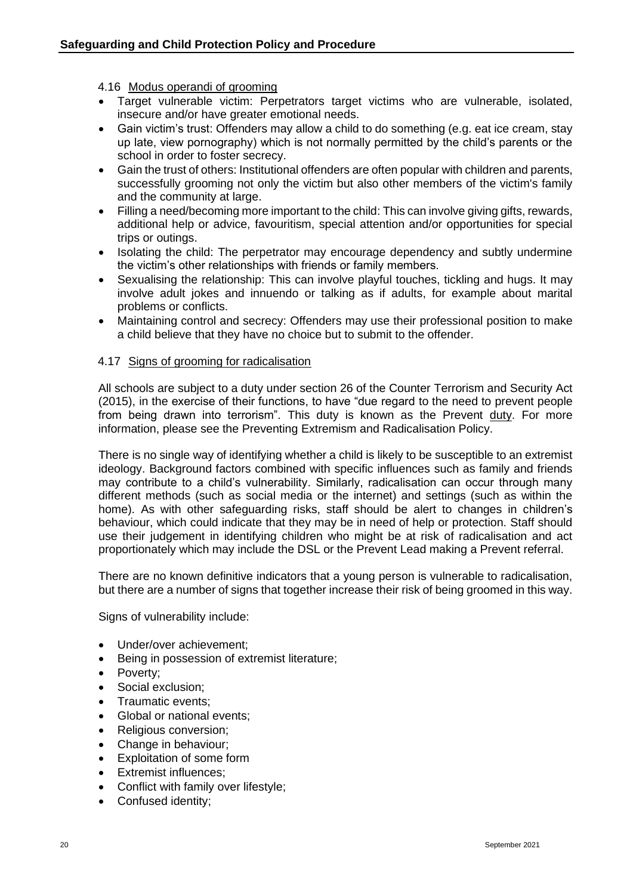### 4.16 Modus operandi of grooming

- Target vulnerable victim: Perpetrators target victims who are vulnerable, isolated, insecure and/or have greater emotional needs.
- Gain victim's trust: Offenders may allow a child to do something (e.g. eat ice cream, stay up late, view pornography) which is not normally permitted by the child's parents or the school in order to foster secrecy.
- Gain the trust of others: Institutional offenders are often popular with children and parents, successfully grooming not only the victim but also other members of the victim's family and the community at large.
- Filling a need/becoming more important to the child: This can involve giving gifts, rewards, additional help or advice, favouritism, special attention and/or opportunities for special trips or outings.
- Isolating the child: The perpetrator may encourage dependency and subtly undermine the victim's other relationships with friends or family members.
- Sexualising the relationship: This can involve playful touches, tickling and hugs. It may involve adult jokes and innuendo or talking as if adults, for example about marital problems or conflicts.
- Maintaining control and secrecy: Offenders may use their professional position to make a child believe that they have no choice but to submit to the offender.

### 4.17 Signs of grooming for radicalisation

All schools are subject to a duty under section 26 of the Counter Terrorism and Security Act (2015), in the exercise of their functions, to have "due regard to the need to prevent people from being drawn into terrorism". This duty is known as the Prevent duty. For more information, please see the Preventing Extremism and Radicalisation Policy.

There is no single way of identifying whether a child is likely to be susceptible to an extremist ideology. Background factors combined with specific influences such as family and friends may contribute to a child's vulnerability. Similarly, radicalisation can occur through many different methods (such as social media or the internet) and settings (such as within the home). As with other safeguarding risks, staff should be alert to changes in children's behaviour, which could indicate that they may be in need of help or protection. Staff should use their judgement in identifying children who might be at risk of radicalisation and act proportionately which may include the DSL or the Prevent Lead making a Prevent referral.

There are no known definitive indicators that a young person is vulnerable to radicalisation, but there are a number of signs that together increase their risk of being groomed in this way.

Signs of vulnerability include:

- Under/over achievement;
- Being in possession of extremist literature;
- Poverty;
- Social exclusion;
- Traumatic events;
- Global or national events;
- Religious conversion;
- Change in behaviour;
- Exploitation of some form
- Extremist influences;
- Conflict with family over lifestyle;
- Confused identity;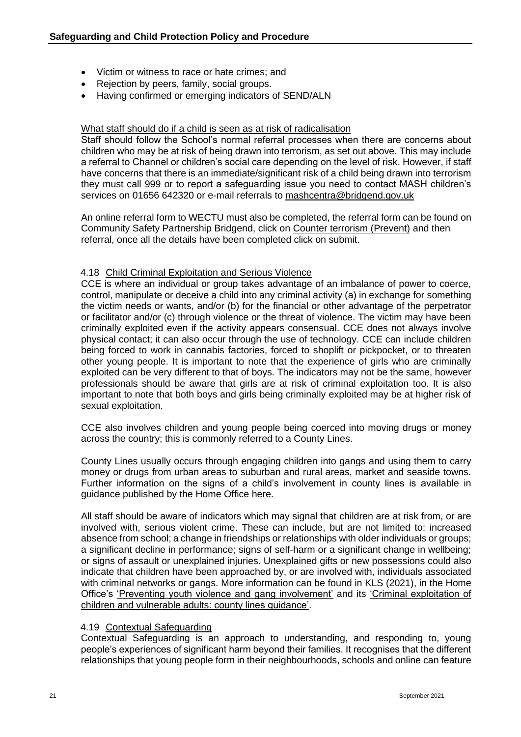- Victim or witness to race or hate crimes; and
- Rejection by peers, family, social groups.
- Having confirmed or emerging indicators of SEND/ALN

What staff should do if a child is seen as at risk of radicalisation

Staff should follow the School's normal referral processes when there are concerns about children who may be at risk of being drawn into terrorism, as set out above. This may include a referral to Channel or children's social care depending on the level of risk. However, if staff have concerns that there is an immediate/significant risk of a child being drawn into terrorism they must call 999 or to report a safeguarding issue you need to contact MASH children's services on 01656 642320 or e-mail referrals to mashcentra@bridgend.gov.uk

An online referral form to WECTU must also be completed, the referral form can be found on Community Safety Partnership Bridgend, click on Counter terrorism (Prevent) and then referral, once all the details have been completed click on submit.

### 4.18 Child Criminal Exploitation and Serious Violence

CCE is where an individual or group takes advantage of an imbalance of power to coerce, control, manipulate or deceive a child into any criminal activity (a) in exchange for something the victim needs or wants, and/or (b) for the financial or other advantage of the perpetrator or facilitator and/or (c) through violence or the threat of violence. The victim may have been criminally exploited even if the activity appears consensual. CCE does not always involve physical contact; it can also occur through the use of technology. CCE can include children being forced to work in cannabis factories, forced to shoplift or pickpocket, or to threaten other young people. It is important to note that the experience of girls who are criminally exploited can be very different to that of boys. The indicators may not be the same, however professionals should be aware that girls are at risk of criminal exploitation too. It is also important to note that both boys and girls being criminally exploited may be at higher risk of sexual exploitation.

CCE also involves children and young people being coerced into moving drugs or money across the country; this is commonly referred to a County Lines.

County Lines usually occurs through engaging children into gangs and using them to carry money or drugs from urban areas to suburban and rural areas, market and seaside towns. Further information on the signs of a child's involvement in county lines is available in guidance published by the Home Office here.

All staff should be aware of indicators which may signal that children are at risk from, or are involved with, serious violent crime. These can include, but are not limited to: increased absence from school; a change in friendships or relationships with older individuals or groups; a significant decline in performance; signs of self-harm or a significant change in wellbeing; or signs of assault or unexplained injuries. Unexplained gifts or new possessions could also indicate that children have been approached by, or are involved with, individuals associated with criminal networks or gangs. More information can be found in KLS (2021), in the Home Office's 'Preventing youth violence and gang involvement' and its 'Criminal exploitation of children and vulnerable adults: county lines guidance'.

### 4.19 Contextual Safeguarding

Contextual Safeguarding is an approach to understanding, and responding to, young people's experiences of significant harm beyond their families. It recognises that the different relationships that young people form in their neighbourhoods, schools and online can feature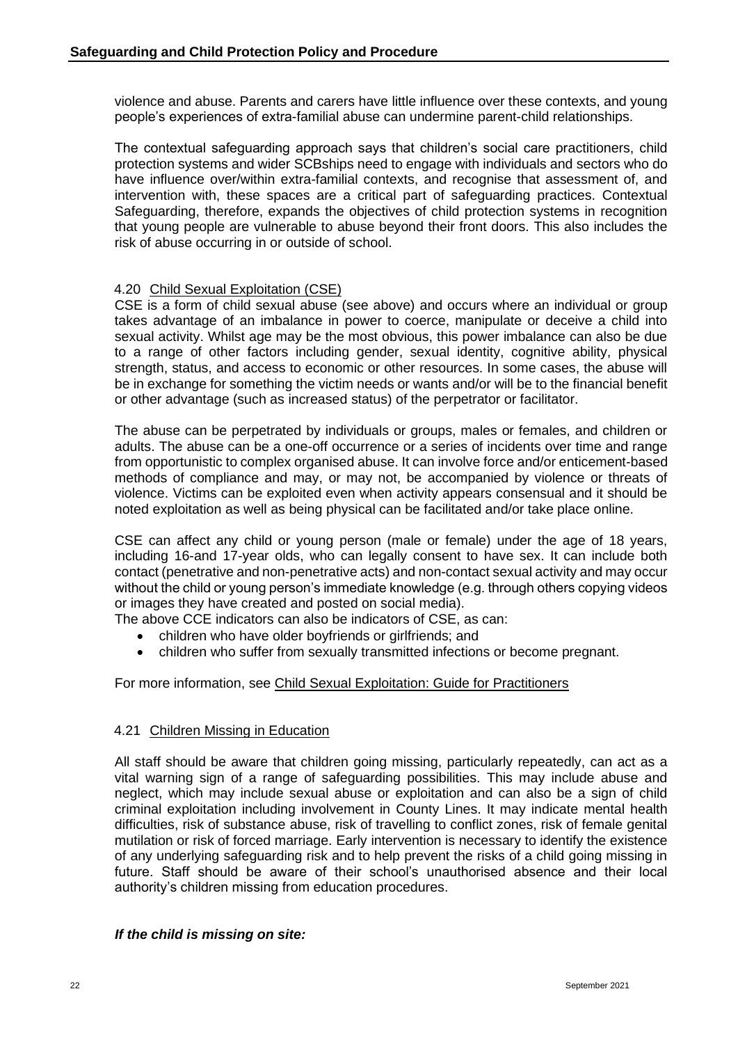violence and abuse. Parents and carers have little influence over these contexts, and young people's experiences of extra-familial abuse can undermine parent-child relationships.

The contextual safeguarding approach says that children's social care practitioners, child protection systems and wider SCBships need to engage with individuals and sectors who do have influence over/within extra-familial contexts, and recognise that assessment of, and intervention with, these spaces are a critical part of safeguarding practices. Contextual Safeguarding, therefore, expands the objectives of child protection systems in recognition that young people are vulnerable to abuse beyond their front doors. This also includes the risk of abuse occurring in or outside of school.

### 4.20 Child Sexual Exploitation (CSE)

CSE is a form of child sexual abuse (see above) and occurs where an individual or group takes advantage of an imbalance in power to coerce, manipulate or deceive a child into sexual activity. Whilst age may be the most obvious, this power imbalance can also be due to a range of other factors including gender, sexual identity, cognitive ability, physical strength, status, and access to economic or other resources. In some cases, the abuse will be in exchange for something the victim needs or wants and/or will be to the financial benefit or other advantage (such as increased status) of the perpetrator or facilitator.

The abuse can be perpetrated by individuals or groups, males or females, and children or adults. The abuse can be a one-off occurrence or a series of incidents over time and range from opportunistic to complex organised abuse. It can involve force and/or enticement-based methods of compliance and may, or may not, be accompanied by violence or threats of violence. Victims can be exploited even when activity appears consensual and it should be noted exploitation as well as being physical can be facilitated and/or take place online.

CSE can affect any child or young person (male or female) under the age of 18 years, including 16-and 17-year olds, who can legally consent to have sex. It can include both contact (penetrative and non-penetrative acts) and non-contact sexual activity and may occur without the child or young person's immediate knowledge (e.g. through others copying videos or images they have created and posted on social media).
The above CCE indicators can also be indicators of CSE, as can:

- children who have older boyfriends or girlfriends; and
- children who suffer from sexually transmitted infections or become pregnant.

For more information, see Child Sexual Exploitation: Guide for Practitioners

### 4.21 Children Missing in Education

All staff should be aware that children going missing, particularly repeatedly, can act as a vital warning sign of a range of safeguarding possibilities. This may include abuse and neglect, which may include sexual abuse or exploitation and can also be a sign of child criminal exploitation including involvement in County Lines. It may indicate mental health difficulties, risk of substance abuse, risk of travelling to conflict zones, risk of female genital mutilation or risk of forced marriage. Early intervention is necessary to identify the existence of any underlying safeguarding risk and to help prevent the risks of a child going missing in future. Staff should be aware of their school's unauthorised absence and their local authority's children missing from education procedures.

***If the child is missing on site:***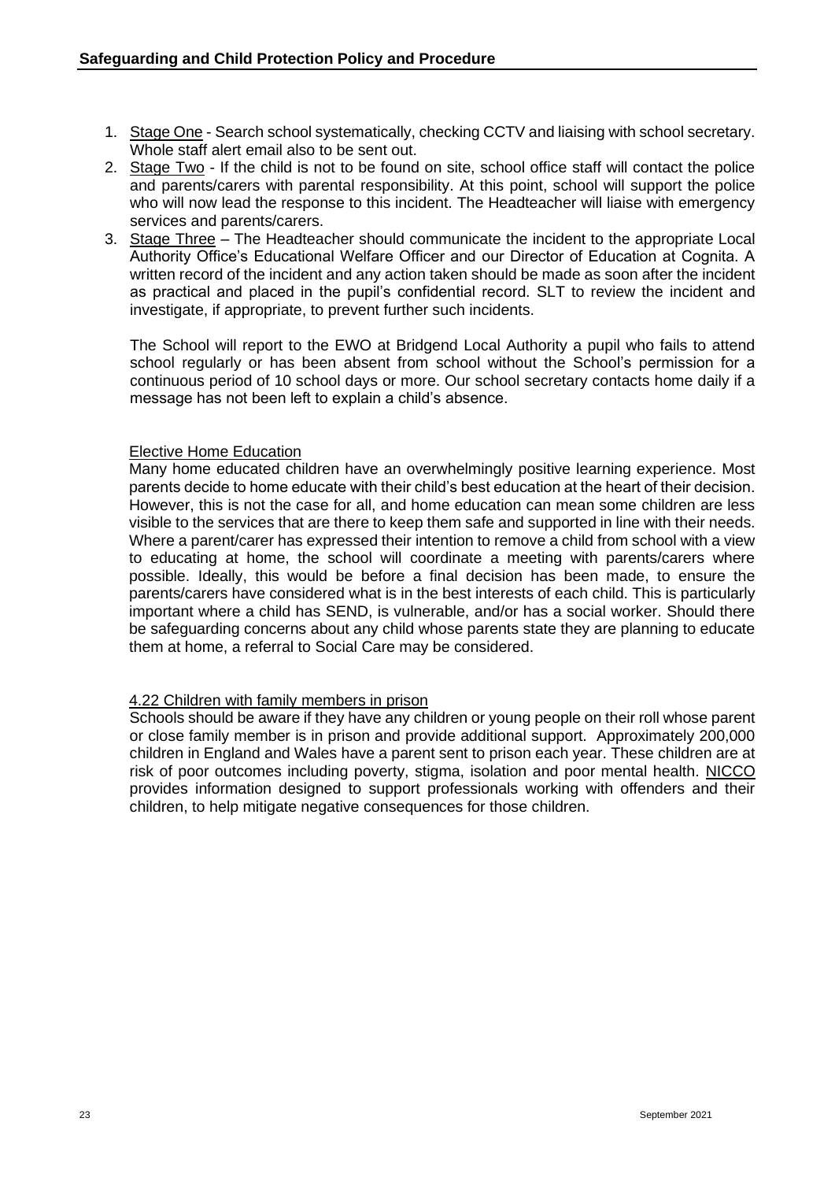1. Stage One - Search school systematically, checking CCTV and liaising with school secretary. Whole staff alert email also to be sent out.
2. Stage Two - If the child is not to be found on site, school office staff will contact the police and parents/carers with parental responsibility. At this point, school will support the police who will now lead the response to this incident. The Headteacher will liaise with emergency services and parents/carers.
3. Stage Three – The Headteacher should communicate the incident to the appropriate Local Authority Office's Educational Welfare Officer and our Director of Education at Cognita. A written record of the incident and any action taken should be made as soon after the incident as practical and placed in the pupil's confidential record. SLT to review the incident and investigate, if appropriate, to prevent further such incidents.

The School will report to the EWO at Bridgend Local Authority a pupil who fails to attend school regularly or has been absent from school without the School's permission for a continuous period of 10 school days or more. Our school secretary contacts home daily if a message has not been left to explain a child's absence.

Elective Home Education

Many home educated children have an overwhelmingly positive learning experience. Most parents decide to home educate with their child's best education at the heart of their decision. However, this is not the case for all, and home education can mean some children are less visible to the services that are there to keep them safe and supported in line with their needs. Where a parent/carer has expressed their intention to remove a child from school with a view to educating at home, the school will coordinate a meeting with parents/carers where possible. Ideally, this would be before a final decision has been made, to ensure the parents/carers have considered what is in the best interests of each child. This is particularly important where a child has SEND, is vulnerable, and/or has a social worker. Should there be safeguarding concerns about any child whose parents state they are planning to educate them at home, a referral to Social Care may be considered.

4.22 Children with family members in prison

Schools should be aware if they have any children or young people on their roll whose parent or close family member is in prison and provide additional support. Approximately 200,000 children in England and Wales have a parent sent to prison each year. These children are at risk of poor outcomes including poverty, stigma, isolation and poor mental health. NICCO provides information designed to support professionals working with offenders and their children, to help mitigate negative consequences for those children.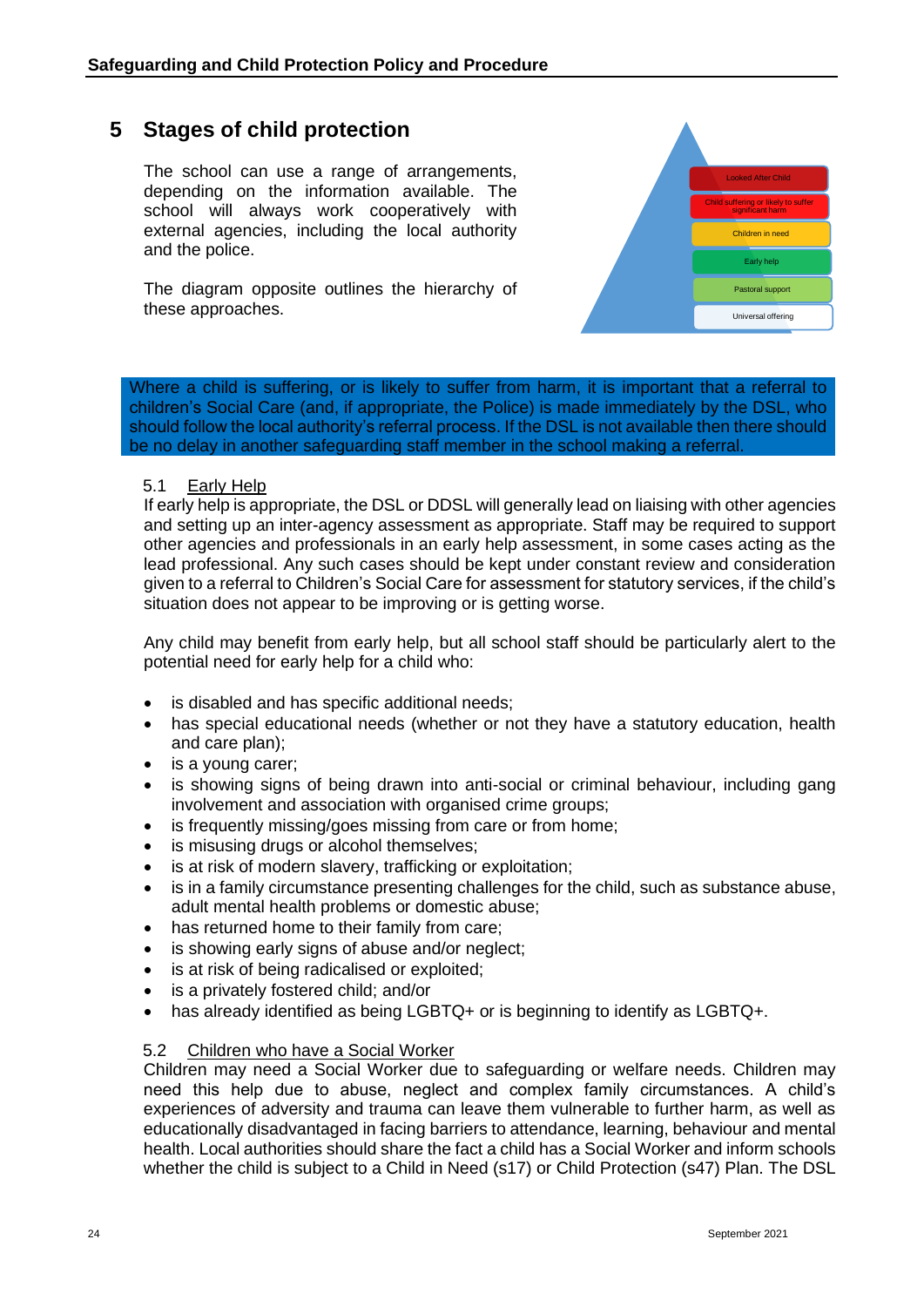## 5 Stages of child protection

The school can use a range of arrangements, depending on the information available. The school will always work cooperatively with external agencies, including the local authority and the police.

The diagram opposite outlines the hierarchy of these approaches.

- Looked After Child
- Child suffering or likely to suffer significant harm
- Children in need
- Early help
- Pastoral support
- Universal offering

Where a child is suffering, or is likely to suffer from harm, it is important that a referral to children's Social Care (and, if appropriate, the Police) is made immediately by the DSL, who should follow the local authority's referral process. If the DSL is not available then there should be no delay in another safeguarding staff member in the school making a referral.

### 5.1 Early Help

If early help is appropriate, the DSL or DDSL will generally lead on liaising with other agencies and setting up an inter-agency assessment as appropriate. Staff may be required to support other agencies and professionals in an early help assessment, in some cases acting as the lead professional. Any such cases should be kept under constant review and consideration given to a referral to Children's Social Care for assessment for statutory services, if the child's situation does not appear to be improving or is getting worse.

Any child may benefit from early help, but all school staff should be particularly alert to the potential need for early help for a child who:

- is disabled and has specific additional needs;
- has special educational needs (whether or not they have a statutory education, health and care plan);
- is a young carer;
- is showing signs of being drawn into anti-social or criminal behaviour, including gang involvement and association with organised crime groups;
- is frequently missing/goes missing from care or from home;
- is misusing drugs or alcohol themselves;
- is at risk of modern slavery, trafficking or exploitation;
- is in a family circumstance presenting challenges for the child, such as substance abuse, adult mental health problems or domestic abuse;
- has returned home to their family from care;
- is showing early signs of abuse and/or neglect;
- is at risk of being radicalised or exploited;
- is a privately fostered child; and/or
- has already identified as being LGBTQ+ or is beginning to identify as LGBTQ+.

### 5.2 Children who have a Social Worker

Children may need a Social Worker due to safeguarding or welfare needs. Children may need this help due to abuse, neglect and complex family circumstances. A child's experiences of adversity and trauma can leave them vulnerable to further harm, as well as educationally disadvantaged in facing barriers to attendance, learning, behaviour and mental health. Local authorities should share the fact a child has a Social Worker and inform schools whether the child is subject to a Child in Need (s17) or Child Protection (s47) Plan. The DSL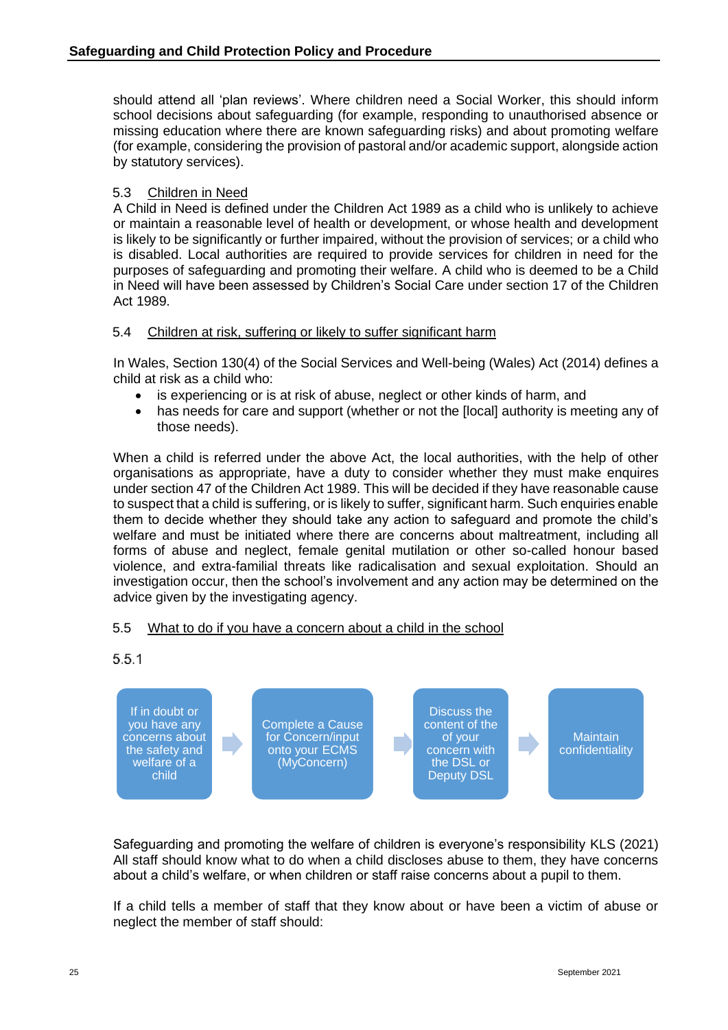should attend all 'plan reviews'. Where children need a Social Worker, this should inform school decisions about safeguarding (for example, responding to unauthorised absence or missing education where there are known safeguarding risks) and about promoting welfare (for example, considering the provision of pastoral and/or academic support, alongside action by statutory services).

### 5.3 Children in Need

A Child in Need is defined under the Children Act 1989 as a child who is unlikely to achieve or maintain a reasonable level of health or development, or whose health and development is likely to be significantly or further impaired, without the provision of services; or a child who is disabled. Local authorities are required to provide services for children in need for the purposes of safeguarding and promoting their welfare. A child who is deemed to be a Child in Need will have been assessed by Children's Social Care under section 17 of the Children Act 1989.

### 5.4 Children at risk, suffering or likely to suffer significant harm

In Wales, Section 130(4) of the Social Services and Well-being (Wales) Act (2014) defines a child at risk as a child who:

- is experiencing or is at risk of abuse, neglect or other kinds of harm, and
- has needs for care and support (whether or not the [local] authority is meeting any of those needs).

When a child is referred under the above Act, the local authorities, with the help of other organisations as appropriate, have a duty to consider whether they must make enquires under section 47 of the Children Act 1989. This will be decided if they have reasonable cause to suspect that a child is suffering, or is likely to suffer, significant harm. Such enquiries enable them to decide whether they should take any action to safeguard and promote the child's welfare and must be initiated where there are concerns about maltreatment, including all forms of abuse and neglect, female genital mutilation or other so-called honour based violence, and extra-familial threats like radicalisation and sexual exploitation. Should an investigation occur, then the school's involvement and any action may be determined on the advice given by the investigating agency.

### 5.5 What to do if you have a concern about a child in the school

5.5.1

If in doubt or you have any concerns about the safety and welfare of a child → Complete a Cause for Concern/input onto your ECMS (MyConcern) → Discuss the content of the of your concern with the DSL or Deputy DSL → Maintain confidentiality

Safeguarding and promoting the welfare of children is everyone's responsibility KLS (2021) All staff should know what to do when a child discloses abuse to them, they have concerns about a child's welfare, or when children or staff raise concerns about a pupil to them.

If a child tells a member of staff that they know about or have been a victim of abuse or neglect the member of staff should: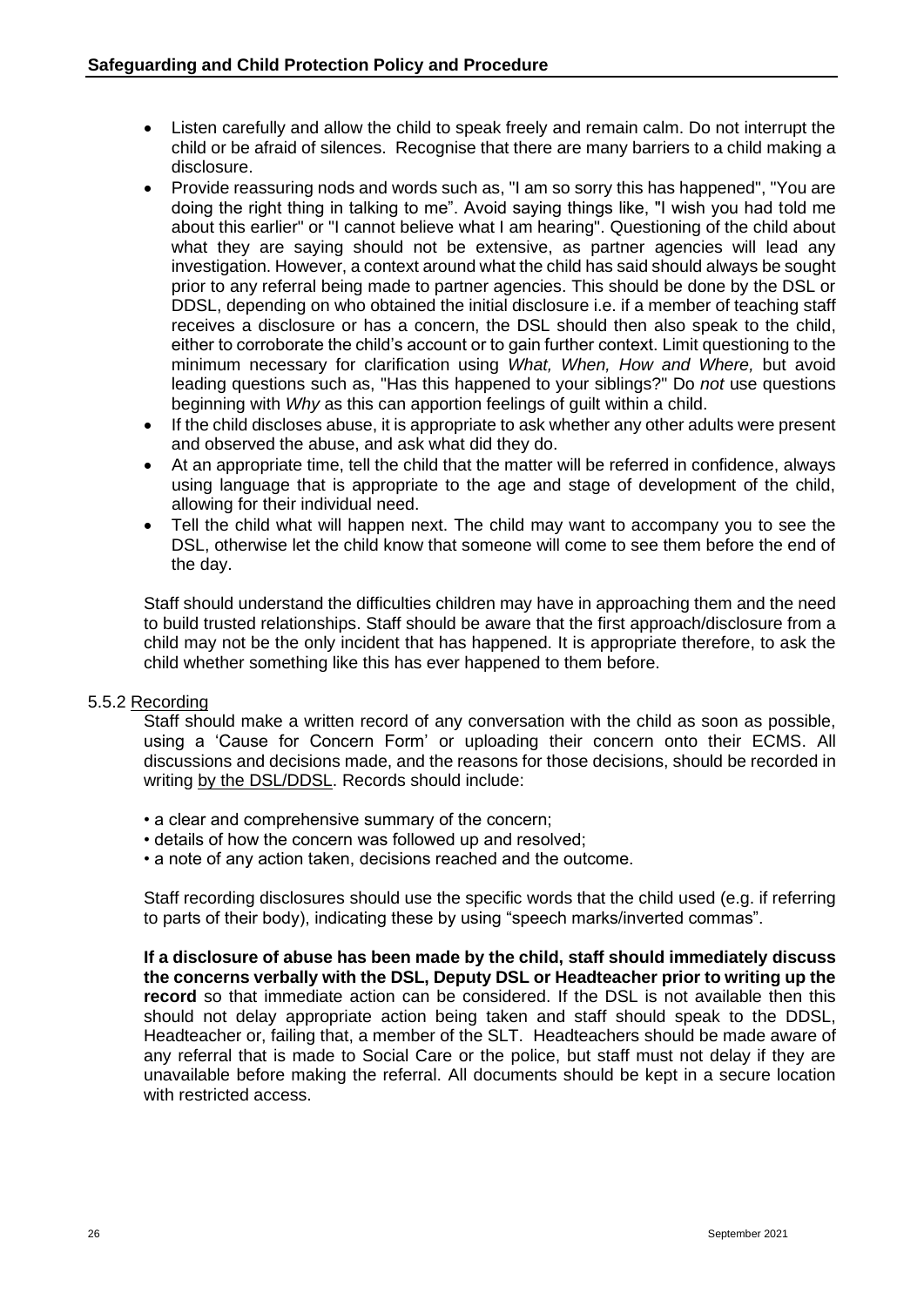- Listen carefully and allow the child to speak freely and remain calm. Do not interrupt the child or be afraid of silences. Recognise that there are many barriers to a child making a disclosure.
- Provide reassuring nods and words such as, "I am so sorry this has happened", "You are doing the right thing in talking to me". Avoid saying things like, "I wish you had told me about this earlier" or "I cannot believe what I am hearing". Questioning of the child about what they are saying should not be extensive, as partner agencies will lead any investigation. However, a context around what the child has said should always be sought prior to any referral being made to partner agencies. This should be done by the DSL or DDSL, depending on who obtained the initial disclosure i.e. if a member of teaching staff receives a disclosure or has a concern, the DSL should then also speak to the child, either to corroborate the child's account or to gain further context. Limit questioning to the minimum necessary for clarification using *What, When, How and Where,* but avoid leading questions such as, "Has this happened to your siblings?" Do *not* use questions beginning with *Why* as this can apportion feelings of guilt within a child.
- If the child discloses abuse, it is appropriate to ask whether any other adults were present and observed the abuse, and ask what did they do.
- At an appropriate time, tell the child that the matter will be referred in confidence, always using language that is appropriate to the age and stage of development of the child, allowing for their individual need.
- Tell the child what will happen next. The child may want to accompany you to see the DSL, otherwise let the child know that someone will come to see them before the end of the day.

Staff should understand the difficulties children may have in approaching them and the need to build trusted relationships. Staff should be aware that the first approach/disclosure from a child may not be the only incident that has happened. It is appropriate therefore, to ask the child whether something like this has ever happened to them before.

5.5.2 <u>Recording</u>

Staff should make a written record of any conversation with the child as soon as possible, using a 'Cause for Concern Form' or uploading their concern onto their ECMS. All discussions and decisions made, and the reasons for those decisions, should be recorded in writing <u>by the DSL/DDSL</u>. Records should include:

- a clear and comprehensive summary of the concern;
- details of how the concern was followed up and resolved;
- a note of any action taken, decisions reached and the outcome.

Staff recording disclosures should use the specific words that the child used (e.g. if referring to parts of their body), indicating these by using "speech marks/inverted commas".

**If a disclosure of abuse has been made by the child, staff should immediately discuss the concerns verbally with the DSL, Deputy DSL or Headteacher prior to writing up the record** so that immediate action can be considered. If the DSL is not available then this should not delay appropriate action being taken and staff should speak to the DDSL, Headteacher or, failing that, a member of the SLT. Headteachers should be made aware of any referral that is made to Social Care or the police, but staff must not delay if they are unavailable before making the referral. All documents should be kept in a secure location with restricted access.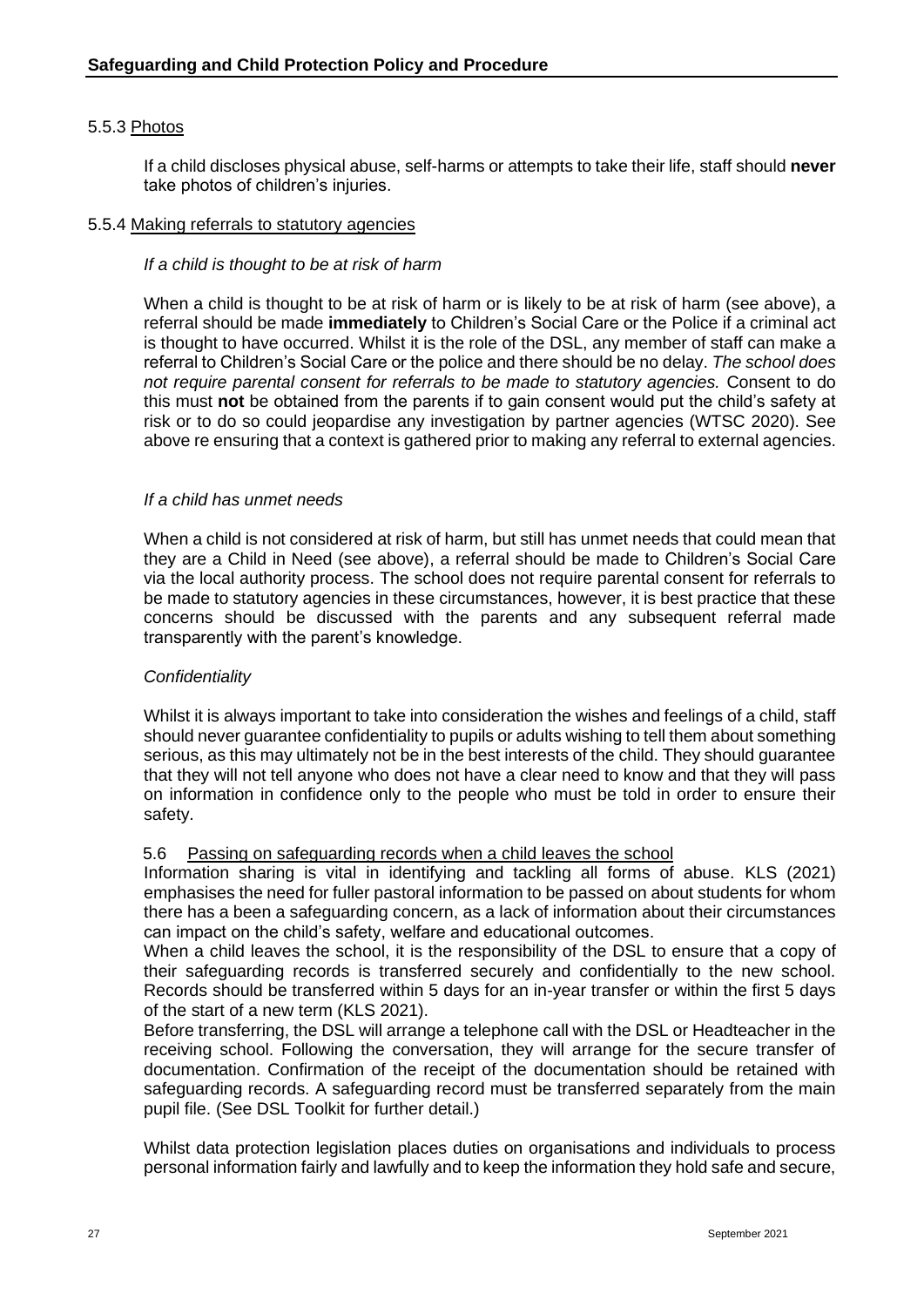#### 5.5.3 Photos

If a child discloses physical abuse, self-harms or attempts to take their life, staff should **never** take photos of children's injuries.

#### 5.5.4 Making referrals to statutory agencies

*If a child is thought to be at risk of harm*

When a child is thought to be at risk of harm or is likely to be at risk of harm (see above), a referral should be made **immediately** to Children's Social Care or the Police if a criminal act is thought to have occurred. Whilst it is the role of the DSL, any member of staff can make a referral to Children's Social Care or the police and there should be no delay. *The school does not require parental consent for referrals to be made to statutory agencies.* Consent to do this must **not** be obtained from the parents if to gain consent would put the child's safety at risk or to do so could jeopardise any investigation by partner agencies (WTSC 2020). See above re ensuring that a context is gathered prior to making any referral to external agencies.

*If a child has unmet needs*

When a child is not considered at risk of harm, but still has unmet needs that could mean that they are a Child in Need (see above), a referral should be made to Children's Social Care via the local authority process. The school does not require parental consent for referrals to be made to statutory agencies in these circumstances, however, it is best practice that these concerns should be discussed with the parents and any subsequent referral made transparently with the parent's knowledge.

*Confidentiality*

Whilst it is always important to take into consideration the wishes and feelings of a child, staff should never guarantee confidentiality to pupils or adults wishing to tell them about something serious, as this may ultimately not be in the best interests of the child. They should guarantee that they will not tell anyone who does not have a clear need to know and that they will pass on information in confidence only to the people who must be told in order to ensure their safety.

### 5.6 Passing on safeguarding records when a child leaves the school

Information sharing is vital in identifying and tackling all forms of abuse. KLS (2021) emphasises the need for fuller pastoral information to be passed on about students for whom there has a been a safeguarding concern, as a lack of information about their circumstances can impact on the child's safety, welfare and educational outcomes.

When a child leaves the school, it is the responsibility of the DSL to ensure that a copy of their safeguarding records is transferred securely and confidentially to the new school. Records should be transferred within 5 days for an in-year transfer or within the first 5 days of the start of a new term (KLS 2021).

Before transferring, the DSL will arrange a telephone call with the DSL or Headteacher in the receiving school. Following the conversation, they will arrange for the secure transfer of documentation. Confirmation of the receipt of the documentation should be retained with safeguarding records. A safeguarding record must be transferred separately from the main pupil file. (See DSL Toolkit for further detail.)

Whilst data protection legislation places duties on organisations and individuals to process personal information fairly and lawfully and to keep the information they hold safe and secure,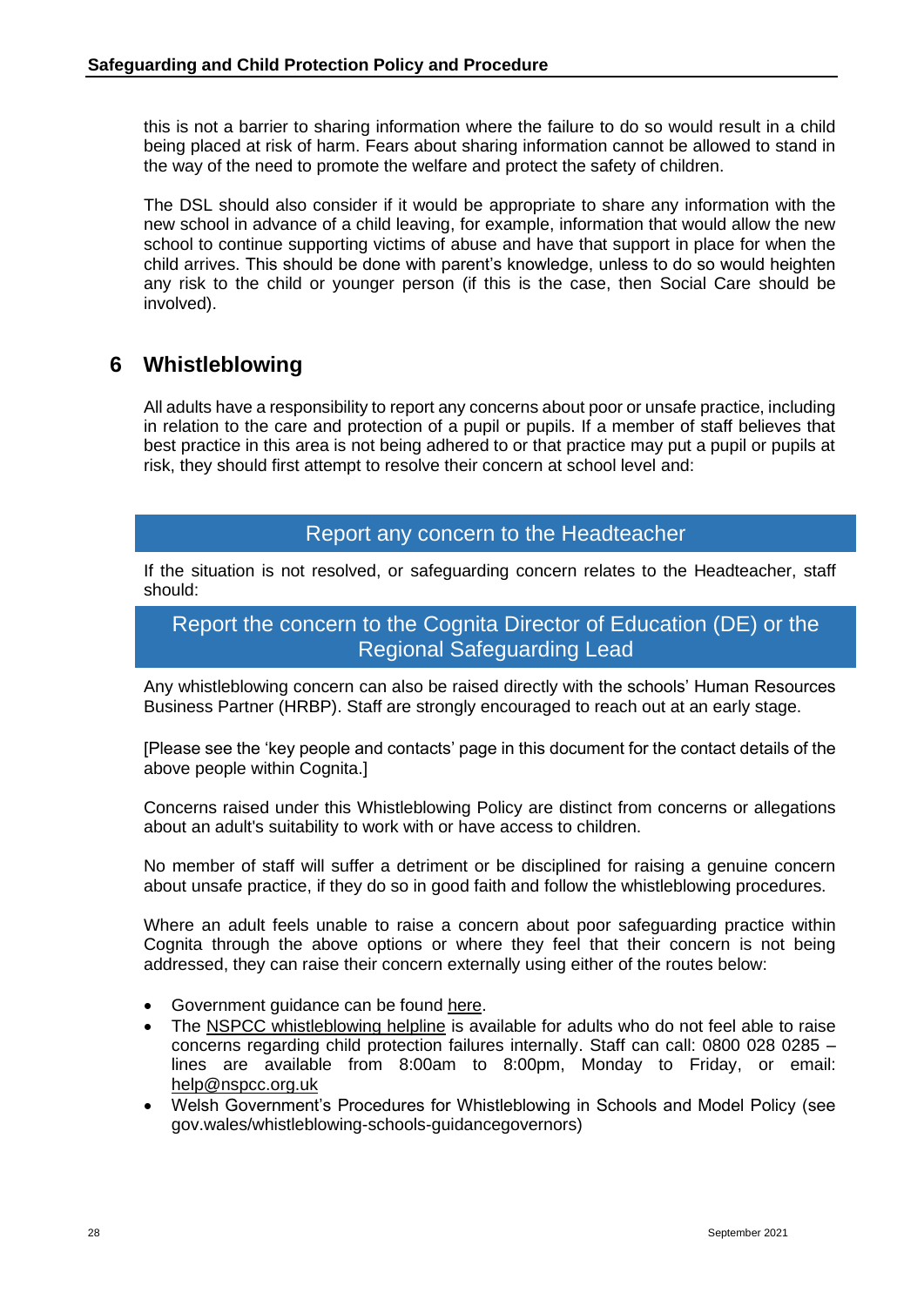this is not a barrier to sharing information where the failure to do so would result in a child being placed at risk of harm. Fears about sharing information cannot be allowed to stand in the way of the need to promote the welfare and protect the safety of children.

The DSL should also consider if it would be appropriate to share any information with the new school in advance of a child leaving, for example, information that would allow the new school to continue supporting victims of abuse and have that support in place for when the child arrives. This should be done with parent's knowledge, unless to do so would heighten any risk to the child or younger person (if this is the case, then Social Care should be involved).

## 6 Whistleblowing

All adults have a responsibility to report any concerns about poor or unsafe practice, including in relation to the care and protection of a pupil or pupils. If a member of staff believes that best practice in this area is not being adhered to or that practice may put a pupil or pupils at risk, they should first attempt to resolve their concern at school level and:

**Report any concern to the Headteacher**

If the situation is not resolved, or safeguarding concern relates to the Headteacher, staff should:

**Report the concern to the Cognita Director of Education (DE) or the Regional Safeguarding Lead**

Any whistleblowing concern can also be raised directly with the schools' Human Resources Business Partner (HRBP). Staff are strongly encouraged to reach out at an early stage.

[Please see the 'key people and contacts' page in this document for the contact details of the above people within Cognita.]

Concerns raised under this Whistleblowing Policy are distinct from concerns or allegations about an adult's suitability to work with or have access to children.

No member of staff will suffer a detriment or be disciplined for raising a genuine concern about unsafe practice, if they do so in good faith and follow the whistleblowing procedures.

Where an adult feels unable to raise a concern about poor safeguarding practice within Cognita through the above options or where they feel that their concern is not being addressed, they can raise their concern externally using either of the routes below:

- Government guidance can be found here.
- The NSPCC whistleblowing helpline is available for adults who do not feel able to raise concerns regarding child protection failures internally. Staff can call: 0800 028 0285 – lines are available from 8:00am to 8:00pm, Monday to Friday, or email: help@nspcc.org.uk
- Welsh Government's Procedures for Whistleblowing in Schools and Model Policy (see gov.wales/whistleblowing-schools-guidancegovernors)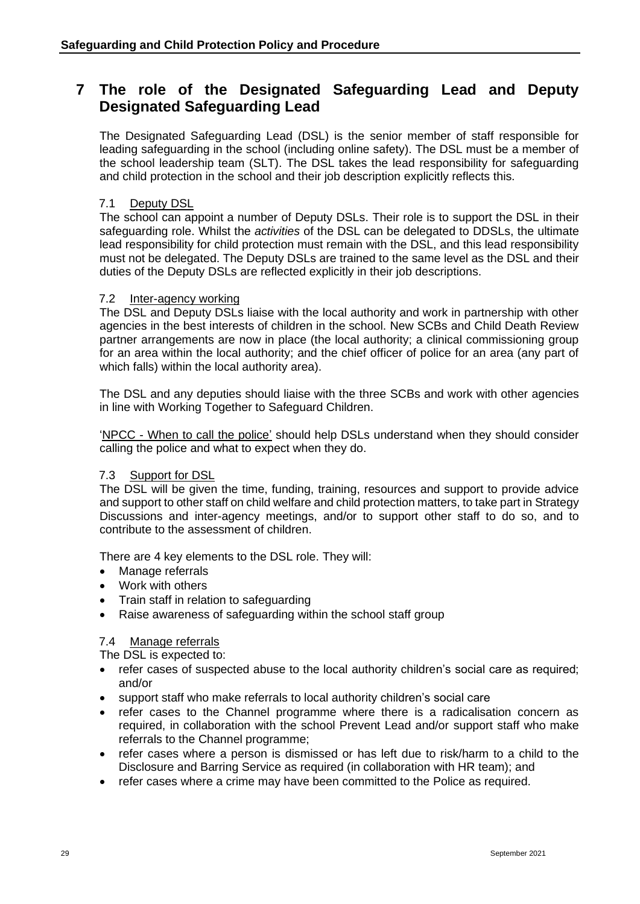# 7 The role of the Designated Safeguarding Lead and Deputy Designated Safeguarding Lead

The Designated Safeguarding Lead (DSL) is the senior member of staff responsible for leading safeguarding in the school (including online safety). The DSL must be a member of the school leadership team (SLT). The DSL takes the lead responsibility for safeguarding and child protection in the school and their job description explicitly reflects this.

## 7.1 Deputy DSL

The school can appoint a number of Deputy DSLs. Their role is to support the DSL in their safeguarding role. Whilst the *activities* of the DSL can be delegated to DDSLs, the ultimate lead responsibility for child protection must remain with the DSL, and this lead responsibility must not be delegated. The Deputy DSLs are trained to the same level as the DSL and their duties of the Deputy DSLs are reflected explicitly in their job descriptions.

## 7.2 Inter-agency working

The DSL and Deputy DSLs liaise with the local authority and work in partnership with other agencies in the best interests of children in the school. New SCBs and Child Death Review partner arrangements are now in place (the local authority; a clinical commissioning group for an area within the local authority; and the chief officer of police for an area (any part of which falls) within the local authority area).

The DSL and any deputies should liaise with the three SCBs and work with other agencies in line with Working Together to Safeguard Children.

'NPCC - When to call the police' should help DSLs understand when they should consider calling the police and what to expect when they do.

## 7.3 Support for DSL

The DSL will be given the time, funding, training, resources and support to provide advice and support to other staff on child welfare and child protection matters, to take part in Strategy Discussions and inter-agency meetings, and/or to support other staff to do so, and to contribute to the assessment of children.

There are 4 key elements to the DSL role. They will:

- Manage referrals
- Work with others
- Train staff in relation to safeguarding
- Raise awareness of safeguarding within the school staff group

## 7.4 Manage referrals

The DSL is expected to:

- refer cases of suspected abuse to the local authority children's social care as required; and/or
- support staff who make referrals to local authority children's social care
- refer cases to the Channel programme where there is a radicalisation concern as required, in collaboration with the school Prevent Lead and/or support staff who make referrals to the Channel programme;
- refer cases where a person is dismissed or has left due to risk/harm to a child to the Disclosure and Barring Service as required (in collaboration with HR team); and
- refer cases where a crime may have been committed to the Police as required.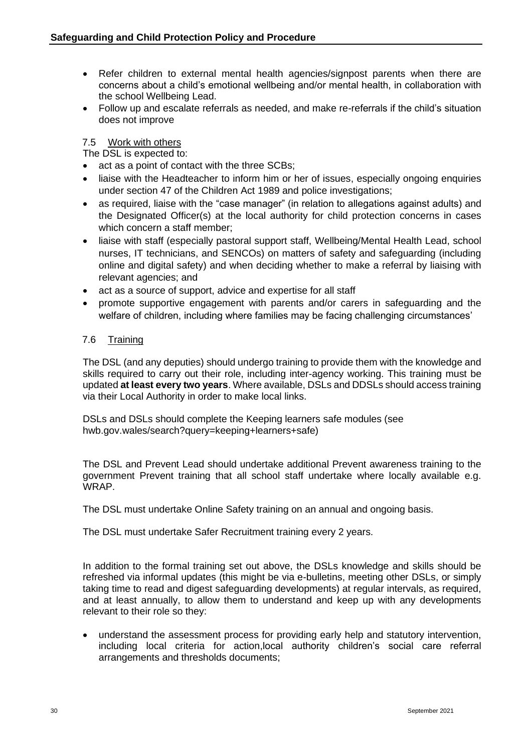- Refer children to external mental health agencies/signpost parents when there are concerns about a child's emotional wellbeing and/or mental health, in collaboration with the school Wellbeing Lead.
- Follow up and escalate referrals as needed, and make re-referrals if the child's situation does not improve

### 7.5 Work with others

The DSL is expected to:

- act as a point of contact with the three SCBs;
- liaise with the Headteacher to inform him or her of issues, especially ongoing enquiries under section 47 of the Children Act 1989 and police investigations;
- as required, liaise with the "case manager" (in relation to allegations against adults) and the Designated Officer(s) at the local authority for child protection concerns in cases which concern a staff member;
- liaise with staff (especially pastoral support staff, Wellbeing/Mental Health Lead, school nurses, IT technicians, and SENCOs) on matters of safety and safeguarding (including online and digital safety) and when deciding whether to make a referral by liaising with relevant agencies; and
- act as a source of support, advice and expertise for all staff
- promote supportive engagement with parents and/or carers in safeguarding and the welfare of children, including where families may be facing challenging circumstances'

### 7.6 Training

The DSL (and any deputies) should undergo training to provide them with the knowledge and skills required to carry out their role, including inter-agency working. This training must be updated **at least every two years**. Where available, DSLs and DDSLs should access training via their Local Authority in order to make local links.

DSLs and DSLs should complete the Keeping learners safe modules (see hwb.gov.wales/search?query=keeping+learners+safe)

The DSL and Prevent Lead should undertake additional Prevent awareness training to the government Prevent training that all school staff undertake where locally available e.g. WRAP.

The DSL must undertake Online Safety training on an annual and ongoing basis.

The DSL must undertake Safer Recruitment training every 2 years.

In addition to the formal training set out above, the DSLs knowledge and skills should be refreshed via informal updates (this might be via e-bulletins, meeting other DSLs, or simply taking time to read and digest safeguarding developments) at regular intervals, as required, and at least annually, to allow them to understand and keep up with any developments relevant to their role so they:

- understand the assessment process for providing early help and statutory intervention, including local criteria for action,local authority children's social care referral arrangements and thresholds documents;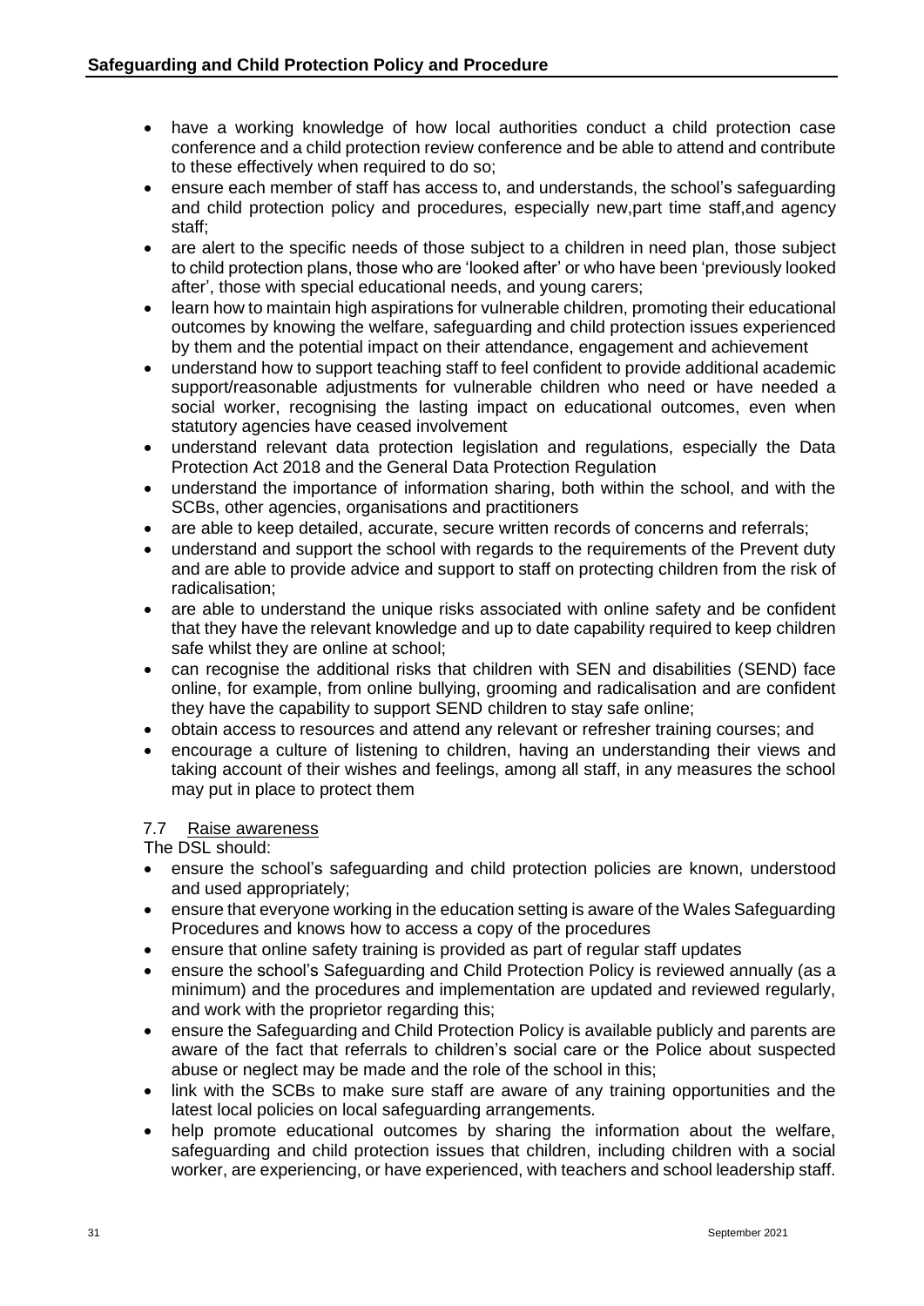- have a working knowledge of how local authorities conduct a child protection case conference and a child protection review conference and be able to attend and contribute to these effectively when required to do so;
- ensure each member of staff has access to, and understands, the school's safeguarding and child protection policy and procedures, especially new,part time staff,and agency staff;
- are alert to the specific needs of those subject to a children in need plan, those subject to child protection plans, those who are 'looked after' or who have been 'previously looked after', those with special educational needs, and young carers;
- learn how to maintain high aspirations for vulnerable children, promoting their educational outcomes by knowing the welfare, safeguarding and child protection issues experienced by them and the potential impact on their attendance, engagement and achievement
- understand how to support teaching staff to feel confident to provide additional academic support/reasonable adjustments for vulnerable children who need or have needed a social worker, recognising the lasting impact on educational outcomes, even when statutory agencies have ceased involvement
- understand relevant data protection legislation and regulations, especially the Data Protection Act 2018 and the General Data Protection Regulation
- understand the importance of information sharing, both within the school, and with the SCBs, other agencies, organisations and practitioners
- are able to keep detailed, accurate, secure written records of concerns and referrals;
- understand and support the school with regards to the requirements of the Prevent duty and are able to provide advice and support to staff on protecting children from the risk of radicalisation;
- are able to understand the unique risks associated with online safety and be confident that they have the relevant knowledge and up to date capability required to keep children safe whilst they are online at school;
- can recognise the additional risks that children with SEN and disabilities (SEND) face online, for example, from online bullying, grooming and radicalisation and are confident they have the capability to support SEND children to stay safe online;
- obtain access to resources and attend any relevant or refresher training courses; and
- encourage a culture of listening to children, having an understanding their views and taking account of their wishes and feelings, among all staff, in any measures the school may put in place to protect them

7.7 Raise awareness

The DSL should:

- ensure the school's safeguarding and child protection policies are known, understood and used appropriately;
- ensure that everyone working in the education setting is aware of the Wales Safeguarding Procedures and knows how to access a copy of the procedures
- ensure that online safety training is provided as part of regular staff updates
- ensure the school's Safeguarding and Child Protection Policy is reviewed annually (as a minimum) and the procedures and implementation are updated and reviewed regularly, and work with the proprietor regarding this;
- ensure the Safeguarding and Child Protection Policy is available publicly and parents are aware of the fact that referrals to children's social care or the Police about suspected abuse or neglect may be made and the role of the school in this;
- link with the SCBs to make sure staff are aware of any training opportunities and the latest local policies on local safeguarding arrangements.
- help promote educational outcomes by sharing the information about the welfare, safeguarding and child protection issues that children, including children with a social worker, are experiencing, or have experienced, with teachers and school leadership staff.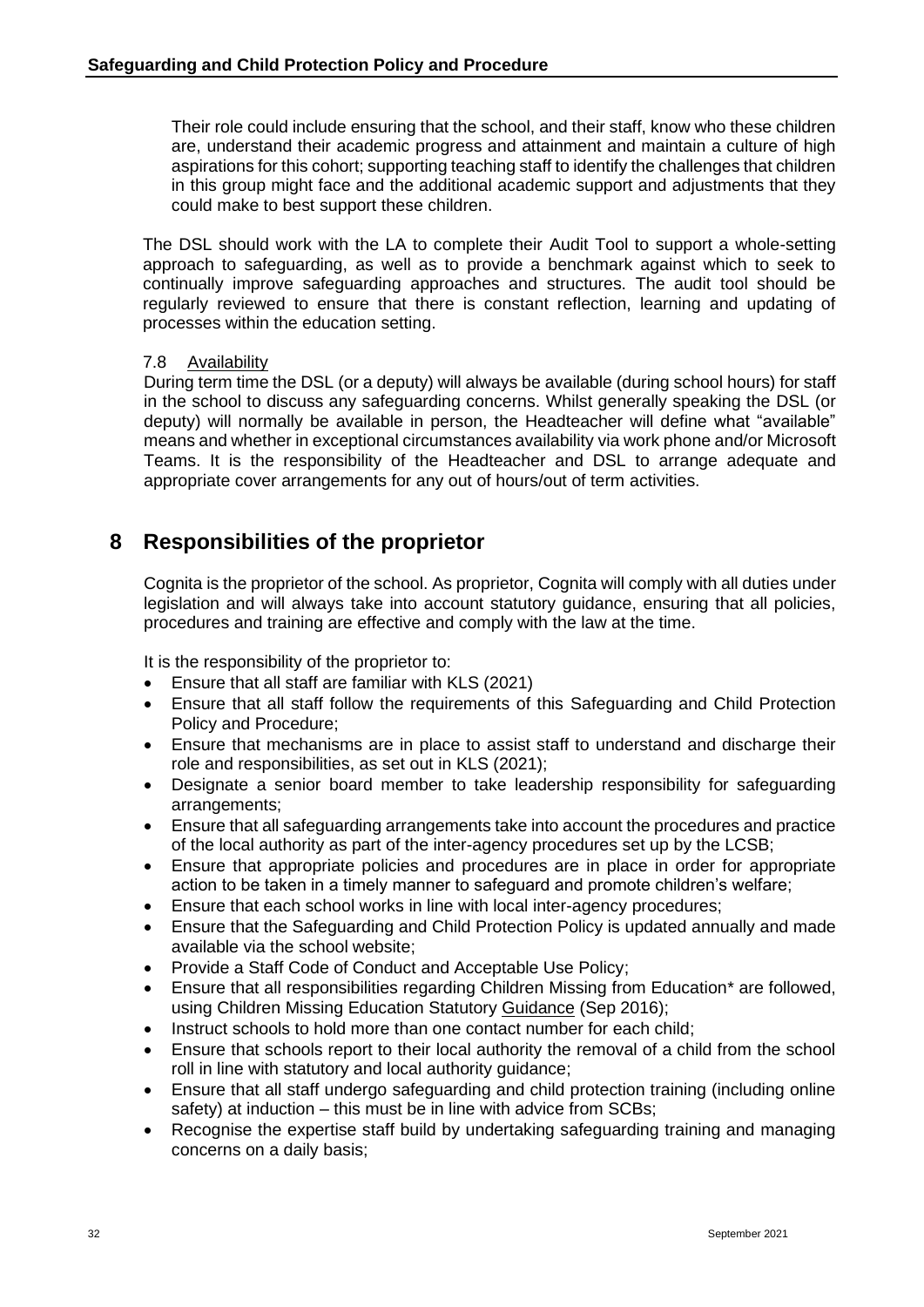Their role could include ensuring that the school, and their staff, know who these children are, understand their academic progress and attainment and maintain a culture of high aspirations for this cohort; supporting teaching staff to identify the challenges that children in this group might face and the additional academic support and adjustments that they could make to best support these children.

The DSL should work with the LA to complete their Audit Tool to support a whole-setting approach to safeguarding, as well as to provide a benchmark against which to seek to continually improve safeguarding approaches and structures. The audit tool should be regularly reviewed to ensure that there is constant reflection, learning and updating of processes within the education setting.

### 7.8 Availability

During term time the DSL (or a deputy) will always be available (during school hours) for staff in the school to discuss any safeguarding concerns. Whilst generally speaking the DSL (or deputy) will normally be available in person, the Headteacher will define what "available" means and whether in exceptional circumstances availability via work phone and/or Microsoft Teams. It is the responsibility of the Headteacher and DSL to arrange adequate and appropriate cover arrangements for any out of hours/out of term activities.

## 8 Responsibilities of the proprietor

Cognita is the proprietor of the school. As proprietor, Cognita will comply with all duties under legislation and will always take into account statutory guidance, ensuring that all policies, procedures and training are effective and comply with the law at the time.

It is the responsibility of the proprietor to:

- Ensure that all staff are familiar with KLS (2021)
- Ensure that all staff follow the requirements of this Safeguarding and Child Protection Policy and Procedure;
- Ensure that mechanisms are in place to assist staff to understand and discharge their role and responsibilities, as set out in KLS (2021);
- Designate a senior board member to take leadership responsibility for safeguarding arrangements;
- Ensure that all safeguarding arrangements take into account the procedures and practice of the local authority as part of the inter-agency procedures set up by the LCSB;
- Ensure that appropriate policies and procedures are in place in order for appropriate action to be taken in a timely manner to safeguard and promote children's welfare;
- Ensure that each school works in line with local inter-agency procedures;
- Ensure that the Safeguarding and Child Protection Policy is updated annually and made available via the school website;
- Provide a Staff Code of Conduct and Acceptable Use Policy;
- Ensure that all responsibilities regarding Children Missing from Education* are followed, using Children Missing Education Statutory Guidance (Sep 2016);
- Instruct schools to hold more than one contact number for each child;
- Ensure that schools report to their local authority the removal of a child from the school roll in line with statutory and local authority guidance;
- Ensure that all staff undergo safeguarding and child protection training (including online safety) at induction – this must be in line with advice from SCBs;
- Recognise the expertise staff build by undertaking safeguarding training and managing concerns on a daily basis;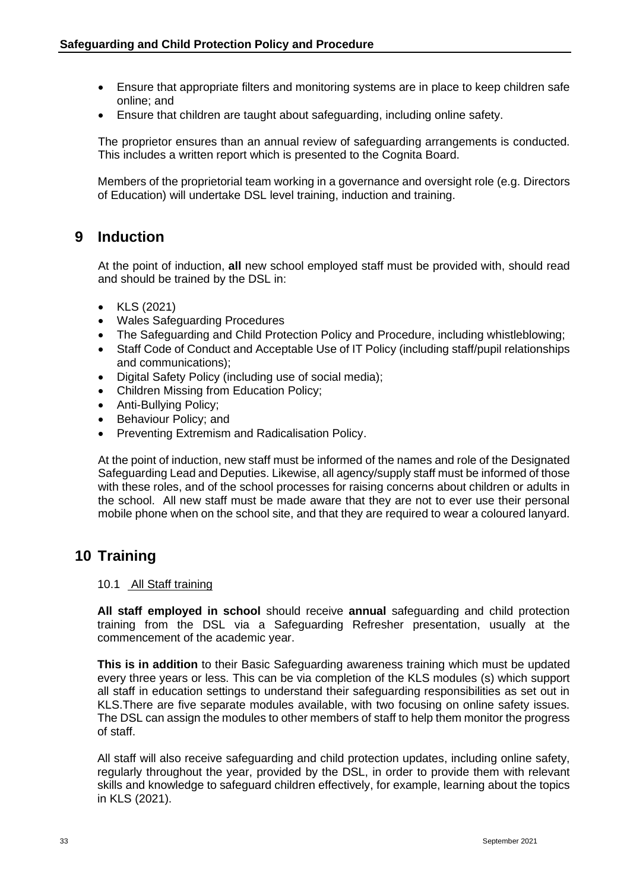- Ensure that appropriate filters and monitoring systems are in place to keep children safe online; and
- Ensure that children are taught about safeguarding, including online safety.

The proprietor ensures than an annual review of safeguarding arrangements is conducted. This includes a written report which is presented to the Cognita Board.

Members of the proprietorial team working in a governance and oversight role (e.g. Directors of Education) will undertake DSL level training, induction and training.

## 9 Induction

At the point of induction, **all** new school employed staff must be provided with, should read and should be trained by the DSL in:

- KLS (2021)
- Wales Safeguarding Procedures
- The Safeguarding and Child Protection Policy and Procedure, including whistleblowing;
- Staff Code of Conduct and Acceptable Use of IT Policy (including staff/pupil relationships and communications);
- Digital Safety Policy (including use of social media);
- Children Missing from Education Policy;
- Anti-Bullying Policy;
- Behaviour Policy; and
- Preventing Extremism and Radicalisation Policy.

At the point of induction, new staff must be informed of the names and role of the Designated Safeguarding Lead and Deputies. Likewise, all agency/supply staff must be informed of those with these roles, and of the school processes for raising concerns about children or adults in the school. All new staff must be made aware that they are not to ever use their personal mobile phone when on the school site, and that they are required to wear a coloured lanyard.

## 10 Training

### 10.1 All Staff training

**All staff employed in school** should receive **annual** safeguarding and child protection training from the DSL via a Safeguarding Refresher presentation, usually at the commencement of the academic year.

**This is in addition** to their Basic Safeguarding awareness training which must be updated every three years or less. This can be via completion of the KLS modules (s) which support all staff in education settings to understand their safeguarding responsibilities as set out in KLS.There are five separate modules available, with two focusing on online safety issues. The DSL can assign the modules to other members of staff to help them monitor the progress of staff.

All staff will also receive safeguarding and child protection updates, including online safety, regularly throughout the year, provided by the DSL, in order to provide them with relevant skills and knowledge to safeguard children effectively, for example, learning about the topics in KLS (2021).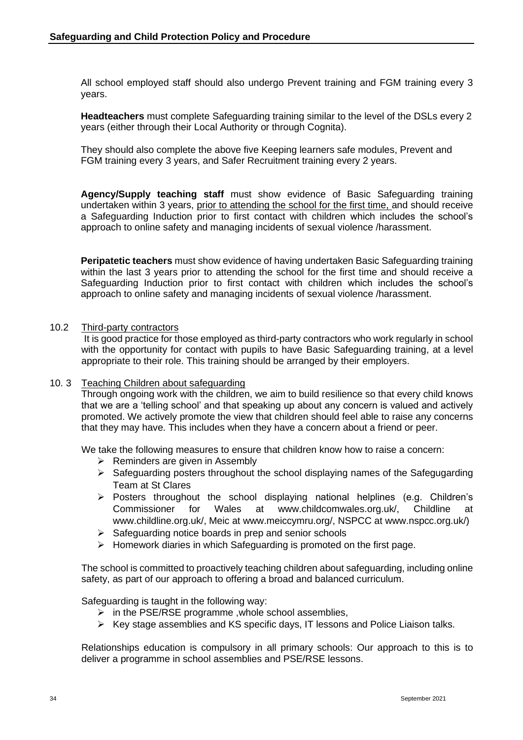All school employed staff should also undergo Prevent training and FGM training every 3 years.

**Headteachers** must complete Safeguarding training similar to the level of the DSLs every 2 years (either through their Local Authority or through Cognita).

They should also complete the above five Keeping learners safe modules, Prevent and FGM training every 3 years, and Safer Recruitment training every 2 years.

**Agency/Supply teaching staff** must show evidence of Basic Safeguarding training undertaken within 3 years, <u>prior to attending the school for the first time,</u> and should receive a Safeguarding Induction prior to first contact with children which includes the school's approach to online safety and managing incidents of sexual violence /harassment.

**Peripatetic teachers** must show evidence of having undertaken Basic Safeguarding training within the last 3 years prior to attending the school for the first time and should receive a Safeguarding Induction prior to first contact with children which includes the school's approach to online safety and managing incidents of sexual violence /harassment.

10.2 <u>Third-party contractors</u>

It is good practice for those employed as third-party contractors who work regularly in school with the opportunity for contact with pupils to have Basic Safeguarding training, at a level appropriate to their role. This training should be arranged by their employers.

10. 3 <u>Teaching Children about safeguarding</u>

Through ongoing work with the children, we aim to build resilience so that every child knows that we are a 'telling school' and that speaking up about any concern is valued and actively promoted. We actively promote the view that children should feel able to raise any concerns that they may have. This includes when they have a concern about a friend or peer.

We take the following measures to ensure that children know how to raise a concern:

- Reminders are given in Assembly
- Safeguarding posters throughout the school displaying names of the Safegugarding Team at St Clares
- Posters throughout the school displaying national helplines (e.g. Children's Commissioner for Wales at www.childcomwales.org.uk/, Childline at www.childline.org.uk/, Meic at www.meiccymru.org/, NSPCC at www.nspcc.org.uk/)
- Safeguarding notice boards in prep and senior schools
- Homework diaries in which Safeguarding is promoted on the first page.

The school is committed to proactively teaching children about safeguarding, including online safety, as part of our approach to offering a broad and balanced curriculum.

Safeguarding is taught in the following way:

- in the PSE/RSE programme ,whole school assemblies,
- Key stage assemblies and KS specific days, IT lessons and Police Liaison talks.

Relationships education is compulsory in all primary schools: Our approach to this is to deliver a programme in school assemblies and PSE/RSE lessons.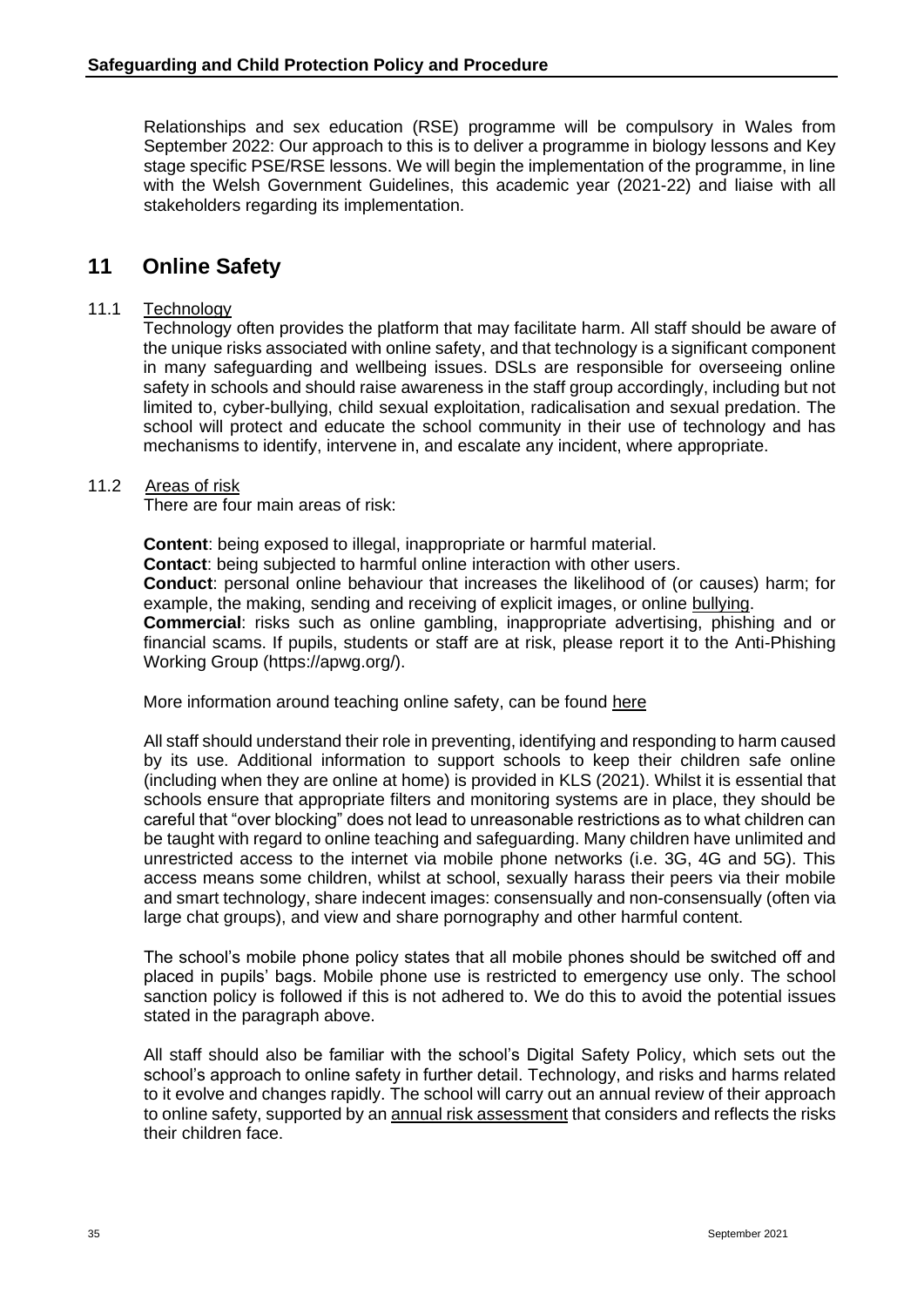Relationships and sex education (RSE) programme will be compulsory in Wales from September 2022: Our approach to this is to deliver a programme in biology lessons and Key stage specific PSE/RSE lessons. We will begin the implementation of the programme, in line with the Welsh Government Guidelines, this academic year (2021-22) and liaise with all stakeholders regarding its implementation.

## 11 Online Safety

### 11.1 Technology

Technology often provides the platform that may facilitate harm. All staff should be aware of the unique risks associated with online safety, and that technology is a significant component in many safeguarding and wellbeing issues. DSLs are responsible for overseeing online safety in schools and should raise awareness in the staff group accordingly, including but not limited to, cyber-bullying, child sexual exploitation, radicalisation and sexual predation. The school will protect and educate the school community in their use of technology and has mechanisms to identify, intervene in, and escalate any incident, where appropriate.

### 11.2 Areas of risk

There are four main areas of risk:

**Content**: being exposed to illegal, inappropriate or harmful material.
**Contact**: being subjected to harmful online interaction with other users.
**Conduct**: personal online behaviour that increases the likelihood of (or causes) harm; for example, the making, sending and receiving of explicit images, or online bullying.
**Commercial**: risks such as online gambling, inappropriate advertising, phishing and or financial scams. If pupils, students or staff are at risk, please report it to the Anti-Phishing Working Group (https://apwg.org/).

More information around teaching online safety, can be found here

All staff should understand their role in preventing, identifying and responding to harm caused by its use. Additional information to support schools to keep their children safe online (including when they are online at home) is provided in KLS (2021). Whilst it is essential that schools ensure that appropriate filters and monitoring systems are in place, they should be careful that "over blocking" does not lead to unreasonable restrictions as to what children can be taught with regard to online teaching and safeguarding. Many children have unlimited and unrestricted access to the internet via mobile phone networks (i.e. 3G, 4G and 5G). This access means some children, whilst at school, sexually harass their peers via their mobile and smart technology, share indecent images: consensually and non-consensually (often via large chat groups), and view and share pornography and other harmful content.

The school's mobile phone policy states that all mobile phones should be switched off and placed in pupils' bags. Mobile phone use is restricted to emergency use only. The school sanction policy is followed if this is not adhered to. We do this to avoid the potential issues stated in the paragraph above.

All staff should also be familiar with the school's Digital Safety Policy, which sets out the school's approach to online safety in further detail. Technology, and risks and harms related to it evolve and changes rapidly. The school will carry out an annual review of their approach to online safety, supported by an annual risk assessment that considers and reflects the risks their children face.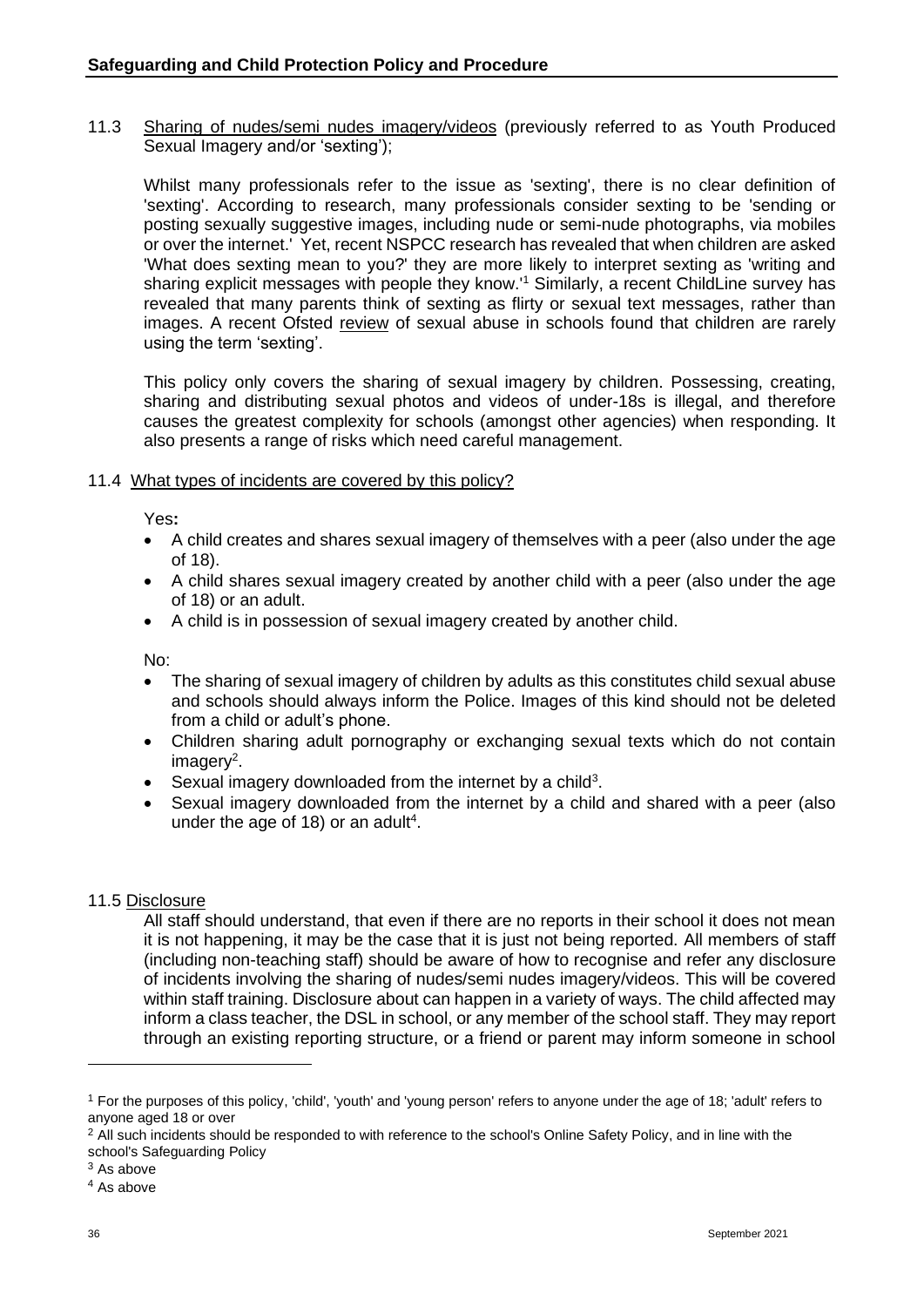11.3 Sharing of nudes/semi nudes imagery/videos (previously referred to as Youth Produced Sexual Imagery and/or 'sexting');

Whilst many professionals refer to the issue as 'sexting', there is no clear definition of 'sexting'. According to research, many professionals consider sexting to be 'sending or posting sexually suggestive images, including nude or semi-nude photographs, via mobiles or over the internet.' Yet, recent NSPCC research has revealed that when children are asked 'What does sexting mean to you?' they are more likely to interpret sexting as 'writing and sharing explicit messages with people they know.'[1] Similarly, a recent ChildLine survey has revealed that many parents think of sexting as flirty or sexual text messages, rather than images. A recent Ofsted review of sexual abuse in schools found that children are rarely using the term 'sexting'.

This policy only covers the sharing of sexual imagery by children. Possessing, creating, sharing and distributing sexual photos and videos of under-18s is illegal, and therefore causes the greatest complexity for schools (amongst other agencies) when responding. It also presents a range of risks which need careful management.

11.4 What types of incidents are covered by this policy?

Yes**:**

- A child creates and shares sexual imagery of themselves with a peer (also under the age of 18).
- A child shares sexual imagery created by another child with a peer (also under the age of 18) or an adult.
- A child is in possession of sexual imagery created by another child.

No:

- The sharing of sexual imagery of children by adults as this constitutes child sexual abuse and schools should always inform the Police. Images of this kind should not be deleted from a child or adult's phone.
- Children sharing adult pornography or exchanging sexual texts which do not contain imagery[2].
- Sexual imagery downloaded from the internet by a child[3].
- Sexual imagery downloaded from the internet by a child and shared with a peer (also under the age of 18) or an adult[4].

11.5 Disclosure

All staff should understand, that even if there are no reports in their school it does not mean it is not happening, it may be the case that it is just not being reported. All members of staff (including non-teaching staff) should be aware of how to recognise and refer any disclosure of incidents involving the sharing of nudes/semi nudes imagery/videos. This will be covered within staff training. Disclosure about can happen in a variety of ways. The child affected may inform a class teacher, the DSL in school, or any member of the school staff. They may report through an existing reporting structure, or a friend or parent may inform someone in school

---

[1] For the purposes of this policy, 'child', 'youth' and 'young person' refers to anyone under the age of 18; 'adult' refers to anyone aged 18 or over

[2] All such incidents should be responded to with reference to the school's Online Safety Policy, and in line with the school's Safeguarding Policy

[3] As above

[4] As above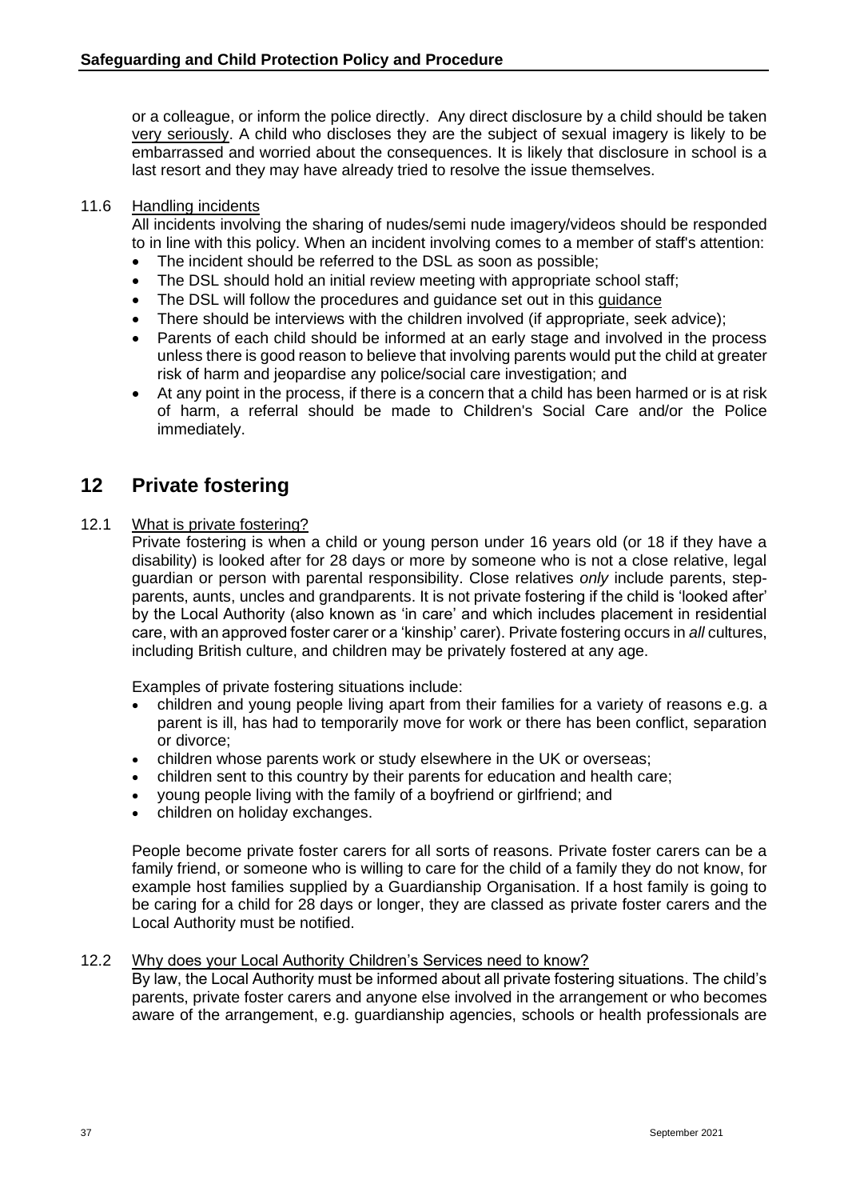or a colleague, or inform the police directly. Any direct disclosure by a child should be taken very seriously. A child who discloses they are the subject of sexual imagery is likely to be embarrassed and worried about the consequences. It is likely that disclosure in school is a last resort and they may have already tried to resolve the issue themselves.

11.6 Handling incidents

All incidents involving the sharing of nudes/semi nude imagery/videos should be responded to in line with this policy. When an incident involving comes to a member of staff's attention:

- The incident should be referred to the DSL as soon as possible;
- The DSL should hold an initial review meeting with appropriate school staff;
- The DSL will follow the procedures and guidance set out in this guidance
- There should be interviews with the children involved (if appropriate, seek advice);
- Parents of each child should be informed at an early stage and involved in the process unless there is good reason to believe that involving parents would put the child at greater risk of harm and jeopardise any police/social care investigation; and
- At any point in the process, if there is a concern that a child has been harmed or is at risk of harm, a referral should be made to Children's Social Care and/or the Police immediately.

## 12 Private fostering

12.1 What is private fostering?

Private fostering is when a child or young person under 16 years old (or 18 if they have a disability) is looked after for 28 days or more by someone who is not a close relative, legal guardian or person with parental responsibility. Close relatives *only* include parents, step-parents, aunts, uncles and grandparents. It is not private fostering if the child is 'looked after' by the Local Authority (also known as 'in care' and which includes placement in residential care, with an approved foster carer or a 'kinship' carer). Private fostering occurs in *all* cultures, including British culture, and children may be privately fostered at any age.

Examples of private fostering situations include:

- children and young people living apart from their families for a variety of reasons e.g. a parent is ill, has had to temporarily move for work or there has been conflict, separation or divorce;
- children whose parents work or study elsewhere in the UK or overseas;
- children sent to this country by their parents for education and health care;
- young people living with the family of a boyfriend or girlfriend; and
- children on holiday exchanges.

People become private foster carers for all sorts of reasons. Private foster carers can be a family friend, or someone who is willing to care for the child of a family they do not know, for example host families supplied by a Guardianship Organisation. If a host family is going to be caring for a child for 28 days or longer, they are classed as private foster carers and the Local Authority must be notified.

12.2 Why does your Local Authority Children's Services need to know?

By law, the Local Authority must be informed about all private fostering situations. The child's parents, private foster carers and anyone else involved in the arrangement or who becomes aware of the arrangement, e.g. guardianship agencies, schools or health professionals are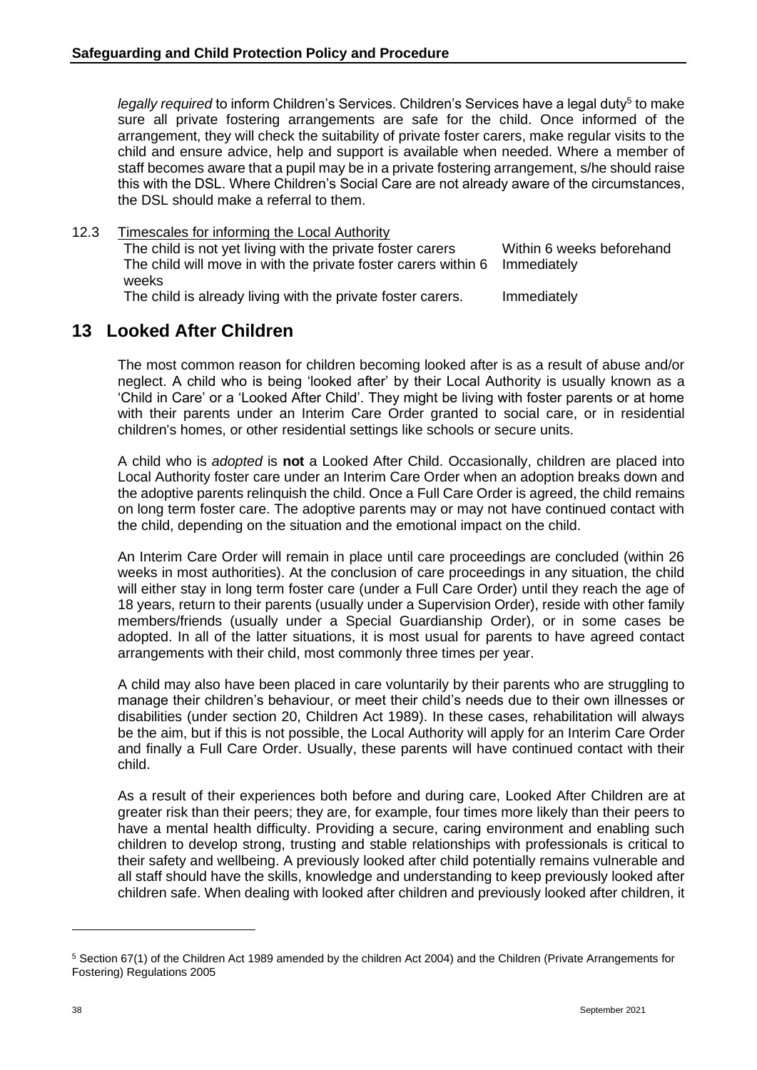*legally required* to inform Children's Services. Children's Services have a legal duty[5] to make sure all private fostering arrangements are safe for the child. Once informed of the arrangement, they will check the suitability of private foster carers, make regular visits to the child and ensure advice, help and support is available when needed. Where a member of staff becomes aware that a pupil may be in a private fostering arrangement, s/he should raise this with the DSL. Where Children's Social Care are not already aware of the circumstances, the DSL should make a referral to them.

12.3 Timescales for informing the Local Authority

| | |
|---|---|
| The child is not yet living with the private foster carers | Within 6 weeks beforehand |
| The child will move in with the private foster carers within 6 weeks | Immediately |
| The child is already living with the private foster carers. | Immediately |

## 13 Looked After Children

The most common reason for children becoming looked after is as a result of abuse and/or neglect. A child who is being 'looked after' by their Local Authority is usually known as a 'Child in Care' or a 'Looked After Child'. They might be living with foster parents or at home with their parents under an Interim Care Order granted to social care, or in residential children's homes, or other residential settings like schools or secure units.

A child who is *adopted* is **not** a Looked After Child. Occasionally, children are placed into Local Authority foster care under an Interim Care Order when an adoption breaks down and the adoptive parents relinquish the child. Once a Full Care Order is agreed, the child remains on long term foster care. The adoptive parents may or may not have continued contact with the child, depending on the situation and the emotional impact on the child.

An Interim Care Order will remain in place until care proceedings are concluded (within 26 weeks in most authorities). At the conclusion of care proceedings in any situation, the child will either stay in long term foster care (under a Full Care Order) until they reach the age of 18 years, return to their parents (usually under a Supervision Order), reside with other family members/friends (usually under a Special Guardianship Order), or in some cases be adopted. In all of the latter situations, it is most usual for parents to have agreed contact arrangements with their child, most commonly three times per year.

A child may also have been placed in care voluntarily by their parents who are struggling to manage their children's behaviour, or meet their child's needs due to their own illnesses or disabilities (under section 20, Children Act 1989). In these cases, rehabilitation will always be the aim, but if this is not possible, the Local Authority will apply for an Interim Care Order and finally a Full Care Order. Usually, these parents will have continued contact with their child.

As a result of their experiences both before and during care, Looked After Children are at greater risk than their peers; they are, for example, four times more likely than their peers to have a mental health difficulty. Providing a secure, caring environment and enabling such children to develop strong, trusting and stable relationships with professionals is critical to their safety and wellbeing. A previously looked after child potentially remains vulnerable and all staff should have the skills, knowledge and understanding to keep previously looked after children safe. When dealing with looked after children and previously looked after children, it

---

[5] Section 67(1) of the Children Act 1989 amended by the children Act 2004) and the Children (Private Arrangements for Fostering) Regulations 2005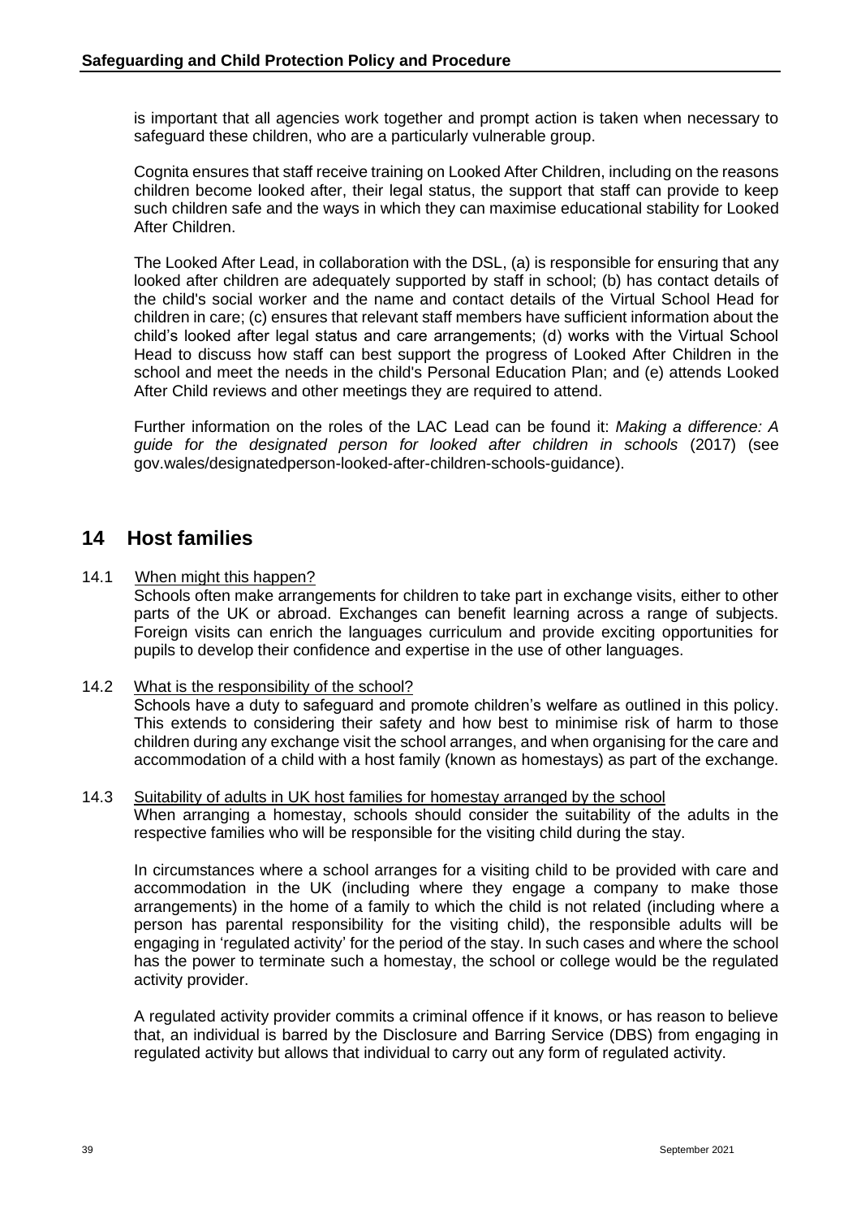is important that all agencies work together and prompt action is taken when necessary to safeguard these children, who are a particularly vulnerable group.

Cognita ensures that staff receive training on Looked After Children, including on the reasons children become looked after, their legal status, the support that staff can provide to keep such children safe and the ways in which they can maximise educational stability for Looked After Children.

The Looked After Lead, in collaboration with the DSL, (a) is responsible for ensuring that any looked after children are adequately supported by staff in school; (b) has contact details of the child's social worker and the name and contact details of the Virtual School Head for children in care; (c) ensures that relevant staff members have sufficient information about the child's looked after legal status and care arrangements; (d) works with the Virtual School Head to discuss how staff can best support the progress of Looked After Children in the school and meet the needs in the child's Personal Education Plan; and (e) attends Looked After Child reviews and other meetings they are required to attend.

Further information on the roles of the LAC Lead can be found it: *Making a difference: A guide for the designated person for looked after children in schools* (2017) (see gov.wales/designatedperson-looked-after-children-schools-guidance).

## 14 Host families

14.1 When might this happen?

Schools often make arrangements for children to take part in exchange visits, either to other parts of the UK or abroad. Exchanges can benefit learning across a range of subjects. Foreign visits can enrich the languages curriculum and provide exciting opportunities for pupils to develop their confidence and expertise in the use of other languages.

14.2 What is the responsibility of the school?

Schools have a duty to safeguard and promote children's welfare as outlined in this policy. This extends to considering their safety and how best to minimise risk of harm to those children during any exchange visit the school arranges, and when organising for the care and accommodation of a child with a host family (known as homestays) as part of the exchange.

14.3 Suitability of adults in UK host families for homestay arranged by the school

When arranging a homestay, schools should consider the suitability of the adults in the respective families who will be responsible for the visiting child during the stay.

In circumstances where a school arranges for a visiting child to be provided with care and accommodation in the UK (including where they engage a company to make those arrangements) in the home of a family to which the child is not related (including where a person has parental responsibility for the visiting child), the responsible adults will be engaging in 'regulated activity' for the period of the stay. In such cases and where the school has the power to terminate such a homestay, the school or college would be the regulated activity provider.

A regulated activity provider commits a criminal offence if it knows, or has reason to believe that, an individual is barred by the Disclosure and Barring Service (DBS) from engaging in regulated activity but allows that individual to carry out any form of regulated activity.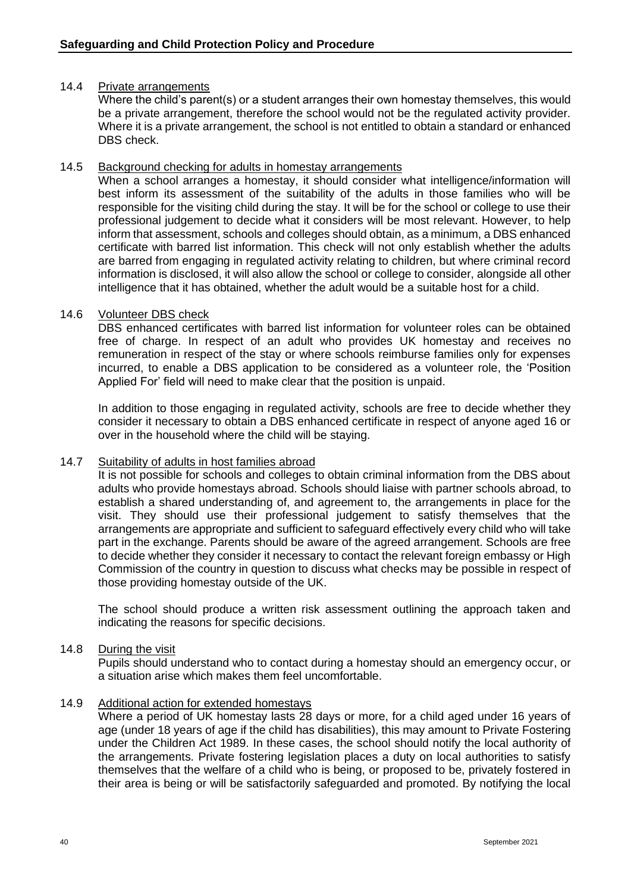14.4 Private arrangements

Where the child's parent(s) or a student arranges their own homestay themselves, this would be a private arrangement, therefore the school would not be the regulated activity provider. Where it is a private arrangement, the school is not entitled to obtain a standard or enhanced DBS check.

14.5 Background checking for adults in homestay arrangements

When a school arranges a homestay, it should consider what intelligence/information will best inform its assessment of the suitability of the adults in those families who will be responsible for the visiting child during the stay. It will be for the school or college to use their professional judgement to decide what it considers will be most relevant. However, to help inform that assessment, schools and colleges should obtain, as a minimum, a DBS enhanced certificate with barred list information. This check will not only establish whether the adults are barred from engaging in regulated activity relating to children, but where criminal record information is disclosed, it will also allow the school or college to consider, alongside all other intelligence that it has obtained, whether the adult would be a suitable host for a child.

14.6 Volunteer DBS check

DBS enhanced certificates with barred list information for volunteer roles can be obtained free of charge. In respect of an adult who provides UK homestay and receives no remuneration in respect of the stay or where schools reimburse families only for expenses incurred, to enable a DBS application to be considered as a volunteer role, the 'Position Applied For' field will need to make clear that the position is unpaid.

In addition to those engaging in regulated activity, schools are free to decide whether they consider it necessary to obtain a DBS enhanced certificate in respect of anyone aged 16 or over in the household where the child will be staying.

14.7 Suitability of adults in host families abroad

It is not possible for schools and colleges to obtain criminal information from the DBS about adults who provide homestays abroad. Schools should liaise with partner schools abroad, to establish a shared understanding of, and agreement to, the arrangements in place for the visit. They should use their professional judgement to satisfy themselves that the arrangements are appropriate and sufficient to safeguard effectively every child who will take part in the exchange. Parents should be aware of the agreed arrangement. Schools are free to decide whether they consider it necessary to contact the relevant foreign embassy or High Commission of the country in question to discuss what checks may be possible in respect of those providing homestay outside of the UK.

The school should produce a written risk assessment outlining the approach taken and indicating the reasons for specific decisions.

14.8 During the visit

Pupils should understand who to contact during a homestay should an emergency occur, or a situation arise which makes them feel uncomfortable.

14.9 Additional action for extended homestays

Where a period of UK homestay lasts 28 days or more, for a child aged under 16 years of age (under 18 years of age if the child has disabilities), this may amount to Private Fostering under the Children Act 1989. In these cases, the school should notify the local authority of the arrangements. Private fostering legislation places a duty on local authorities to satisfy themselves that the welfare of a child who is being, or proposed to be, privately fostered in their area is being or will be satisfactorily safeguarded and promoted. By notifying the local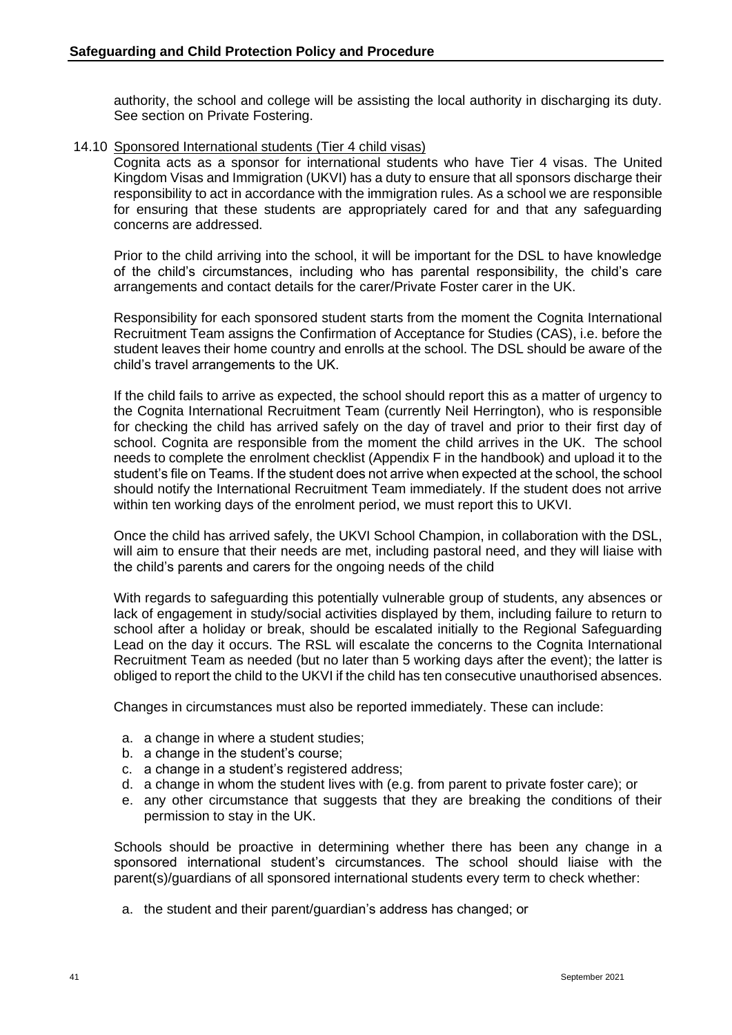authority, the school and college will be assisting the local authority in discharging its duty. See section on Private Fostering.

14.10 Sponsored International students (Tier 4 child visas)

Cognita acts as a sponsor for international students who have Tier 4 visas. The United Kingdom Visas and Immigration (UKVI) has a duty to ensure that all sponsors discharge their responsibility to act in accordance with the immigration rules. As a school we are responsible for ensuring that these students are appropriately cared for and that any safeguarding concerns are addressed.

Prior to the child arriving into the school, it will be important for the DSL to have knowledge of the child's circumstances, including who has parental responsibility, the child's care arrangements and contact details for the carer/Private Foster carer in the UK.

Responsibility for each sponsored student starts from the moment the Cognita International Recruitment Team assigns the Confirmation of Acceptance for Studies (CAS), i.e. before the student leaves their home country and enrolls at the school. The DSL should be aware of the child's travel arrangements to the UK.

If the child fails to arrive as expected, the school should report this as a matter of urgency to the Cognita International Recruitment Team (currently Neil Herrington), who is responsible for checking the child has arrived safely on the day of travel and prior to their first day of school. Cognita are responsible from the moment the child arrives in the UK. The school needs to complete the enrolment checklist (Appendix F in the handbook) and upload it to the student's file on Teams. If the student does not arrive when expected at the school, the school should notify the International Recruitment Team immediately. If the student does not arrive within ten working days of the enrolment period, we must report this to UKVI.

Once the child has arrived safely, the UKVI School Champion, in collaboration with the DSL, will aim to ensure that their needs are met, including pastoral need, and they will liaise with the child's parents and carers for the ongoing needs of the child

With regards to safeguarding this potentially vulnerable group of students, any absences or lack of engagement in study/social activities displayed by them, including failure to return to school after a holiday or break, should be escalated initially to the Regional Safeguarding Lead on the day it occurs. The RSL will escalate the concerns to the Cognita International Recruitment Team as needed (but no later than 5 working days after the event); the latter is obliged to report the child to the UKVI if the child has ten consecutive unauthorised absences.

Changes in circumstances must also be reported immediately. These can include:

a. a change in where a student studies;
b. a change in the student's course;
c. a change in a student's registered address;
d. a change in whom the student lives with (e.g. from parent to private foster care); or
e. any other circumstance that suggests that they are breaking the conditions of their permission to stay in the UK.

Schools should be proactive in determining whether there has been any change in a sponsored international student's circumstances. The school should liaise with the parent(s)/guardians of all sponsored international students every term to check whether:

a. the student and their parent/guardian's address has changed; or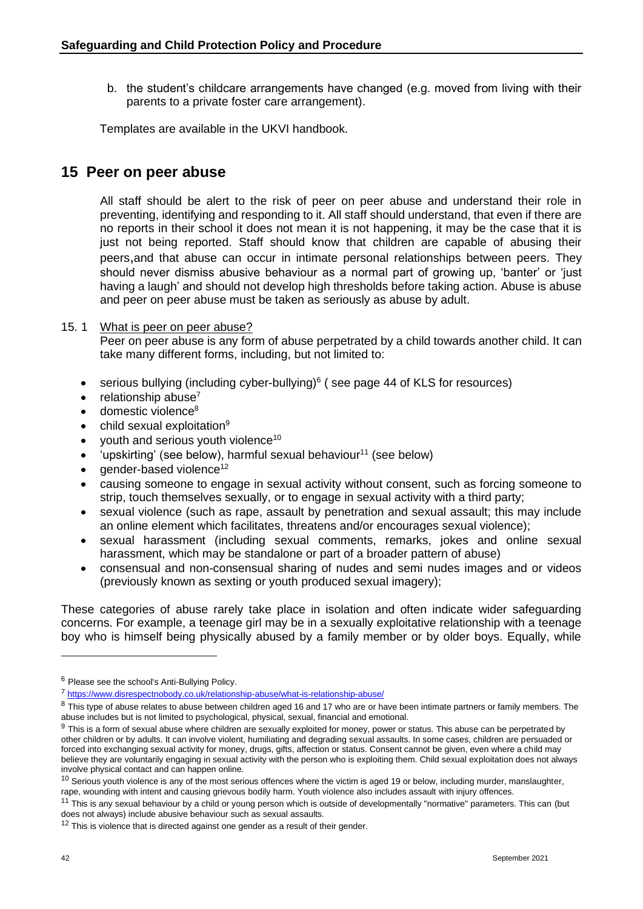b. the student's childcare arrangements have changed (e.g. moved from living with their parents to a private foster care arrangement).

Templates are available in the UKVI handbook.

## 15 Peer on peer abuse

All staff should be alert to the risk of peer on peer abuse and understand their role in preventing, identifying and responding to it. All staff should understand, that even if there are no reports in their school it does not mean it is not happening, it may be the case that it is just not being reported. Staff should know that children are capable of abusing their peers,and that abuse can occur in intimate personal relationships between peers. They should never dismiss abusive behaviour as a normal part of growing up, 'banter' or 'just having a laugh' and should not develop high thresholds before taking action. Abuse is abuse and peer on peer abuse must be taken as seriously as abuse by adult.

15. 1 What is peer on peer abuse?

Peer on peer abuse is any form of abuse perpetrated by a child towards another child. It can take many different forms, including, but not limited to:

- serious bullying (including cyber-bullying)[6] ( see page 44 of KLS for resources)
- relationship abuse[7]
- domestic violence[8]
- child sexual exploitation[9]
- youth and serious youth violence[10]
- 'upskirting' (see below), harmful sexual behaviour[11] (see below)
- gender-based violence[12]
- causing someone to engage in sexual activity without consent, such as forcing someone to strip, touch themselves sexually, or to engage in sexual activity with a third party;
- sexual violence (such as rape, assault by penetration and sexual assault; this may include an online element which facilitates, threatens and/or encourages sexual violence);
- sexual harassment (including sexual comments, remarks, jokes and online sexual harassment, which may be standalone or part of a broader pattern of abuse)
- consensual and non-consensual sharing of nudes and semi nudes images and or videos (previously known as sexting or youth produced sexual imagery);

These categories of abuse rarely take place in isolation and often indicate wider safeguarding concerns. For example, a teenage girl may be in a sexually exploitative relationship with a teenage boy who is himself being physically abused by a family member or by older boys. Equally, while

---

[6] Please see the school's Anti-Bullying Policy.

[7] https://www.disrespectnobody.co.uk/relationship-abuse/what-is-relationship-abuse/

[8] This type of abuse relates to abuse between children aged 16 and 17 who are or have been intimate partners or family members. The abuse includes but is not limited to psychological, physical, sexual, financial and emotional.

[9] This is a form of sexual abuse where children are sexually exploited for money, power or status. This abuse can be perpetrated by other children or by adults. It can involve violent, humiliating and degrading sexual assaults. In some cases, children are persuaded or forced into exchanging sexual activity for money, drugs, gifts, affection or status. Consent cannot be given, even where a child may believe they are voluntarily engaging in sexual activity with the person who is exploiting them. Child sexual exploitation does not always involve physical contact and can happen online.

[10] Serious youth violence is any of the most serious offences where the victim is aged 19 or below, including murder, manslaughter, rape, wounding with intent and causing grievous bodily harm. Youth violence also includes assault with injury offences.

[11] This is any sexual behaviour by a child or young person which is outside of developmentally "normative" parameters. This can (but does not always) include abusive behaviour such as sexual assaults.

[12] This is violence that is directed against one gender as a result of their gender.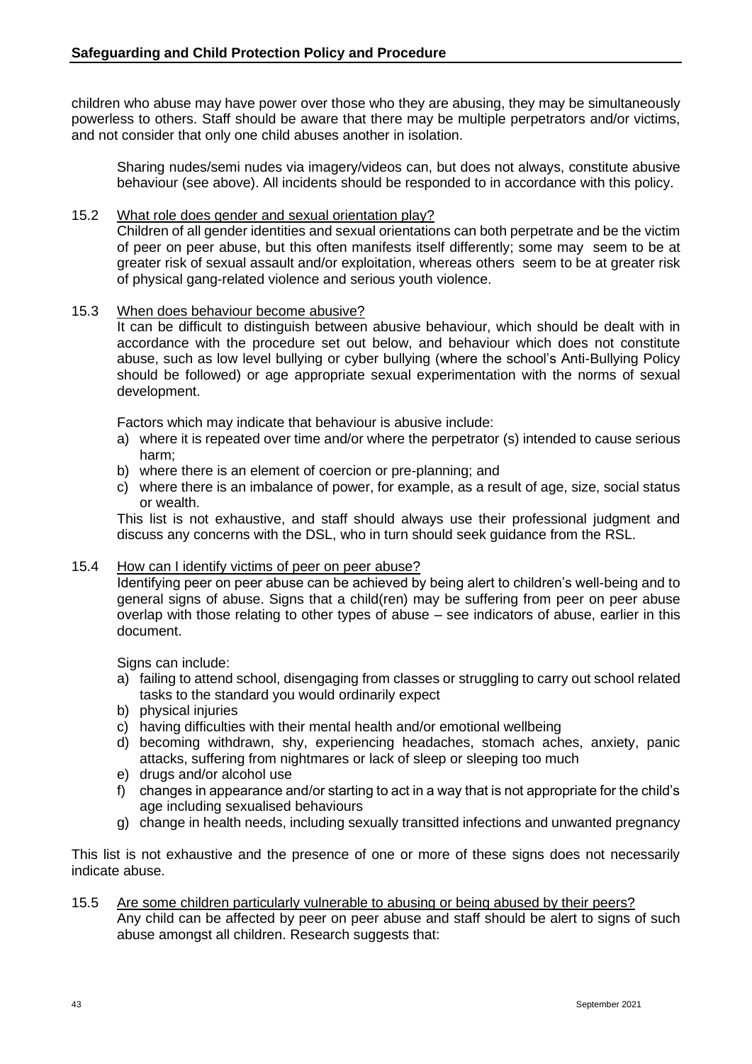children who abuse may have power over those who they are abusing, they may be simultaneously powerless to others. Staff should be aware that there may be multiple perpetrators and/or victims, and not consider that only one child abuses another in isolation.

Sharing nudes/semi nudes via imagery/videos can, but does not always, constitute abusive behaviour (see above). All incidents should be responded to in accordance with this policy.

15.2 What role does gender and sexual orientation play?

Children of all gender identities and sexual orientations can both perpetrate and be the victim of peer on peer abuse, but this often manifests itself differently; some may seem to be at greater risk of sexual assault and/or exploitation, whereas others seem to be at greater risk of physical gang-related violence and serious youth violence.

15.3 When does behaviour become abusive?

It can be difficult to distinguish between abusive behaviour, which should be dealt with in accordance with the procedure set out below, and behaviour which does not constitute abuse, such as low level bullying or cyber bullying (where the school's Anti-Bullying Policy should be followed) or age appropriate sexual experimentation with the norms of sexual development.

Factors which may indicate that behaviour is abusive include:

a) where it is repeated over time and/or where the perpetrator (s) intended to cause serious harm;
b) where there is an element of coercion or pre-planning; and
c) where there is an imbalance of power, for example, as a result of age, size, social status or wealth.

This list is not exhaustive, and staff should always use their professional judgment and discuss any concerns with the DSL, who in turn should seek guidance from the RSL.

15.4 How can I identify victims of peer on peer abuse?

Identifying peer on peer abuse can be achieved by being alert to children's well-being and to general signs of abuse. Signs that a child(ren) may be suffering from peer on peer abuse overlap with those relating to other types of abuse – see indicators of abuse, earlier in this document.

Signs can include:

a) failing to attend school, disengaging from classes or struggling to carry out school related tasks to the standard you would ordinarily expect
b) physical injuries
c) having difficulties with their mental health and/or emotional wellbeing
d) becoming withdrawn, shy, experiencing headaches, stomach aches, anxiety, panic attacks, suffering from nightmares or lack of sleep or sleeping too much
e) drugs and/or alcohol use
f) changes in appearance and/or starting to act in a way that is not appropriate for the child's age including sexualised behaviours
g) change in health needs, including sexually transitted infections and unwanted pregnancy

This list is not exhaustive and the presence of one or more of these signs does not necessarily indicate abuse.

15.5 Are some children particularly vulnerable to abusing or being abused by their peers?

Any child can be affected by peer on peer abuse and staff should be alert to signs of such abuse amongst all children. Research suggests that: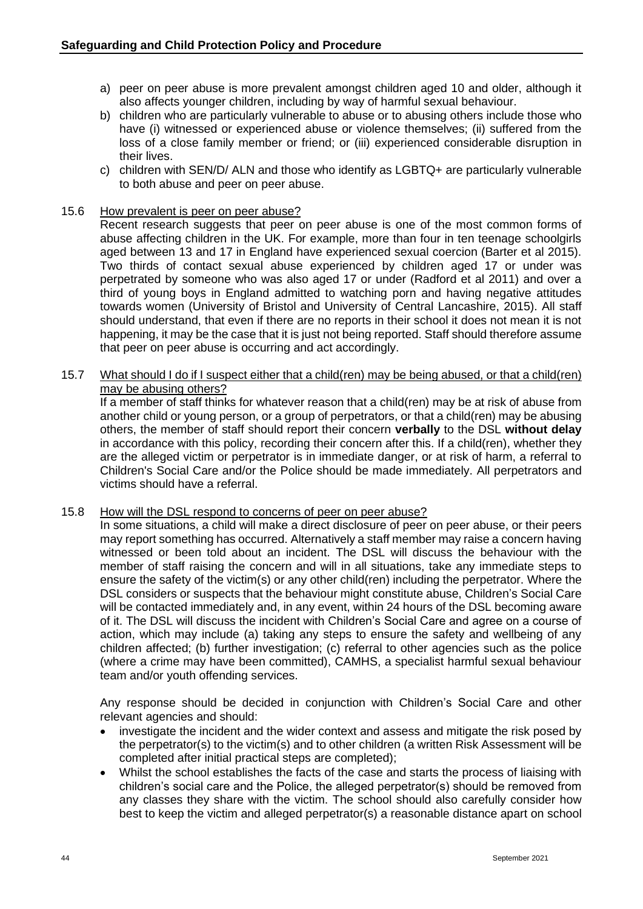a) peer on peer abuse is more prevalent amongst children aged 10 and older, although it also affects younger children, including by way of harmful sexual behaviour.
b) children who are particularly vulnerable to abuse or to abusing others include those who have (i) witnessed or experienced abuse or violence themselves; (ii) suffered from the loss of a close family member or friend; or (iii) experienced considerable disruption in their lives.
c) children with SEN/D/ ALN and those who identify as LGBTQ+ are particularly vulnerable to both abuse and peer on peer abuse.

15.6 How prevalent is peer on peer abuse?

Recent research suggests that peer on peer abuse is one of the most common forms of abuse affecting children in the UK. For example, more than four in ten teenage schoolgirls aged between 13 and 17 in England have experienced sexual coercion (Barter et al 2015). Two thirds of contact sexual abuse experienced by children aged 17 or under was perpetrated by someone who was also aged 17 or under (Radford et al 2011) and over a third of young boys in England admitted to watching porn and having negative attitudes towards women (University of Bristol and University of Central Lancashire, 2015). All staff should understand, that even if there are no reports in their school it does not mean it is not happening, it may be the case that it is just not being reported. Staff should therefore assume that peer on peer abuse is occurring and act accordingly.

15.7 What should I do if I suspect either that a child(ren) may be being abused, or that a child(ren) may be abusing others?

If a member of staff thinks for whatever reason that a child(ren) may be at risk of abuse from another child or young person, or a group of perpetrators, or that a child(ren) may be abusing others, the member of staff should report their concern **verbally** to the DSL **without delay** in accordance with this policy, recording their concern after this. If a child(ren), whether they are the alleged victim or perpetrator is in immediate danger, or at risk of harm, a referral to Children's Social Care and/or the Police should be made immediately. All perpetrators and victims should have a referral.

15.8 How will the DSL respond to concerns of peer on peer abuse?

In some situations, a child will make a direct disclosure of peer on peer abuse, or their peers may report something has occurred. Alternatively a staff member may raise a concern having witnessed or been told about an incident. The DSL will discuss the behaviour with the member of staff raising the concern and will in all situations, take any immediate steps to ensure the safety of the victim(s) or any other child(ren) including the perpetrator. Where the DSL considers or suspects that the behaviour might constitute abuse, Children's Social Care will be contacted immediately and, in any event, within 24 hours of the DSL becoming aware of it. The DSL will discuss the incident with Children's Social Care and agree on a course of action, which may include (a) taking any steps to ensure the safety and wellbeing of any children affected; (b) further investigation; (c) referral to other agencies such as the police (where a crime may have been committed), CAMHS, a specialist harmful sexual behaviour team and/or youth offending services.

Any response should be decided in conjunction with Children's Social Care and other relevant agencies and should:

- investigate the incident and the wider context and assess and mitigate the risk posed by the perpetrator(s) to the victim(s) and to other children (a written Risk Assessment will be completed after initial practical steps are completed);
- Whilst the school establishes the facts of the case and starts the process of liaising with children's social care and the Police, the alleged perpetrator(s) should be removed from any classes they share with the victim. The school should also carefully consider how best to keep the victim and alleged perpetrator(s) a reasonable distance apart on school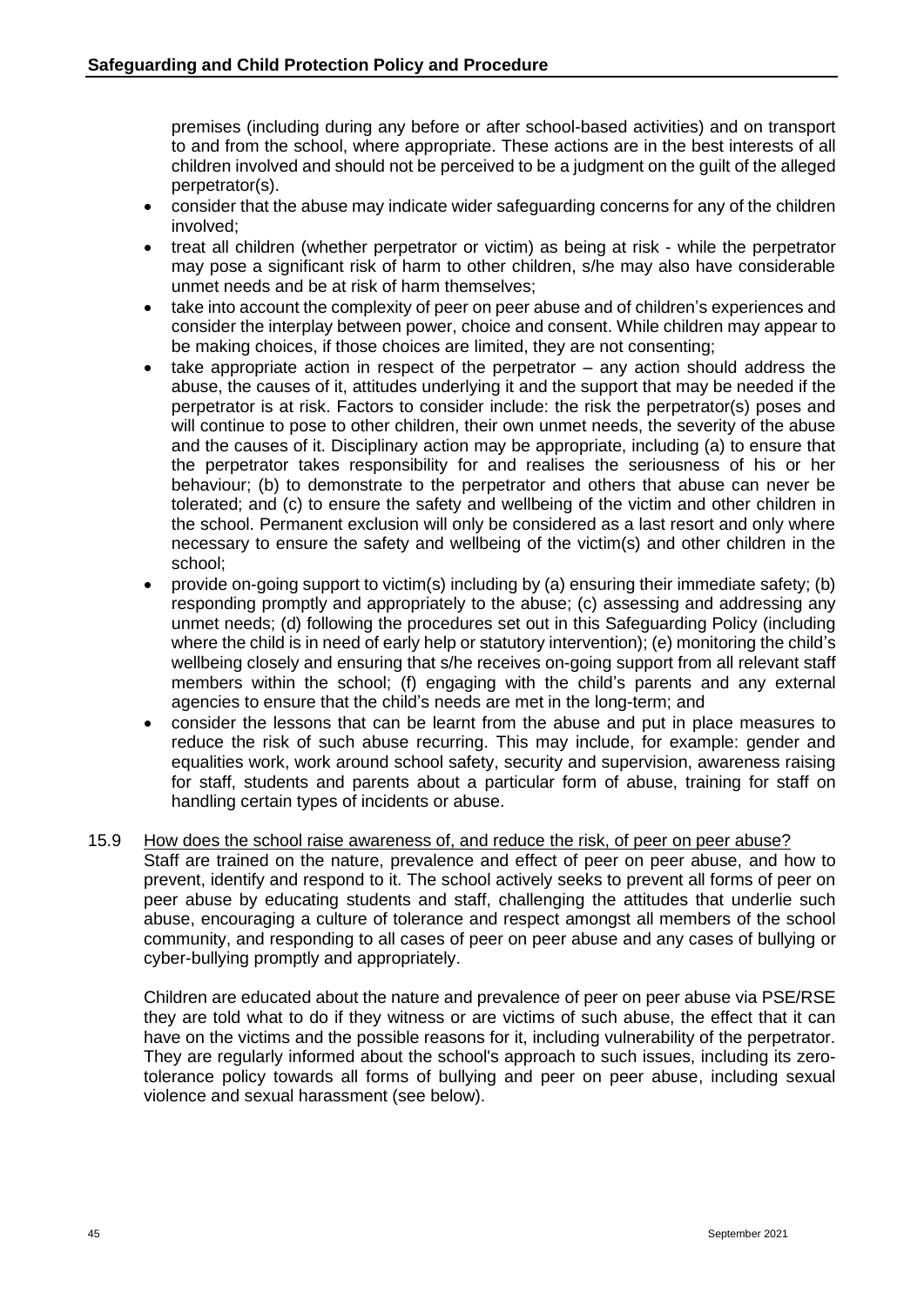premises (including during any before or after school-based activities) and on transport to and from the school, where appropriate. These actions are in the best interests of all children involved and should not be perceived to be a judgment on the guilt of the alleged perpetrator(s).

- consider that the abuse may indicate wider safeguarding concerns for any of the children involved;
- treat all children (whether perpetrator or victim) as being at risk - while the perpetrator may pose a significant risk of harm to other children, s/he may also have considerable unmet needs and be at risk of harm themselves;
- take into account the complexity of peer on peer abuse and of children's experiences and consider the interplay between power, choice and consent. While children may appear to be making choices, if those choices are limited, they are not consenting;
- take appropriate action in respect of the perpetrator – any action should address the abuse, the causes of it, attitudes underlying it and the support that may be needed if the perpetrator is at risk. Factors to consider include: the risk the perpetrator(s) poses and will continue to pose to other children, their own unmet needs, the severity of the abuse and the causes of it. Disciplinary action may be appropriate, including (a) to ensure that the perpetrator takes responsibility for and realises the seriousness of his or her behaviour; (b) to demonstrate to the perpetrator and others that abuse can never be tolerated; and (c) to ensure the safety and wellbeing of the victim and other children in the school. Permanent exclusion will only be considered as a last resort and only where necessary to ensure the safety and wellbeing of the victim(s) and other children in the school;
- provide on-going support to victim(s) including by (a) ensuring their immediate safety; (b) responding promptly and appropriately to the abuse; (c) assessing and addressing any unmet needs; (d) following the procedures set out in this Safeguarding Policy (including where the child is in need of early help or statutory intervention); (e) monitoring the child's wellbeing closely and ensuring that s/he receives on-going support from all relevant staff members within the school; (f) engaging with the child's parents and any external agencies to ensure that the child's needs are met in the long-term; and
- consider the lessons that can be learnt from the abuse and put in place measures to reduce the risk of such abuse recurring. This may include, for example: gender and equalities work, work around school safety, security and supervision, awareness raising for staff, students and parents about a particular form of abuse, training for staff on handling certain types of incidents or abuse.

15.9 <u>How does the school raise awareness of, and reduce the risk, of peer on peer abuse?</u>
Staff are trained on the nature, prevalence and effect of peer on peer abuse, and how to prevent, identify and respond to it. The school actively seeks to prevent all forms of peer on peer abuse by educating students and staff, challenging the attitudes that underlie such abuse, encouraging a culture of tolerance and respect amongst all members of the school community, and responding to all cases of peer on peer abuse and any cases of bullying or cyber-bullying promptly and appropriately.

Children are educated about the nature and prevalence of peer on peer abuse via PSE/RSE they are told what to do if they witness or are victims of such abuse, the effect that it can have on the victims and the possible reasons for it, including vulnerability of the perpetrator. They are regularly informed about the school's approach to such issues, including its zero-tolerance policy towards all forms of bullying and peer on peer abuse, including sexual violence and sexual harassment (see below).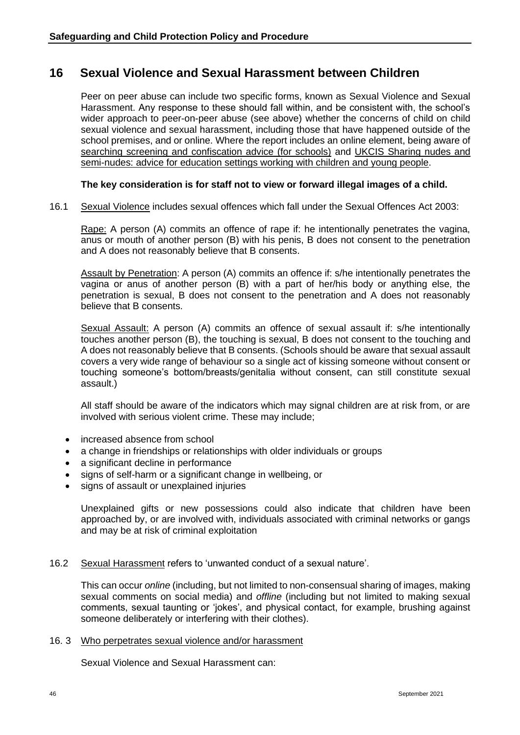## 16 Sexual Violence and Sexual Harassment between Children

Peer on peer abuse can include two specific forms, known as Sexual Violence and Sexual Harassment. Any response to these should fall within, and be consistent with, the school's wider approach to peer-on-peer abuse (see above) whether the concerns of child on child sexual violence and sexual harassment, including those that have happened outside of the school premises, and or online. Where the report includes an online element, being aware of searching screening and confiscation advice (for schools) and UKCIS Sharing nudes and semi-nudes: advice for education settings working with children and young people.

**The key consideration is for staff not to view or forward illegal images of a child.**

16.1 Sexual Violence includes sexual offences which fall under the Sexual Offences Act 2003:

Rape: A person (A) commits an offence of rape if: he intentionally penetrates the vagina, anus or mouth of another person (B) with his penis, B does not consent to the penetration and A does not reasonably believe that B consents.

Assault by Penetration: A person (A) commits an offence if: s/he intentionally penetrates the vagina or anus of another person (B) with a part of her/his body or anything else, the penetration is sexual, B does not consent to the penetration and A does not reasonably believe that B consents.

Sexual Assault: A person (A) commits an offence of sexual assault if: s/he intentionally touches another person (B), the touching is sexual, B does not consent to the touching and A does not reasonably believe that B consents. (Schools should be aware that sexual assault covers a very wide range of behaviour so a single act of kissing someone without consent or touching someone's bottom/breasts/genitalia without consent, can still constitute sexual assault.)

All staff should be aware of the indicators which may signal children are at risk from, or are involved with serious violent crime. These may include;

- increased absence from school
- a change in friendships or relationships with older individuals or groups
- a significant decline in performance
- signs of self-harm or a significant change in wellbeing, or
- signs of assault or unexplained injuries

Unexplained gifts or new possessions could also indicate that children have been approached by, or are involved with, individuals associated with criminal networks or gangs and may be at risk of criminal exploitation

16.2 Sexual Harassment refers to 'unwanted conduct of a sexual nature'.

This can occur *online* (including, but not limited to non-consensual sharing of images, making sexual comments on social media) and *offline* (including but not limited to making sexual comments, sexual taunting or 'jokes', and physical contact, for example, brushing against someone deliberately or interfering with their clothes).

16. 3 Who perpetrates sexual violence and/or harassment

Sexual Violence and Sexual Harassment can: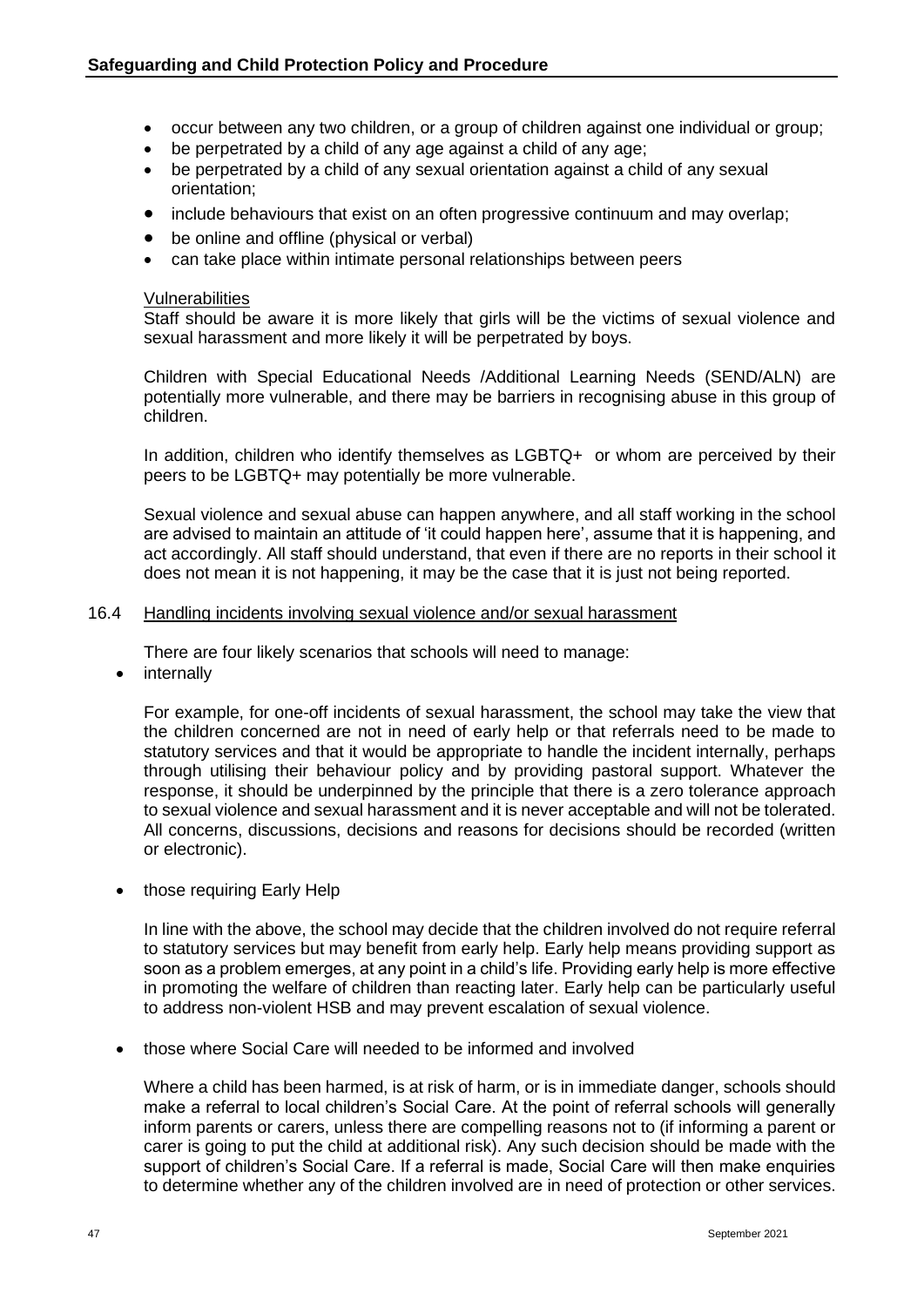- occur between any two children, or a group of children against one individual or group;
- be perpetrated by a child of any age against a child of any age;
- be perpetrated by a child of any sexual orientation against a child of any sexual orientation;
- include behaviours that exist on an often progressive continuum and may overlap;
- be online and offline (physical or verbal)
- can take place within intimate personal relationships between peers

Vulnerabilities

Staff should be aware it is more likely that girls will be the victims of sexual violence and sexual harassment and more likely it will be perpetrated by boys.

Children with Special Educational Needs /Additional Learning Needs (SEND/ALN) are potentially more vulnerable, and there may be barriers in recognising abuse in this group of children.

In addition, children who identify themselves as LGBTQ+ or whom are perceived by their peers to be LGBTQ+ may potentially be more vulnerable.

Sexual violence and sexual abuse can happen anywhere, and all staff working in the school are advised to maintain an attitude of 'it could happen here', assume that it is happening, and act accordingly. All staff should understand, that even if there are no reports in their school it does not mean it is not happening, it may be the case that it is just not being reported.

### 16.4 Handling incidents involving sexual violence and/or sexual harassment

There are four likely scenarios that schools will need to manage:

- internally

For example, for one-off incidents of sexual harassment, the school may take the view that the children concerned are not in need of early help or that referrals need to be made to statutory services and that it would be appropriate to handle the incident internally, perhaps through utilising their behaviour policy and by providing pastoral support. Whatever the response, it should be underpinned by the principle that there is a zero tolerance approach to sexual violence and sexual harassment and it is never acceptable and will not be tolerated. All concerns, discussions, decisions and reasons for decisions should be recorded (written or electronic).

- those requiring Early Help

In line with the above, the school may decide that the children involved do not require referral to statutory services but may benefit from early help. Early help means providing support as soon as a problem emerges, at any point in a child's life. Providing early help is more effective in promoting the welfare of children than reacting later. Early help can be particularly useful to address non-violent HSB and may prevent escalation of sexual violence.

- those where Social Care will needed to be informed and involved

Where a child has been harmed, is at risk of harm, or is in immediate danger, schools should make a referral to local children's Social Care. At the point of referral schools will generally inform parents or carers, unless there are compelling reasons not to (if informing a parent or carer is going to put the child at additional risk). Any such decision should be made with the support of children's Social Care. If a referral is made, Social Care will then make enquiries to determine whether any of the children involved are in need of protection or other services.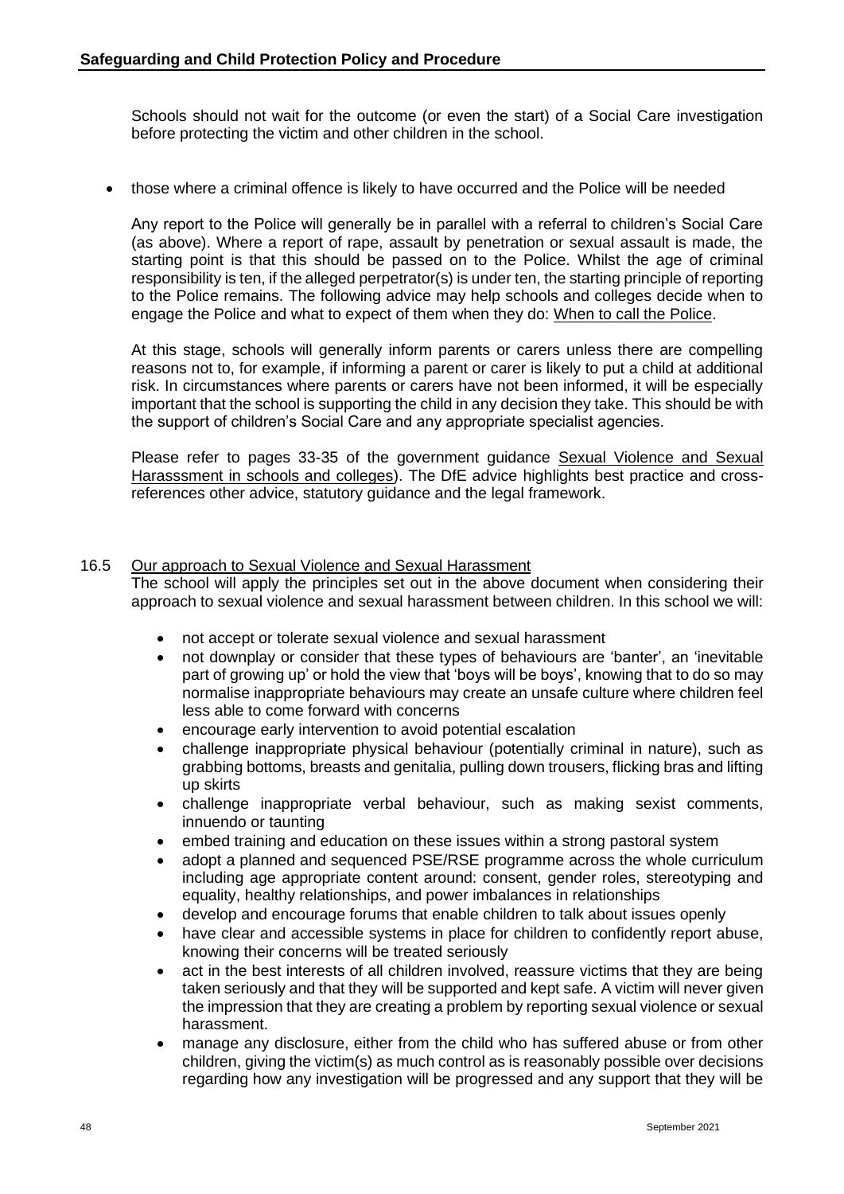Schools should not wait for the outcome (or even the start) of a Social Care investigation before protecting the victim and other children in the school.

- those where a criminal offence is likely to have occurred and the Police will be needed

  Any report to the Police will generally be in parallel with a referral to children's Social Care (as above). Where a report of rape, assault by penetration or sexual assault is made, the starting point is that this should be passed on to the Police. Whilst the age of criminal responsibility is ten, if the alleged perpetrator(s) is under ten, the starting principle of reporting to the Police remains. The following advice may help schools and colleges decide when to engage the Police and what to expect of them when they do: When to call the Police.

  At this stage, schools will generally inform parents or carers unless there are compelling reasons not to, for example, if informing a parent or carer is likely to put a child at additional risk. In circumstances where parents or carers have not been informed, it will be especially important that the school is supporting the child in any decision they take. This should be with the support of children's Social Care and any appropriate specialist agencies.

  Please refer to pages 33-35 of the government guidance Sexual Violence and Sexual Harasssment in schools and colleges). The DfE advice highlights best practice and cross-references other advice, statutory guidance and the legal framework.

16.5 Our approach to Sexual Violence and Sexual Harassment

The school will apply the principles set out in the above document when considering their approach to sexual violence and sexual harassment between children. In this school we will:

- not accept or tolerate sexual violence and sexual harassment
- not downplay or consider that these types of behaviours are 'banter', an 'inevitable part of growing up' or hold the view that 'boys will be boys', knowing that to do so may normalise inappropriate behaviours may create an unsafe culture where children feel less able to come forward with concerns
- encourage early intervention to avoid potential escalation
- challenge inappropriate physical behaviour (potentially criminal in nature), such as grabbing bottoms, breasts and genitalia, pulling down trousers, flicking bras and lifting up skirts
- challenge inappropriate verbal behaviour, such as making sexist comments, innuendo or taunting
- embed training and education on these issues within a strong pastoral system
- adopt a planned and sequenced PSE/RSE programme across the whole curriculum including age appropriate content around: consent, gender roles, stereotyping and equality, healthy relationships, and power imbalances in relationships
- develop and encourage forums that enable children to talk about issues openly
- have clear and accessible systems in place for children to confidently report abuse, knowing their concerns will be treated seriously
- act in the best interests of all children involved, reassure victims that they are being taken seriously and that they will be supported and kept safe. A victim will never given the impression that they are creating a problem by reporting sexual violence or sexual harassment.
- manage any disclosure, either from the child who has suffered abuse or from other children, giving the victim(s) as much control as is reasonably possible over decisions regarding how any investigation will be progressed and any support that they will be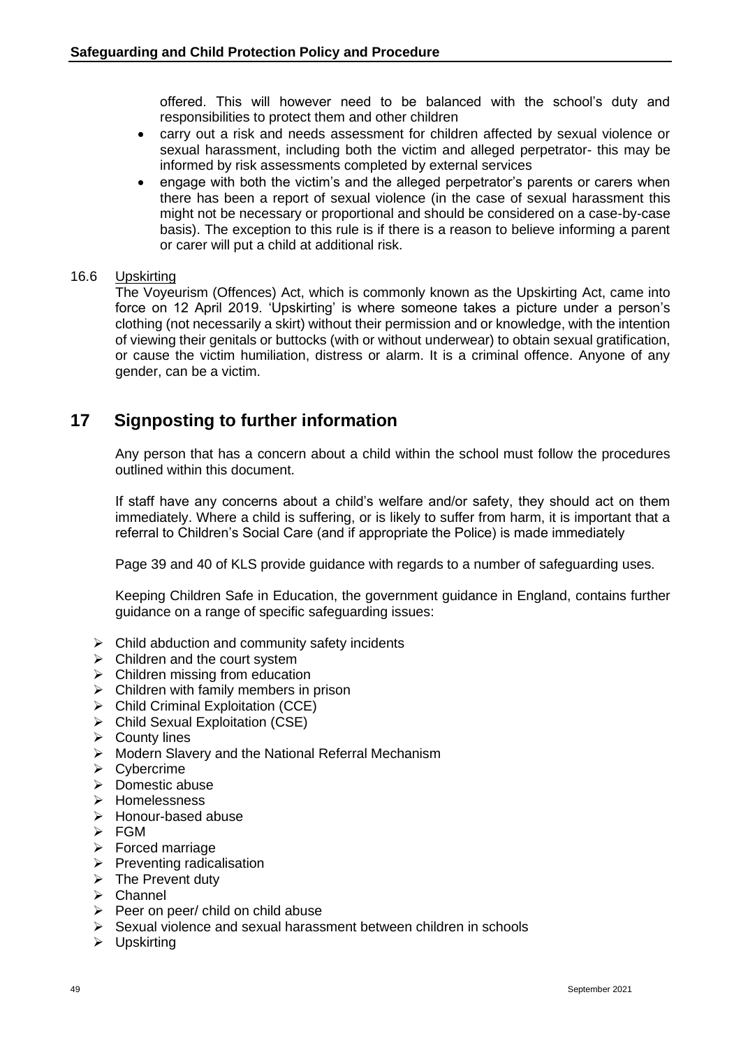offered. This will however need to be balanced with the school's duty and responsibilities to protect them and other children

- carry out a risk and needs assessment for children affected by sexual violence or sexual harassment, including both the victim and alleged perpetrator- this may be informed by risk assessments completed by external services
- engage with both the victim's and the alleged perpetrator's parents or carers when there has been a report of sexual violence (in the case of sexual harassment this might not be necessary or proportional and should be considered on a case-by-case basis). The exception to this rule is if there is a reason to believe informing a parent or carer will put a child at additional risk.

16.6 Upskirting

The Voyeurism (Offences) Act, which is commonly known as the Upskirting Act, came into force on 12 April 2019. 'Upskirting' is where someone takes a picture under a person's clothing (not necessarily a skirt) without their permission and or knowledge, with the intention of viewing their genitals or buttocks (with or without underwear) to obtain sexual gratification, or cause the victim humiliation, distress or alarm. It is a criminal offence. Anyone of any gender, can be a victim.

## 17 Signposting to further information

Any person that has a concern about a child within the school must follow the procedures outlined within this document.

If staff have any concerns about a child's welfare and/or safety, they should act on them immediately. Where a child is suffering, or is likely to suffer from harm, it is important that a referral to Children's Social Care (and if appropriate the Police) is made immediately

Page 39 and 40 of KLS provide guidance with regards to a number of safeguarding uses.

Keeping Children Safe in Education, the government guidance in England, contains further guidance on a range of specific safeguarding issues:

- Child abduction and community safety incidents
- Children and the court system
- Children missing from education
- Children with family members in prison
- Child Criminal Exploitation (CCE)
- Child Sexual Exploitation (CSE)
- County lines
- Modern Slavery and the National Referral Mechanism
- Cybercrime
- Domestic abuse
- Homelessness
- Honour-based abuse
- FGM
- Forced marriage
- Preventing radicalisation
- The Prevent duty
- Channel
- Peer on peer/ child on child abuse
- Sexual violence and sexual harassment between children in schools
- Upskirting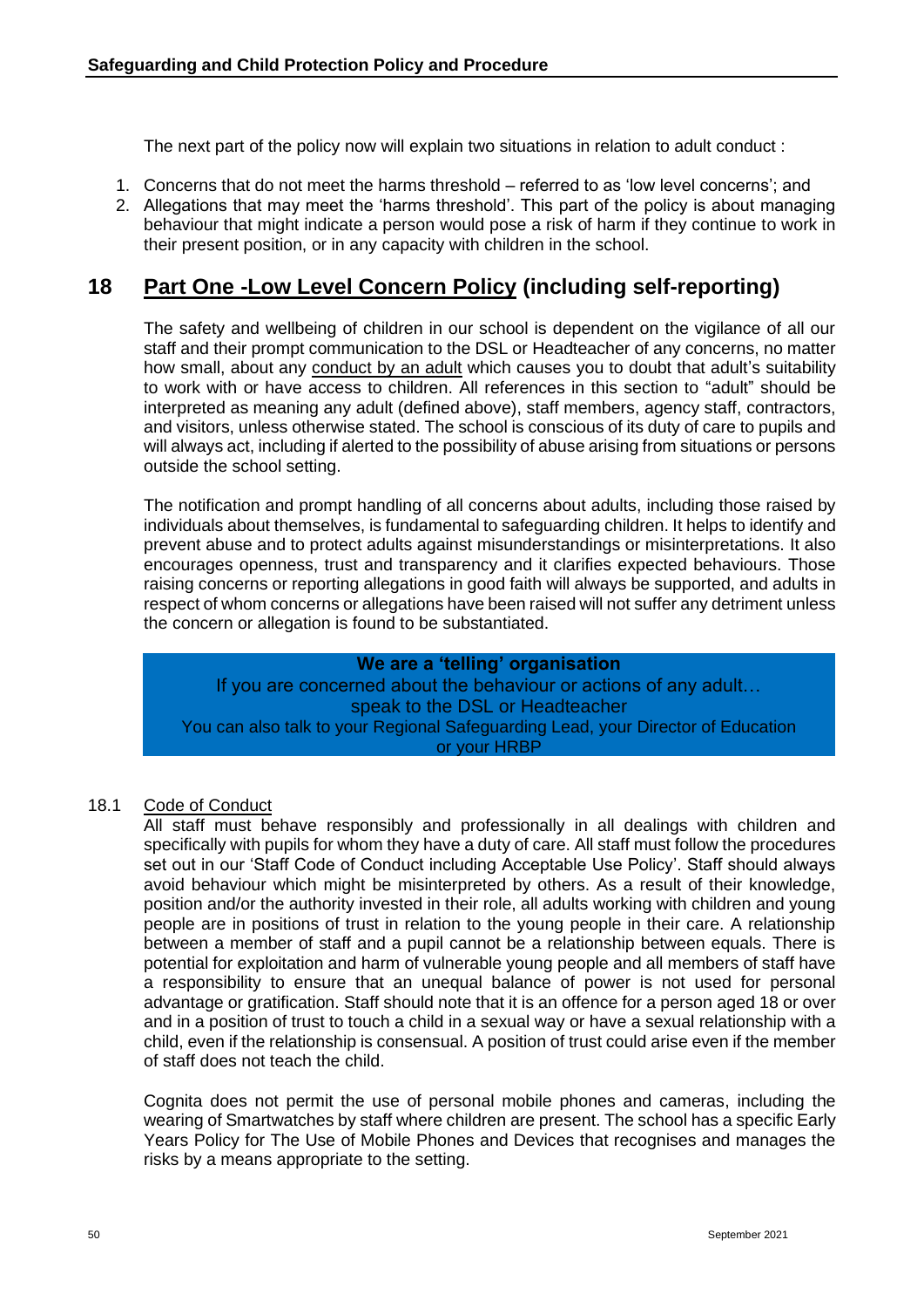The next part of the policy now will explain two situations in relation to adult conduct :

1. Concerns that do not meet the harms threshold – referred to as 'low level concerns'; and
2. Allegations that may meet the 'harms threshold'. This part of the policy is about managing behaviour that might indicate a person would pose a risk of harm if they continue to work in their present position, or in any capacity with children in the school.

## 18 Part One -Low Level Concern Policy (including self-reporting)

The safety and wellbeing of children in our school is dependent on the vigilance of all our staff and their prompt communication to the DSL or Headteacher of any concerns, no matter how small, about any conduct by an adult which causes you to doubt that adult's suitability to work with or have access to children. All references in this section to "adult" should be interpreted as meaning any adult (defined above), staff members, agency staff, contractors, and visitors, unless otherwise stated. The school is conscious of its duty of care to pupils and will always act, including if alerted to the possibility of abuse arising from situations or persons outside the school setting.

The notification and prompt handling of all concerns about adults, including those raised by individuals about themselves, is fundamental to safeguarding children. It helps to identify and prevent abuse and to protect adults against misunderstandings or misinterpretations. It also encourages openness, trust and transparency and it clarifies expected behaviours. Those raising concerns or reporting allegations in good faith will always be supported, and adults in respect of whom concerns or allegations have been raised will not suffer any detriment unless the concern or allegation is found to be substantiated.

**We are a 'telling' organisation**
If you are concerned about the behaviour or actions of any adult…
speak to the DSL or Headteacher
You can also talk to your Regional Safeguarding Lead, your Director of Education or your HRBP

### 18.1 Code of Conduct

All staff must behave responsibly and professionally in all dealings with children and specifically with pupils for whom they have a duty of care. All staff must follow the procedures set out in our 'Staff Code of Conduct including Acceptable Use Policy'. Staff should always avoid behaviour which might be misinterpreted by others. As a result of their knowledge, position and/or the authority invested in their role, all adults working with children and young people are in positions of trust in relation to the young people in their care. A relationship between a member of staff and a pupil cannot be a relationship between equals. There is potential for exploitation and harm of vulnerable young people and all members of staff have a responsibility to ensure that an unequal balance of power is not used for personal advantage or gratification. Staff should note that it is an offence for a person aged 18 or over and in a position of trust to touch a child in a sexual way or have a sexual relationship with a child, even if the relationship is consensual. A position of trust could arise even if the member of staff does not teach the child.

Cognita does not permit the use of personal mobile phones and cameras, including the wearing of Smartwatches by staff where children are present. The school has a specific Early Years Policy for The Use of Mobile Phones and Devices that recognises and manages the risks by a means appropriate to the setting.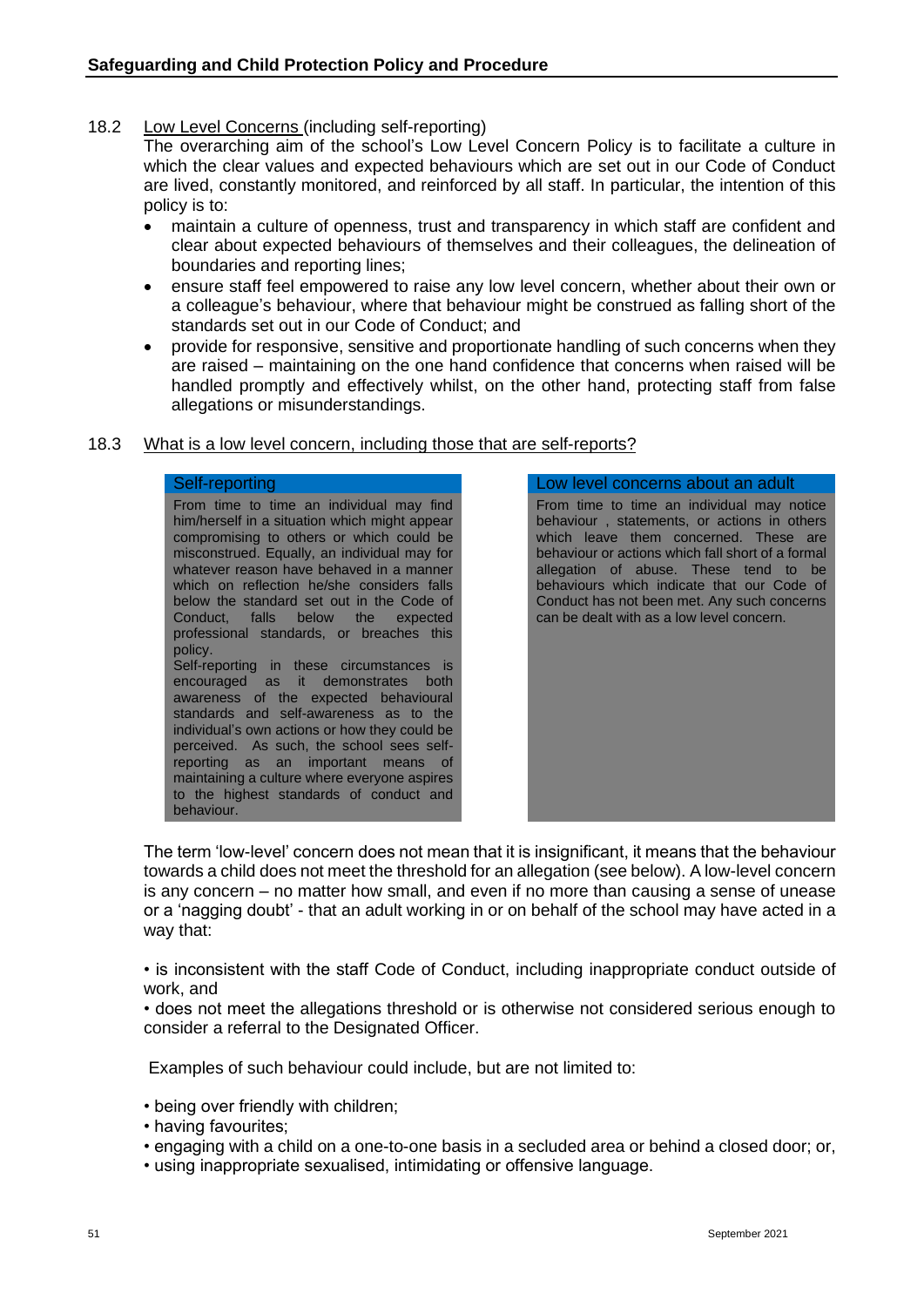### 18.2 Low Level Concerns (including self-reporting)

The overarching aim of the school's Low Level Concern Policy is to facilitate a culture in which the clear values and expected behaviours which are set out in our Code of Conduct are lived, constantly monitored, and reinforced by all staff. In particular, the intention of this policy is to:

- maintain a culture of openness, trust and transparency in which staff are confident and clear about expected behaviours of themselves and their colleagues, the delineation of boundaries and reporting lines;
- ensure staff feel empowered to raise any low level concern, whether about their own or a colleague's behaviour, where that behaviour might be construed as falling short of the standards set out in our Code of Conduct; and
- provide for responsive, sensitive and proportionate handling of such concerns when they are raised – maintaining on the one hand confidence that concerns when raised will be handled promptly and effectively whilst, on the other hand, protecting staff from false allegations or misunderstandings.

### 18.3 What is a low level concern, including those that are self-reports?

**Self-reporting**

From time to time an individual may find him/herself in a situation which might appear compromising to others or which could be misconstrued. Equally, an individual may for whatever reason have behaved in a manner which on reflection he/she considers falls below the standard set out in the Code of Conduct, falls below the expected professional standards, or breaches this policy.

Self-reporting in these circumstances is encouraged as it demonstrates both awareness of the expected behavioural standards and self-awareness as to the individual's own actions or how they could be perceived. As such, the school sees self-reporting as an important means of maintaining a culture where everyone aspires to the highest standards of conduct and behaviour.

**Low level concerns about an adult**

From time to time an individual may notice behaviour , statements, or actions in others which leave them concerned. These are behaviour or actions which fall short of a formal allegation of abuse. These tend to be behaviours which indicate that our Code of Conduct has not been met. Any such concerns can be dealt with as a low level concern.

The term 'low-level' concern does not mean that it is insignificant, it means that the behaviour towards a child does not meet the threshold for an allegation (see below). A low-level concern is any concern – no matter how small, and even if no more than causing a sense of unease or a 'nagging doubt' - that an adult working in or on behalf of the school may have acted in a way that:

- is inconsistent with the staff Code of Conduct, including inappropriate conduct outside of work, and
- does not meet the allegations threshold or is otherwise not considered serious enough to consider a referral to the Designated Officer.

Examples of such behaviour could include, but are not limited to:

- being over friendly with children;
- having favourites;
- engaging with a child on a one-to-one basis in a secluded area or behind a closed door; or,
- using inappropriate sexualised, intimidating or offensive language.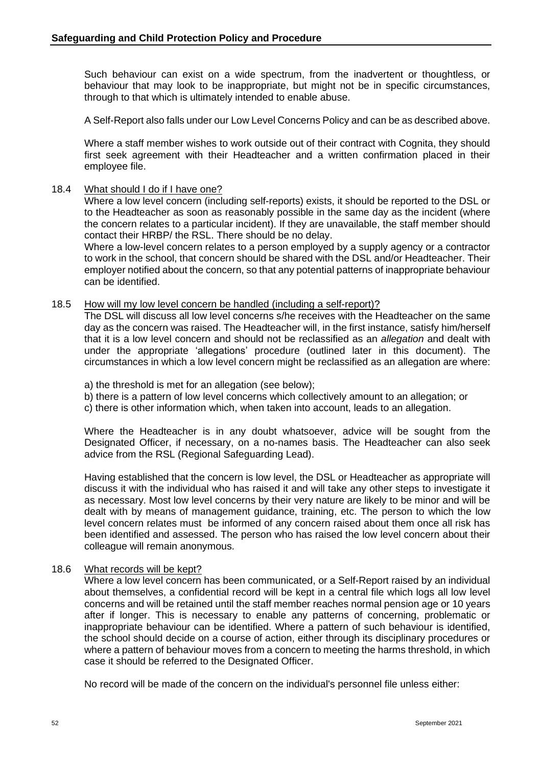Such behaviour can exist on a wide spectrum, from the inadvertent or thoughtless, or behaviour that may look to be inappropriate, but might not be in specific circumstances, through to that which is ultimately intended to enable abuse.

A Self-Report also falls under our Low Level Concerns Policy and can be as described above.

Where a staff member wishes to work outside out of their contract with Cognita, they should first seek agreement with their Headteacher and a written confirmation placed in their employee file.

### 18.4 What should I do if I have one?

Where a low level concern (including self-reports) exists, it should be reported to the DSL or to the Headteacher as soon as reasonably possible in the same day as the incident (where the concern relates to a particular incident). If they are unavailable, the staff member should contact their HRBP/ the RSL. There should be no delay.

Where a low-level concern relates to a person employed by a supply agency or a contractor to work in the school, that concern should be shared with the DSL and/or Headteacher. Their employer notified about the concern, so that any potential patterns of inappropriate behaviour can be identified.

### 18.5 How will my low level concern be handled (including a self-report)?

The DSL will discuss all low level concerns s/he receives with the Headteacher on the same day as the concern was raised. The Headteacher will, in the first instance, satisfy him/herself that it is a low level concern and should not be reclassified as an *allegation* and dealt with under the appropriate 'allegations' procedure (outlined later in this document). The circumstances in which a low level concern might be reclassified as an allegation are where:

a) the threshold is met for an allegation (see below);
b) there is a pattern of low level concerns which collectively amount to an allegation; or
c) there is other information which, when taken into account, leads to an allegation.

Where the Headteacher is in any doubt whatsoever, advice will be sought from the Designated Officer, if necessary, on a no-names basis. The Headteacher can also seek advice from the RSL (Regional Safeguarding Lead).

Having established that the concern is low level, the DSL or Headteacher as appropriate will discuss it with the individual who has raised it and will take any other steps to investigate it as necessary. Most low level concerns by their very nature are likely to be minor and will be dealt with by means of management guidance, training, etc. The person to which the low level concern relates must be informed of any concern raised about them once all risk has been identified and assessed. The person who has raised the low level concern about their colleague will remain anonymous.

### 18.6 What records will be kept?

Where a low level concern has been communicated, or a Self-Report raised by an individual about themselves, a confidential record will be kept in a central file which logs all low level concerns and will be retained until the staff member reaches normal pension age or 10 years after if longer. This is necessary to enable any patterns of concerning, problematic or inappropriate behaviour can be identified. Where a pattern of such behaviour is identified, the school should decide on a course of action, either through its disciplinary procedures or where a pattern of behaviour moves from a concern to meeting the harms threshold, in which case it should be referred to the Designated Officer.

No record will be made of the concern on the individual's personnel file unless either: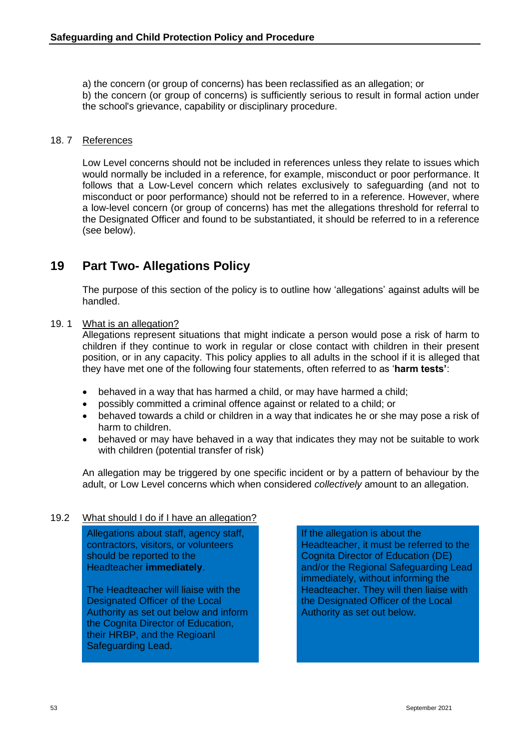a) the concern (or group of concerns) has been reclassified as an allegation; or

b) the concern (or group of concerns) is sufficiently serious to result in formal action under the school's grievance, capability or disciplinary procedure.

### 18. 7 References

Low Level concerns should not be included in references unless they relate to issues which would normally be included in a reference, for example, misconduct or poor performance. It follows that a Low-Level concern which relates exclusively to safeguarding (and not to misconduct or poor performance) should not be referred to in a reference. However, where a low-level concern (or group of concerns) has met the allegations threshold for referral to the Designated Officer and found to be substantiated, it should be referred to in a reference (see below).

## 19 Part Two- Allegations Policy

The purpose of this section of the policy is to outline how 'allegations' against adults will be handled.

### 19. 1 What is an allegation?

Allegations represent situations that might indicate a person would pose a risk of harm to children if they continue to work in regular or close contact with children in their present position, or in any capacity. This policy applies to all adults in the school if it is alleged that they have met one of the following four statements, often referred to as '**harm tests'**:

- behaved in a way that has harmed a child, or may have harmed a child;
- possibly committed a criminal offence against or related to a child; or
- behaved towards a child or children in a way that indicates he or she may pose a risk of harm to children.
- behaved or may have behaved in a way that indicates they may not be suitable to work with children (potential transfer of risk)

An allegation may be triggered by one specific incident or by a pattern of behaviour by the adult, or Low Level concerns which when considered *collectively* amount to an allegation.

### 19.2 What should I do if I have an allegation?

Allegations about staff, agency staff, contractors, visitors, or volunteers should be reported to the Headteacher **immediately**.

The Headteacher will liaise with the Designated Officer of the Local Authority as set out below and inform the Cognita Director of Education, their HRBP, and the Regioanl Safeguarding Lead.

If the allegation is about the Headteacher, it must be referred to the Cognita Director of Education (DE) and/or the Regional Safeguarding Lead immediately, without informing the Headteacher. They will then liaise with the Designated Officer of the Local Authority as set out below.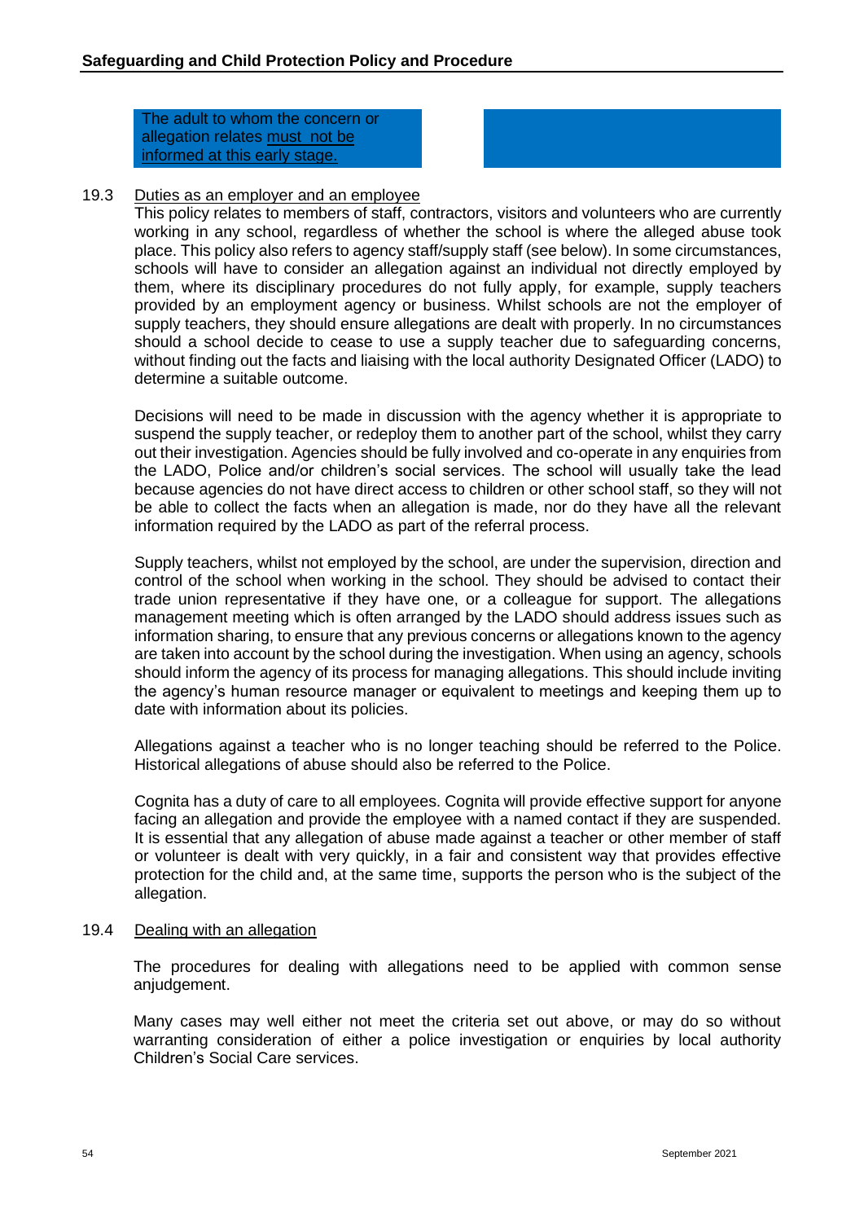The adult to whom the concern or allegation relates <u>must not be informed at this early stage.</u>

19.3 <u>Duties as an employer and an employee</u>

This policy relates to members of staff, contractors, visitors and volunteers who are currently working in any school, regardless of whether the school is where the alleged abuse took place. This policy also refers to agency staff/supply staff (see below). In some circumstances, schools will have to consider an allegation against an individual not directly employed by them, where its disciplinary procedures do not fully apply, for example, supply teachers provided by an employment agency or business. Whilst schools are not the employer of supply teachers, they should ensure allegations are dealt with properly. In no circumstances should a school decide to cease to use a supply teacher due to safeguarding concerns, without finding out the facts and liaising with the local authority Designated Officer (LADO) to determine a suitable outcome.

Decisions will need to be made in discussion with the agency whether it is appropriate to suspend the supply teacher, or redeploy them to another part of the school, whilst they carry out their investigation. Agencies should be fully involved and co-operate in any enquiries from the LADO, Police and/or children's social services. The school will usually take the lead because agencies do not have direct access to children or other school staff, so they will not be able to collect the facts when an allegation is made, nor do they have all the relevant information required by the LADO as part of the referral process.

Supply teachers, whilst not employed by the school, are under the supervision, direction and control of the school when working in the school. They should be advised to contact their trade union representative if they have one, or a colleague for support. The allegations management meeting which is often arranged by the LADO should address issues such as information sharing, to ensure that any previous concerns or allegations known to the agency are taken into account by the school during the investigation. When using an agency, schools should inform the agency of its process for managing allegations. This should include inviting the agency's human resource manager or equivalent to meetings and keeping them up to date with information about its policies.

Allegations against a teacher who is no longer teaching should be referred to the Police. Historical allegations of abuse should also be referred to the Police.

Cognita has a duty of care to all employees. Cognita will provide effective support for anyone facing an allegation and provide the employee with a named contact if they are suspended. It is essential that any allegation of abuse made against a teacher or other member of staff or volunteer is dealt with very quickly, in a fair and consistent way that provides effective protection for the child and, at the same time, supports the person who is the subject of the allegation.

19.4 <u>Dealing with an allegation</u>

The procedures for dealing with allegations need to be applied with common sense anjudgement.

Many cases may well either not meet the criteria set out above, or may do so without warranting consideration of either a police investigation or enquiries by local authority Children's Social Care services.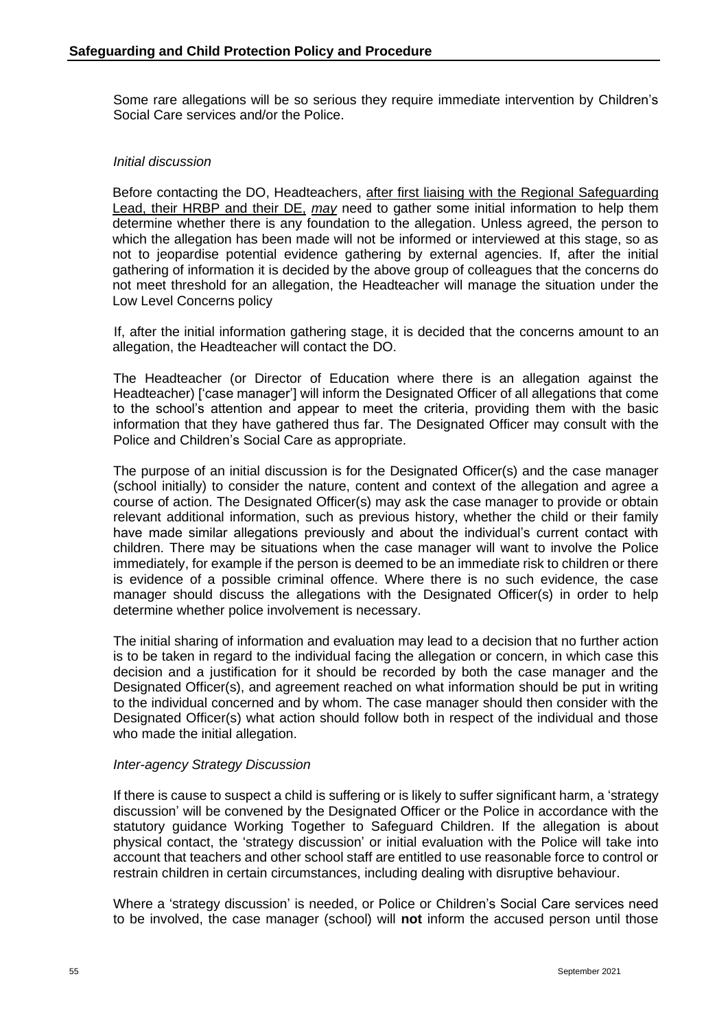Some rare allegations will be so serious they require immediate intervention by Children's Social Care services and/or the Police.

*Initial discussion*

Before contacting the DO, Headteachers, after first liaising with the Regional Safeguarding Lead, their HRBP and their DE, *may* need to gather some initial information to help them determine whether there is any foundation to the allegation. Unless agreed, the person to which the allegation has been made will not be informed or interviewed at this stage, so as not to jeopardise potential evidence gathering by external agencies. If, after the initial gathering of information it is decided by the above group of colleagues that the concerns do not meet threshold for an allegation, the Headteacher will manage the situation under the Low Level Concerns policy

If, after the initial information gathering stage, it is decided that the concerns amount to an allegation, the Headteacher will contact the DO.

The Headteacher (or Director of Education where there is an allegation against the Headteacher) ['case manager'] will inform the Designated Officer of all allegations that come to the school's attention and appear to meet the criteria, providing them with the basic information that they have gathered thus far. The Designated Officer may consult with the Police and Children's Social Care as appropriate.

The purpose of an initial discussion is for the Designated Officer(s) and the case manager (school initially) to consider the nature, content and context of the allegation and agree a course of action. The Designated Officer(s) may ask the case manager to provide or obtain relevant additional information, such as previous history, whether the child or their family have made similar allegations previously and about the individual's current contact with children. There may be situations when the case manager will want to involve the Police immediately, for example if the person is deemed to be an immediate risk to children or there is evidence of a possible criminal offence. Where there is no such evidence, the case manager should discuss the allegations with the Designated Officer(s) in order to help determine whether police involvement is necessary.

The initial sharing of information and evaluation may lead to a decision that no further action is to be taken in regard to the individual facing the allegation or concern, in which case this decision and a justification for it should be recorded by both the case manager and the Designated Officer(s), and agreement reached on what information should be put in writing to the individual concerned and by whom. The case manager should then consider with the Designated Officer(s) what action should follow both in respect of the individual and those who made the initial allegation.

*Inter-agency Strategy Discussion*

If there is cause to suspect a child is suffering or is likely to suffer significant harm, a 'strategy discussion' will be convened by the Designated Officer or the Police in accordance with the statutory guidance Working Together to Safeguard Children. If the allegation is about physical contact, the 'strategy discussion' or initial evaluation with the Police will take into account that teachers and other school staff are entitled to use reasonable force to control or restrain children in certain circumstances, including dealing with disruptive behaviour.

Where a 'strategy discussion' is needed, or Police or Children's Social Care services need to be involved, the case manager (school) will **not** inform the accused person until those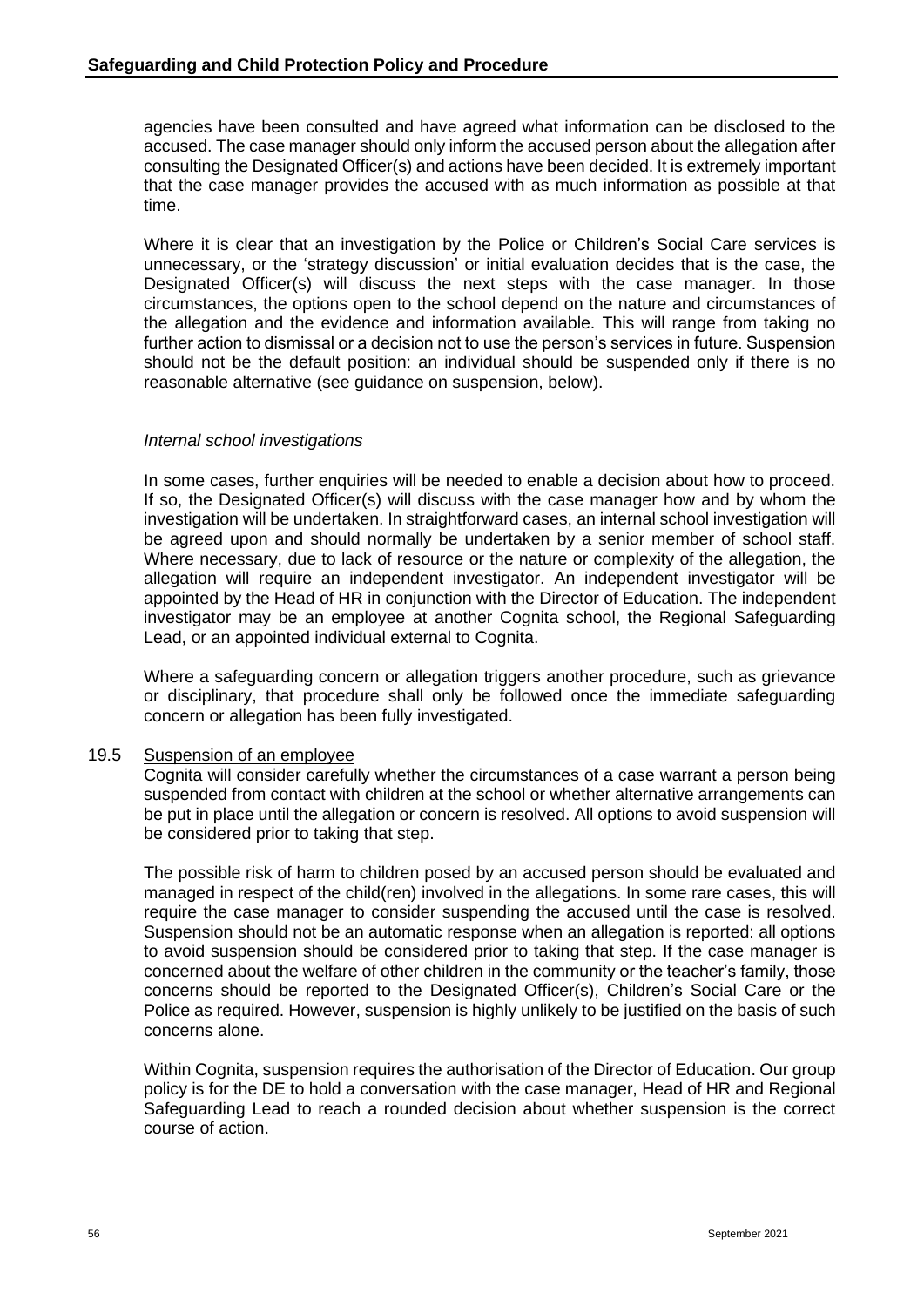agencies have been consulted and have agreed what information can be disclosed to the accused. The case manager should only inform the accused person about the allegation after consulting the Designated Officer(s) and actions have been decided. It is extremely important that the case manager provides the accused with as much information as possible at that time.

Where it is clear that an investigation by the Police or Children's Social Care services is unnecessary, or the 'strategy discussion' or initial evaluation decides that is the case, the Designated Officer(s) will discuss the next steps with the case manager. In those circumstances, the options open to the school depend on the nature and circumstances of the allegation and the evidence and information available. This will range from taking no further action to dismissal or a decision not to use the person's services in future. Suspension should not be the default position: an individual should be suspended only if there is no reasonable alternative (see guidance on suspension, below).

*Internal school investigations*

In some cases, further enquiries will be needed to enable a decision about how to proceed. If so, the Designated Officer(s) will discuss with the case manager how and by whom the investigation will be undertaken. In straightforward cases, an internal school investigation will be agreed upon and should normally be undertaken by a senior member of school staff. Where necessary, due to lack of resource or the nature or complexity of the allegation, the allegation will require an independent investigator. An independent investigator will be appointed by the Head of HR in conjunction with the Director of Education. The independent investigator may be an employee at another Cognita school, the Regional Safeguarding Lead, or an appointed individual external to Cognita.

Where a safeguarding concern or allegation triggers another procedure, such as grievance or disciplinary, that procedure shall only be followed once the immediate safeguarding concern or allegation has been fully investigated.

19.5 Suspension of an employee

Cognita will consider carefully whether the circumstances of a case warrant a person being suspended from contact with children at the school or whether alternative arrangements can be put in place until the allegation or concern is resolved. All options to avoid suspension will be considered prior to taking that step.

The possible risk of harm to children posed by an accused person should be evaluated and managed in respect of the child(ren) involved in the allegations. In some rare cases, this will require the case manager to consider suspending the accused until the case is resolved. Suspension should not be an automatic response when an allegation is reported: all options to avoid suspension should be considered prior to taking that step. If the case manager is concerned about the welfare of other children in the community or the teacher's family, those concerns should be reported to the Designated Officer(s), Children's Social Care or the Police as required. However, suspension is highly unlikely to be justified on the basis of such concerns alone.

Within Cognita, suspension requires the authorisation of the Director of Education. Our group policy is for the DE to hold a conversation with the case manager, Head of HR and Regional Safeguarding Lead to reach a rounded decision about whether suspension is the correct course of action.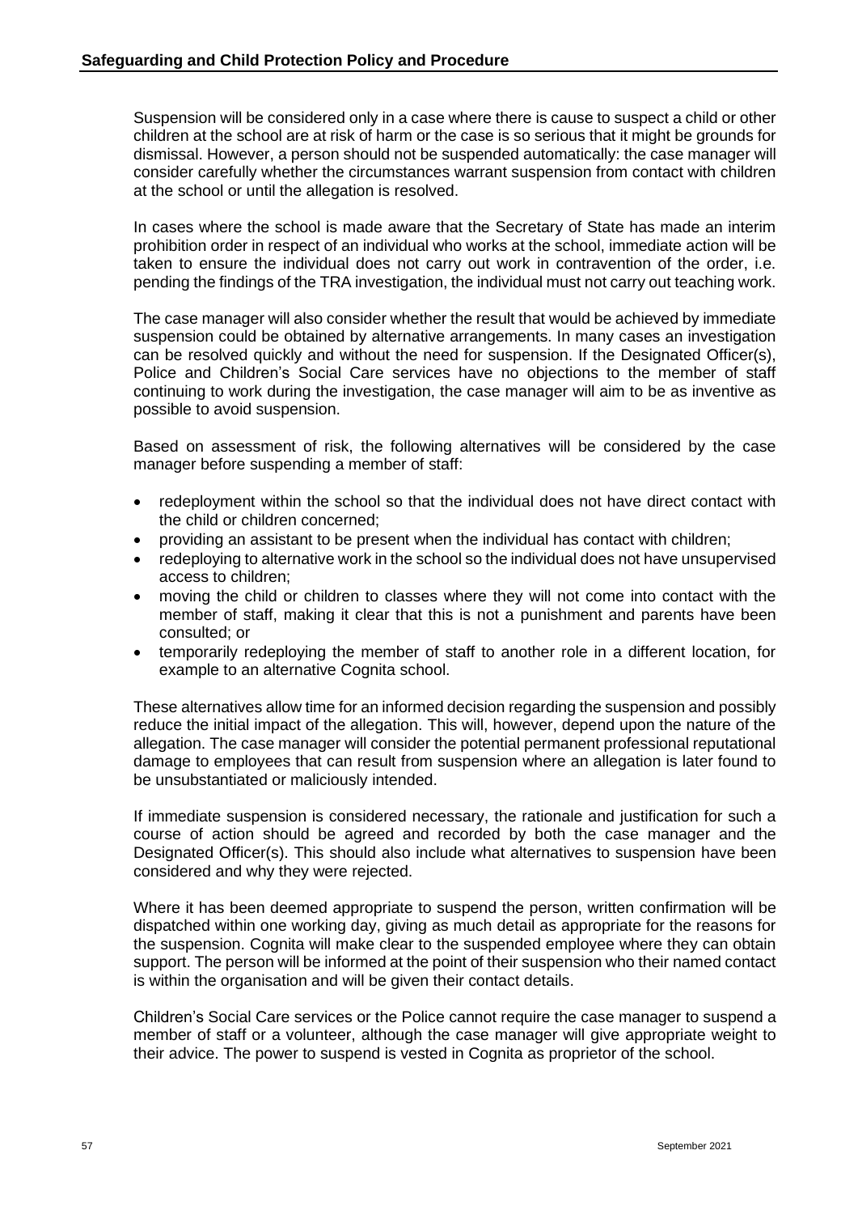Suspension will be considered only in a case where there is cause to suspect a child or other children at the school are at risk of harm or the case is so serious that it might be grounds for dismissal. However, a person should not be suspended automatically: the case manager will consider carefully whether the circumstances warrant suspension from contact with children at the school or until the allegation is resolved.

In cases where the school is made aware that the Secretary of State has made an interim prohibition order in respect of an individual who works at the school, immediate action will be taken to ensure the individual does not carry out work in contravention of the order, i.e. pending the findings of the TRA investigation, the individual must not carry out teaching work.

The case manager will also consider whether the result that would be achieved by immediate suspension could be obtained by alternative arrangements. In many cases an investigation can be resolved quickly and without the need for suspension. If the Designated Officer(s), Police and Children's Social Care services have no objections to the member of staff continuing to work during the investigation, the case manager will aim to be as inventive as possible to avoid suspension.

Based on assessment of risk, the following alternatives will be considered by the case manager before suspending a member of staff:

- redeployment within the school so that the individual does not have direct contact with the child or children concerned;
- providing an assistant to be present when the individual has contact with children;
- redeploying to alternative work in the school so the individual does not have unsupervised access to children;
- moving the child or children to classes where they will not come into contact with the member of staff, making it clear that this is not a punishment and parents have been consulted; or
- temporarily redeploying the member of staff to another role in a different location, for example to an alternative Cognita school.

These alternatives allow time for an informed decision regarding the suspension and possibly reduce the initial impact of the allegation. This will, however, depend upon the nature of the allegation. The case manager will consider the potential permanent professional reputational damage to employees that can result from suspension where an allegation is later found to be unsubstantiated or maliciously intended.

If immediate suspension is considered necessary, the rationale and justification for such a course of action should be agreed and recorded by both the case manager and the Designated Officer(s). This should also include what alternatives to suspension have been considered and why they were rejected.

Where it has been deemed appropriate to suspend the person, written confirmation will be dispatched within one working day, giving as much detail as appropriate for the reasons for the suspension. Cognita will make clear to the suspended employee where they can obtain support. The person will be informed at the point of their suspension who their named contact is within the organisation and will be given their contact details.

Children's Social Care services or the Police cannot require the case manager to suspend a member of staff or a volunteer, although the case manager will give appropriate weight to their advice. The power to suspend is vested in Cognita as proprietor of the school.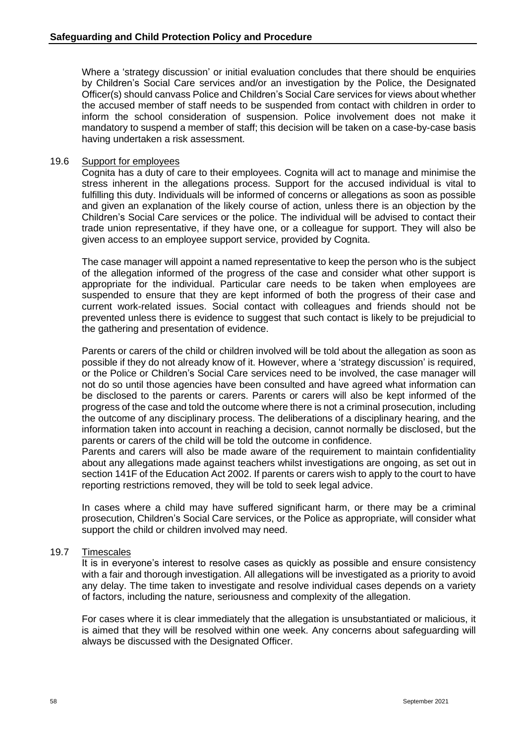Where a 'strategy discussion' or initial evaluation concludes that there should be enquiries by Children's Social Care services and/or an investigation by the Police, the Designated Officer(s) should canvass Police and Children's Social Care services for views about whether the accused member of staff needs to be suspended from contact with children in order to inform the school consideration of suspension. Police involvement does not make it mandatory to suspend a member of staff; this decision will be taken on a case-by-case basis having undertaken a risk assessment.

### 19.6 Support for employees

Cognita has a duty of care to their employees. Cognita will act to manage and minimise the stress inherent in the allegations process. Support for the accused individual is vital to fulfilling this duty. Individuals will be informed of concerns or allegations as soon as possible and given an explanation of the likely course of action, unless there is an objection by the Children's Social Care services or the police. The individual will be advised to contact their trade union representative, if they have one, or a colleague for support. They will also be given access to an employee support service, provided by Cognita.

The case manager will appoint a named representative to keep the person who is the subject of the allegation informed of the progress of the case and consider what other support is appropriate for the individual. Particular care needs to be taken when employees are suspended to ensure that they are kept informed of both the progress of their case and current work-related issues. Social contact with colleagues and friends should not be prevented unless there is evidence to suggest that such contact is likely to be prejudicial to the gathering and presentation of evidence.

Parents or carers of the child or children involved will be told about the allegation as soon as possible if they do not already know of it. However, where a 'strategy discussion' is required, or the Police or Children's Social Care services need to be involved, the case manager will not do so until those agencies have been consulted and have agreed what information can be disclosed to the parents or carers. Parents or carers will also be kept informed of the progress of the case and told the outcome where there is not a criminal prosecution, including the outcome of any disciplinary process. The deliberations of a disciplinary hearing, and the information taken into account in reaching a decision, cannot normally be disclosed, but the parents or carers of the child will be told the outcome in confidence.

Parents and carers will also be made aware of the requirement to maintain confidentiality about any allegations made against teachers whilst investigations are ongoing, as set out in section 141F of the Education Act 2002. If parents or carers wish to apply to the court to have reporting restrictions removed, they will be told to seek legal advice.

In cases where a child may have suffered significant harm, or there may be a criminal prosecution, Children's Social Care services, or the Police as appropriate, will consider what support the child or children involved may need.

### 19.7 Timescales

It is in everyone's interest to resolve cases as quickly as possible and ensure consistency with a fair and thorough investigation. All allegations will be investigated as a priority to avoid any delay. The time taken to investigate and resolve individual cases depends on a variety of factors, including the nature, seriousness and complexity of the allegation.

For cases where it is clear immediately that the allegation is unsubstantiated or malicious, it is aimed that they will be resolved within one week. Any concerns about safeguarding will always be discussed with the Designated Officer.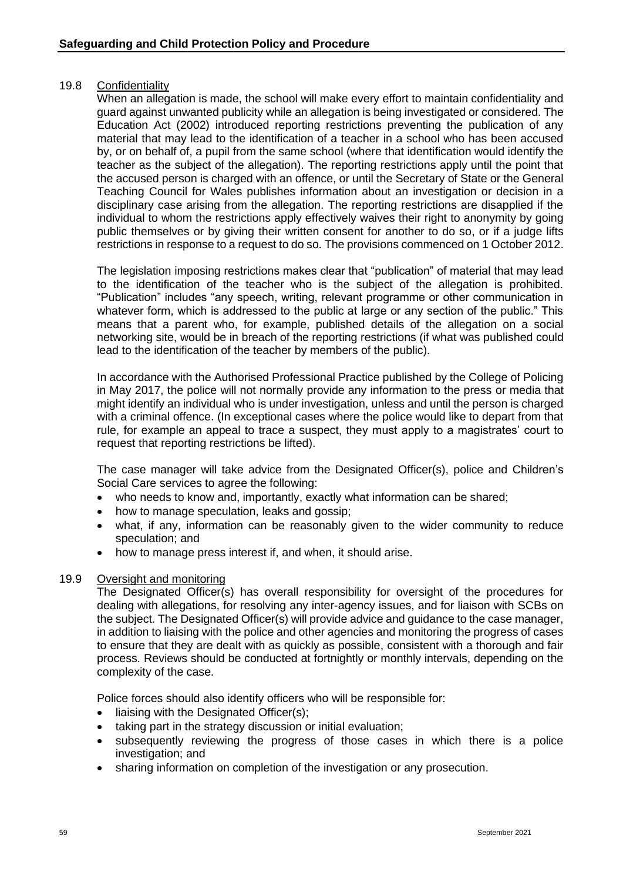### 19.8 Confidentiality

When an allegation is made, the school will make every effort to maintain confidentiality and guard against unwanted publicity while an allegation is being investigated or considered. The Education Act (2002) introduced reporting restrictions preventing the publication of any material that may lead to the identification of a teacher in a school who has been accused by, or on behalf of, a pupil from the same school (where that identification would identify the teacher as the subject of the allegation). The reporting restrictions apply until the point that the accused person is charged with an offence, or until the Secretary of State or the General Teaching Council for Wales publishes information about an investigation or decision in a disciplinary case arising from the allegation. The reporting restrictions are disapplied if the individual to whom the restrictions apply effectively waives their right to anonymity by going public themselves or by giving their written consent for another to do so, or if a judge lifts restrictions in response to a request to do so. The provisions commenced on 1 October 2012.

The legislation imposing restrictions makes clear that "publication" of material that may lead to the identification of the teacher who is the subject of the allegation is prohibited. "Publication" includes "any speech, writing, relevant programme or other communication in whatever form, which is addressed to the public at large or any section of the public." This means that a parent who, for example, published details of the allegation on a social networking site, would be in breach of the reporting restrictions (if what was published could lead to the identification of the teacher by members of the public).

In accordance with the Authorised Professional Practice published by the College of Policing in May 2017, the police will not normally provide any information to the press or media that might identify an individual who is under investigation, unless and until the person is charged with a criminal offence. (In exceptional cases where the police would like to depart from that rule, for example an appeal to trace a suspect, they must apply to a magistrates' court to request that reporting restrictions be lifted).

The case manager will take advice from the Designated Officer(s), police and Children's Social Care services to agree the following:

- who needs to know and, importantly, exactly what information can be shared;
- how to manage speculation, leaks and gossip;
- what, if any, information can be reasonably given to the wider community to reduce speculation; and
- how to manage press interest if, and when, it should arise.

### 19.9 Oversight and monitoring

The Designated Officer(s) has overall responsibility for oversight of the procedures for dealing with allegations, for resolving any inter-agency issues, and for liaison with SCBs on the subject. The Designated Officer(s) will provide advice and guidance to the case manager, in addition to liaising with the police and other agencies and monitoring the progress of cases to ensure that they are dealt with as quickly as possible, consistent with a thorough and fair process. Reviews should be conducted at fortnightly or monthly intervals, depending on the complexity of the case.

Police forces should also identify officers who will be responsible for:

- liaising with the Designated Officer(s);
- taking part in the strategy discussion or initial evaluation;
- subsequently reviewing the progress of those cases in which there is a police investigation; and
- sharing information on completion of the investigation or any prosecution.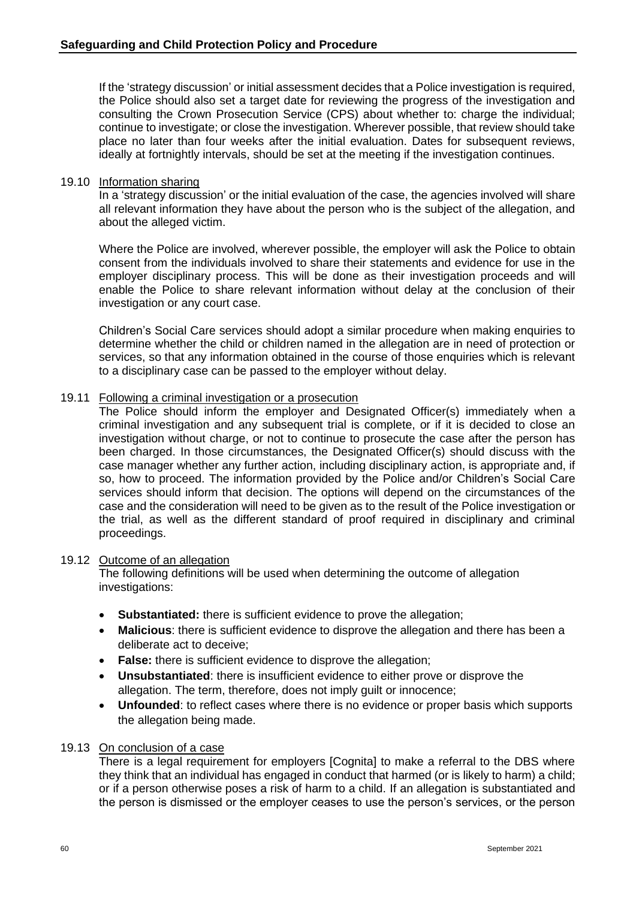If the 'strategy discussion' or initial assessment decides that a Police investigation is required, the Police should also set a target date for reviewing the progress of the investigation and consulting the Crown Prosecution Service (CPS) about whether to: charge the individual; continue to investigate; or close the investigation. Wherever possible, that review should take place no later than four weeks after the initial evaluation. Dates for subsequent reviews, ideally at fortnightly intervals, should be set at the meeting if the investigation continues.

19.10 Information sharing

In a 'strategy discussion' or the initial evaluation of the case, the agencies involved will share all relevant information they have about the person who is the subject of the allegation, and about the alleged victim.

Where the Police are involved, wherever possible, the employer will ask the Police to obtain consent from the individuals involved to share their statements and evidence for use in the employer disciplinary process. This will be done as their investigation proceeds and will enable the Police to share relevant information without delay at the conclusion of their investigation or any court case.

Children's Social Care services should adopt a similar procedure when making enquiries to determine whether the child or children named in the allegation are in need of protection or services, so that any information obtained in the course of those enquiries which is relevant to a disciplinary case can be passed to the employer without delay.

19.11 Following a criminal investigation or a prosecution

The Police should inform the employer and Designated Officer(s) immediately when a criminal investigation and any subsequent trial is complete, or if it is decided to close an investigation without charge, or not to continue to prosecute the case after the person has been charged. In those circumstances, the Designated Officer(s) should discuss with the case manager whether any further action, including disciplinary action, is appropriate and, if so, how to proceed. The information provided by the Police and/or Children's Social Care services should inform that decision. The options will depend on the circumstances of the case and the consideration will need to be given as to the result of the Police investigation or the trial, as well as the different standard of proof required in disciplinary and criminal proceedings.

19.12 Outcome of an allegation

The following definitions will be used when determining the outcome of allegation investigations:

- **Substantiated:** there is sufficient evidence to prove the allegation;
- **Malicious**: there is sufficient evidence to disprove the allegation and there has been a deliberate act to deceive;
- **False:** there is sufficient evidence to disprove the allegation;
- **Unsubstantiated**: there is insufficient evidence to either prove or disprove the allegation. The term, therefore, does not imply guilt or innocence;
- **Unfounded**: to reflect cases where there is no evidence or proper basis which supports the allegation being made.

19.13 On conclusion of a case

There is a legal requirement for employers [Cognita] to make a referral to the DBS where they think that an individual has engaged in conduct that harmed (or is likely to harm) a child; or if a person otherwise poses a risk of harm to a child. If an allegation is substantiated and the person is dismissed or the employer ceases to use the person's services, or the person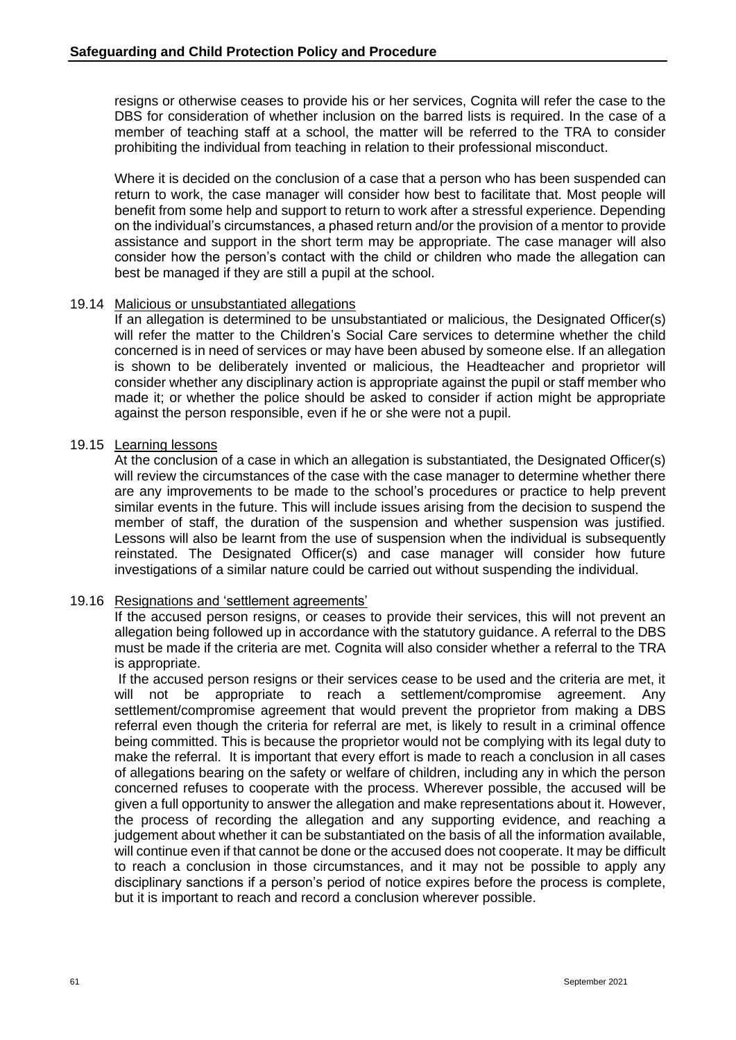resigns or otherwise ceases to provide his or her services, Cognita will refer the case to the DBS for consideration of whether inclusion on the barred lists is required. In the case of a member of teaching staff at a school, the matter will be referred to the TRA to consider prohibiting the individual from teaching in relation to their professional misconduct.

Where it is decided on the conclusion of a case that a person who has been suspended can return to work, the case manager will consider how best to facilitate that. Most people will benefit from some help and support to return to work after a stressful experience. Depending on the individual's circumstances, a phased return and/or the provision of a mentor to provide assistance and support in the short term may be appropriate. The case manager will also consider how the person's contact with the child or children who made the allegation can best be managed if they are still a pupil at the school.

19.14 Malicious or unsubstantiated allegations

If an allegation is determined to be unsubstantiated or malicious, the Designated Officer(s) will refer the matter to the Children's Social Care services to determine whether the child concerned is in need of services or may have been abused by someone else. If an allegation is shown to be deliberately invented or malicious, the Headteacher and proprietor will consider whether any disciplinary action is appropriate against the pupil or staff member who made it; or whether the police should be asked to consider if action might be appropriate against the person responsible, even if he or she were not a pupil.

19.15 Learning lessons

At the conclusion of a case in which an allegation is substantiated, the Designated Officer(s) will review the circumstances of the case with the case manager to determine whether there are any improvements to be made to the school's procedures or practice to help prevent similar events in the future. This will include issues arising from the decision to suspend the member of staff, the duration of the suspension and whether suspension was justified. Lessons will also be learnt from the use of suspension when the individual is subsequently reinstated. The Designated Officer(s) and case manager will consider how future investigations of a similar nature could be carried out without suspending the individual.

19.16 Resignations and 'settlement agreements'

If the accused person resigns, or ceases to provide their services, this will not prevent an allegation being followed up in accordance with the statutory guidance. A referral to the DBS must be made if the criteria are met. Cognita will also consider whether a referral to the TRA is appropriate.

If the accused person resigns or their services cease to be used and the criteria are met, it will not be appropriate to reach a settlement/compromise agreement. Any settlement/compromise agreement that would prevent the proprietor from making a DBS referral even though the criteria for referral are met, is likely to result in a criminal offence being committed. This is because the proprietor would not be complying with its legal duty to make the referral. It is important that every effort is made to reach a conclusion in all cases of allegations bearing on the safety or welfare of children, including any in which the person concerned refuses to cooperate with the process. Wherever possible, the accused will be given a full opportunity to answer the allegation and make representations about it. However, the process of recording the allegation and any supporting evidence, and reaching a judgement about whether it can be substantiated on the basis of all the information available, will continue even if that cannot be done or the accused does not cooperate. It may be difficult to reach a conclusion in those circumstances, and it may not be possible to apply any disciplinary sanctions if a person's period of notice expires before the process is complete, but it is important to reach and record a conclusion wherever possible.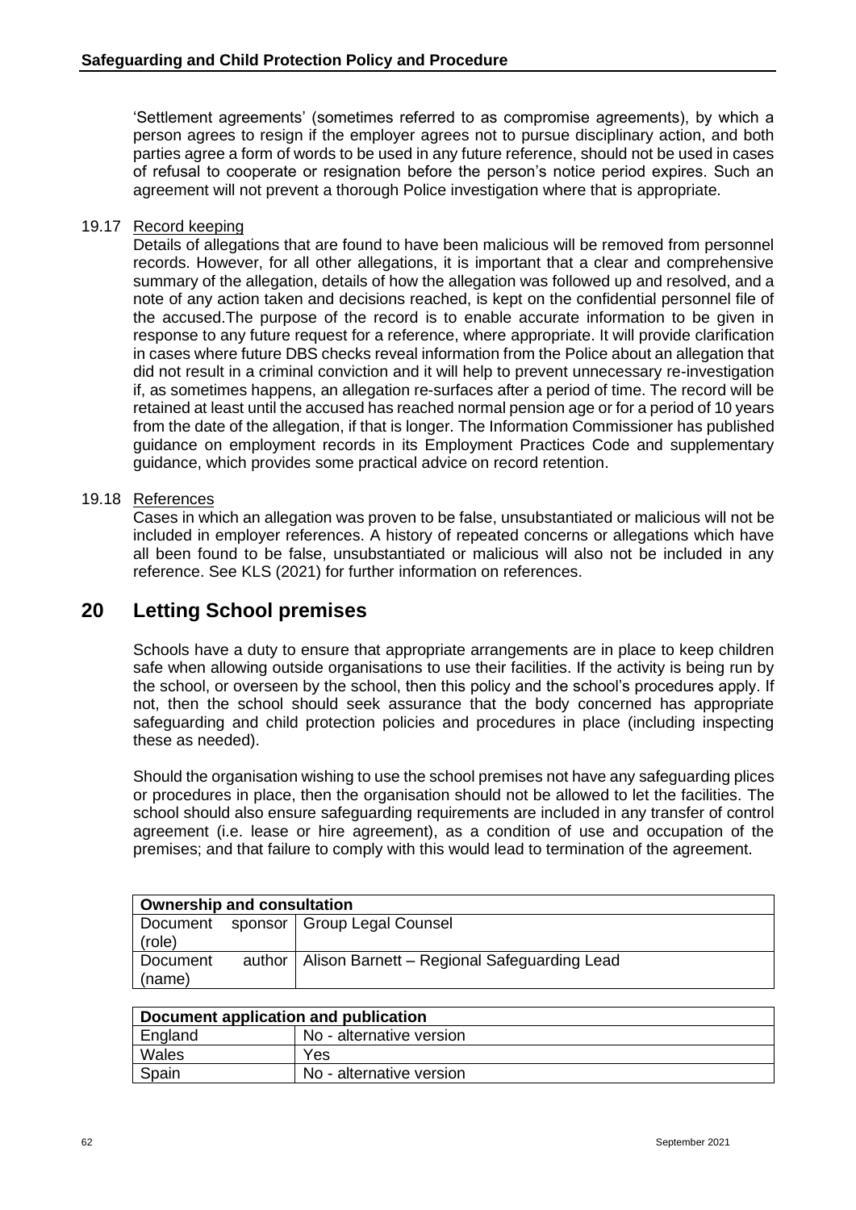'Settlement agreements' (sometimes referred to as compromise agreements), by which a person agrees to resign if the employer agrees not to pursue disciplinary action, and both parties agree a form of words to be used in any future reference, should not be used in cases of refusal to cooperate or resignation before the person's notice period expires. Such an agreement will not prevent a thorough Police investigation where that is appropriate.

19.17 Record keeping

Details of allegations that are found to have been malicious will be removed from personnel records. However, for all other allegations, it is important that a clear and comprehensive summary of the allegation, details of how the allegation was followed up and resolved, and a note of any action taken and decisions reached, is kept on the confidential personnel file of the accused.The purpose of the record is to enable accurate information to be given in response to any future request for a reference, where appropriate. It will provide clarification in cases where future DBS checks reveal information from the Police about an allegation that did not result in a criminal conviction and it will help to prevent unnecessary re-investigation if, as sometimes happens, an allegation re-surfaces after a period of time. The record will be retained at least until the accused has reached normal pension age or for a period of 10 years from the date of the allegation, if that is longer. The Information Commissioner has published guidance on employment records in its Employment Practices Code and supplementary guidance, which provides some practical advice on record retention.

19.18 References

Cases in which an allegation was proven to be false, unsubstantiated or malicious will not be included in employer references. A history of repeated concerns or allegations which have all been found to be false, unsubstantiated or malicious will also not be included in any reference. See KLS (2021) for further information on references.

# 20 Letting School premises

Schools have a duty to ensure that appropriate arrangements are in place to keep children safe when allowing outside organisations to use their facilities. If the activity is being run by the school, or overseen by the school, then this policy and the school's procedures apply. If not, then the school should seek assurance that the body concerned has appropriate safeguarding and child protection policies and procedures in place (including inspecting these as needed).

Should the organisation wishing to use the school premises not have any safeguarding plices or procedures in place, then the organisation should not be allowed to let the facilities. The school should also ensure safeguarding requirements are included in any transfer of control agreement (i.e. lease or hire agreement), as a condition of use and occupation of the premises; and that failure to comply with this would lead to termination of the agreement.

| Ownership and consultation | |
|---|---|
| Document sponsor (role) | Group Legal Counsel |
| Document author (name) | Alison Barnett – Regional Safeguarding Lead |

| Document application and publication | |
|---|---|
| England | No - alternative version |
| Wales | Yes |
| Spain | No - alternative version |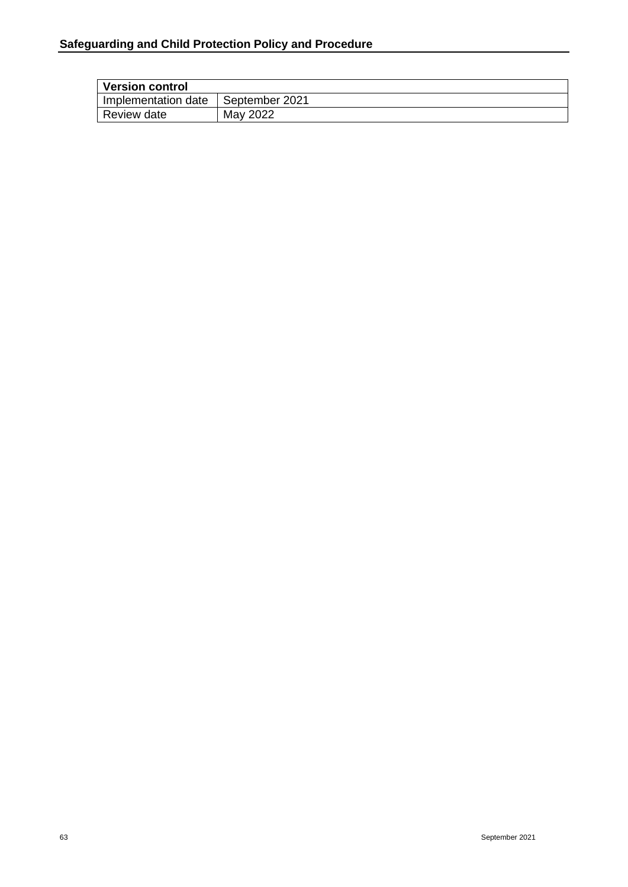| Version control | |
|---|---|
| Implementation date | September 2021 |
| Review date | May 2022 |